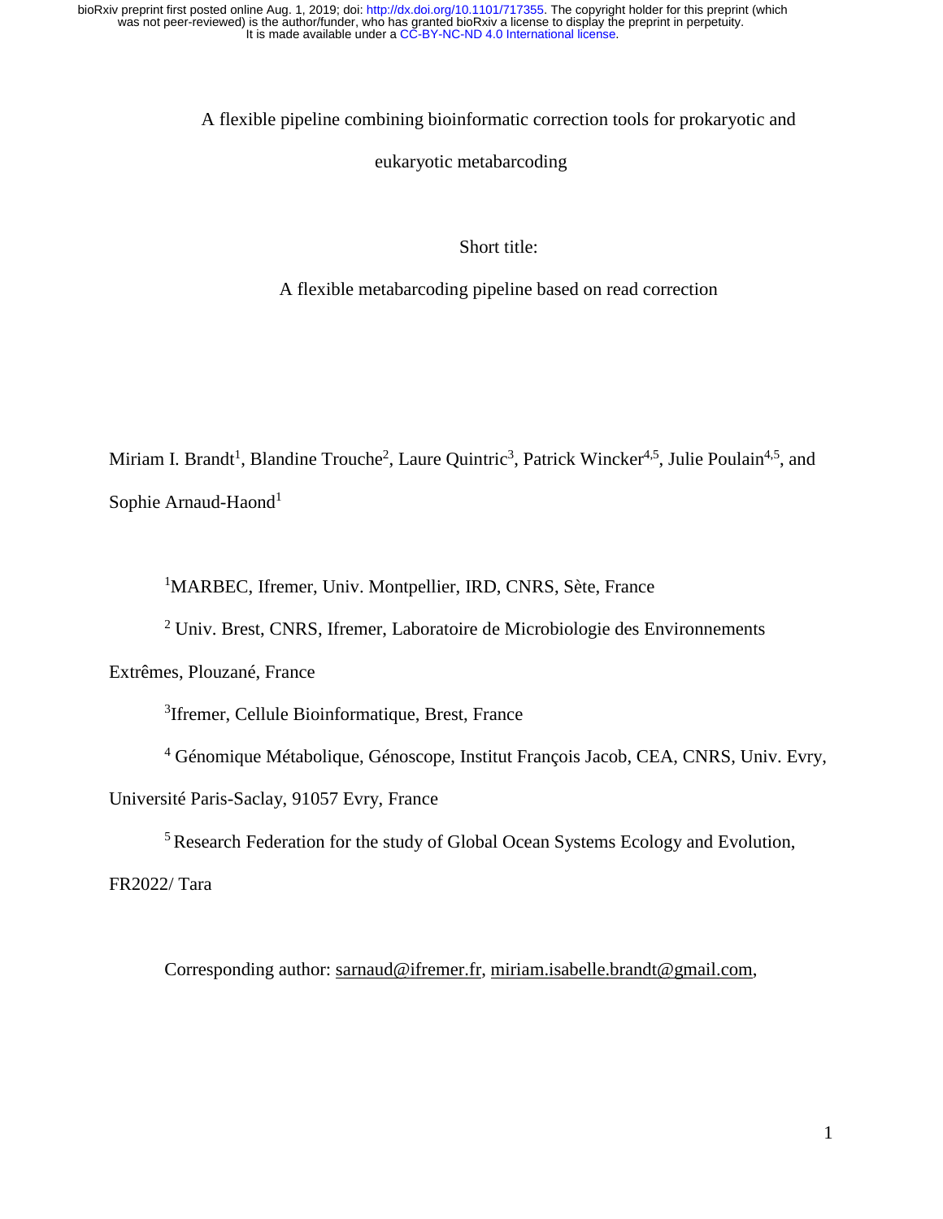# A flexible pipeline combining bioinformatic correction tools for prokaryotic and eukaryotic metabarcoding

Short title:

A flexible metabarcoding pipeline based on read correction

Miriam I. Brandt[1], Blandine Trouche[2], Laure Quintric[3], Patrick Wincker[4,5], Julie Poulain[4,5], and Sophie Arnaud-Haond[1]

[1]MARBEC, Ifremer, Univ. Montpellier, IRD, CNRS, Sète, France

[2] Univ. Brest, CNRS, Ifremer, Laboratoire de Microbiologie des Environnements Extrêmes, Plouzané, France

[3]Ifremer, Cellule Bioinformatique, Brest, France

[4] Génomique Métabolique, Génoscope, Institut François Jacob, CEA, CNRS, Univ. Evry, Université Paris-Saclay, 91057 Evry, France

[5] Research Federation for the study of Global Ocean Systems Ecology and Evolution, FR2022/ Tara

Corresponding author: sarnaud@ifremer.fr, miriam.isabelle.brandt@gmail.com,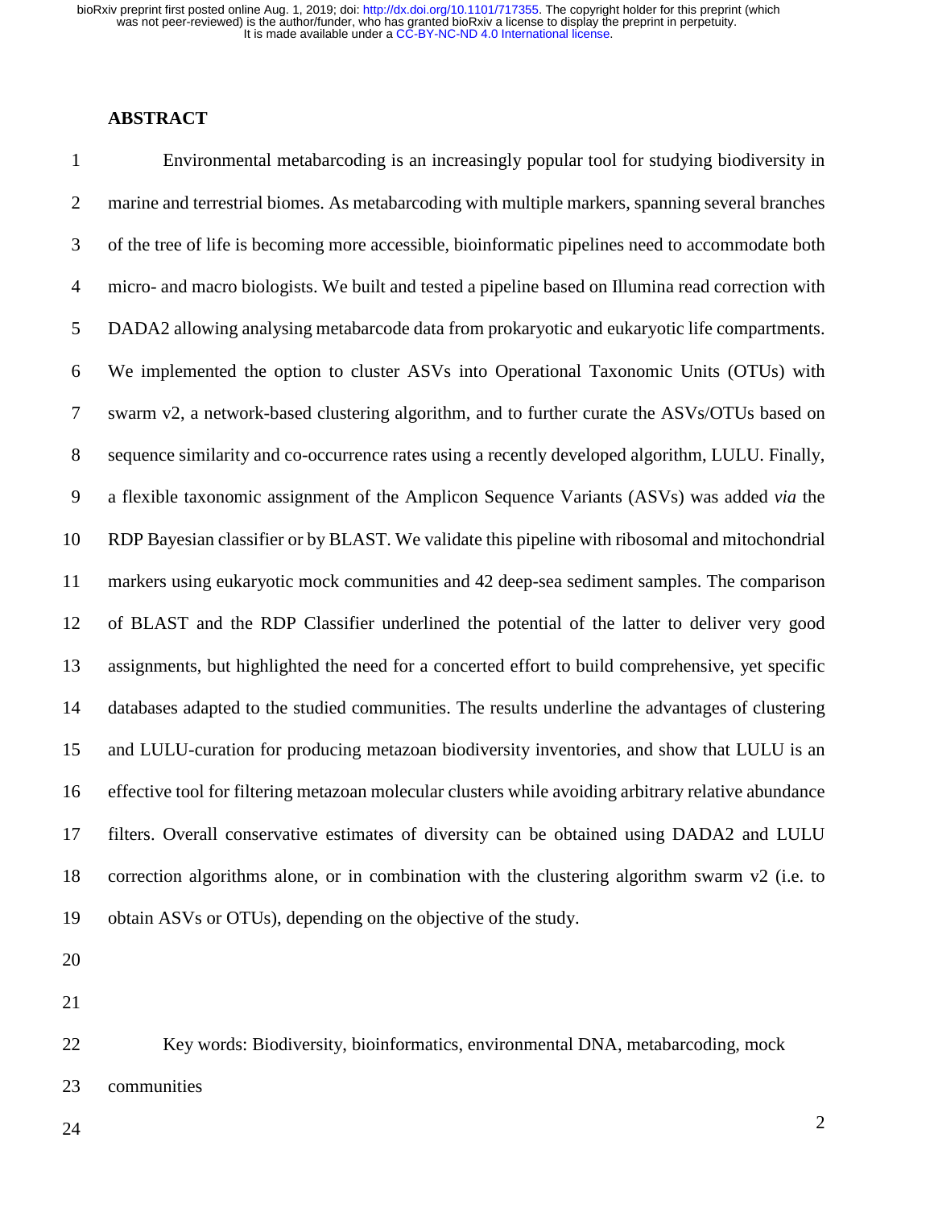## ABSTRACT

Environmental metabarcoding is an increasingly popular tool for studying biodiversity in marine and terrestrial biomes. As metabarcoding with multiple markers, spanning several branches of the tree of life is becoming more accessible, bioinformatic pipelines need to accommodate both micro- and macro biologists. We built and tested a pipeline based on Illumina read correction with DADA2 allowing analysing metabarcode data from prokaryotic and eukaryotic life compartments. We implemented the option to cluster ASVs into Operational Taxonomic Units (OTUs) with swarm v2, a network-based clustering algorithm, and to further curate the ASVs/OTUs based on sequence similarity and co-occurrence rates using a recently developed algorithm, LULU. Finally, a flexible taxonomic assignment of the Amplicon Sequence Variants (ASVs) was added *via* the RDP Bayesian classifier or by BLAST. We validate this pipeline with ribosomal and mitochondrial markers using eukaryotic mock communities and 42 deep-sea sediment samples. The comparison of BLAST and the RDP Classifier underlined the potential of the latter to deliver very good assignments, but highlighted the need for a concerted effort to build comprehensive, yet specific databases adapted to the studied communities. The results underline the advantages of clustering and LULU-curation for producing metazoan biodiversity inventories, and show that LULU is an effective tool for filtering metazoan molecular clusters while avoiding arbitrary relative abundance filters. Overall conservative estimates of diversity can be obtained using DADA2 and LULU correction algorithms alone, or in combination with the clustering algorithm swarm v2 (i.e. to obtain ASVs or OTUs), depending on the objective of the study.

Key words: Biodiversity, bioinformatics, environmental DNA, metabarcoding, mock communities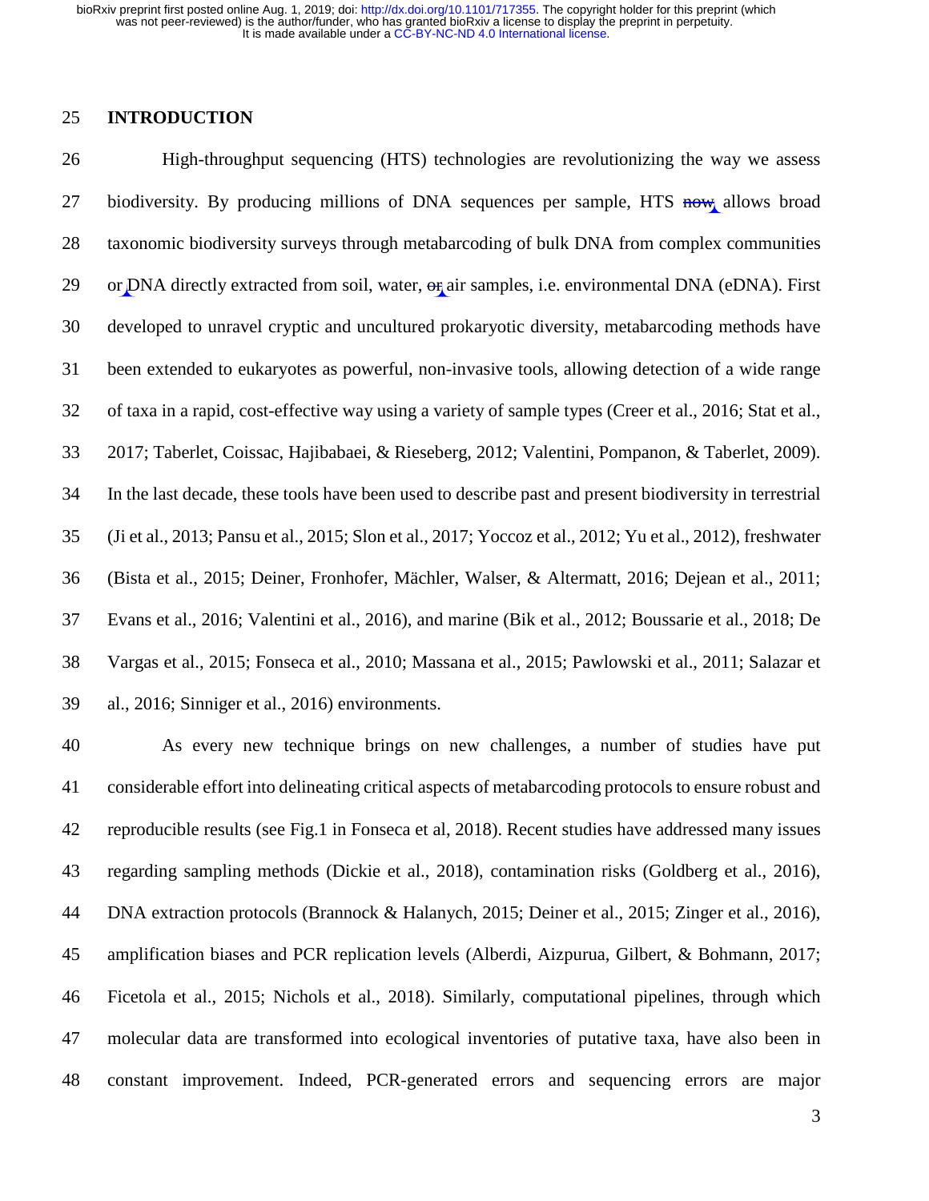## INTRODUCTION

High-throughput sequencing (HTS) technologies are revolutionizing the way we assess biodiversity. By producing millions of DNA sequences per sample, HTS now allows broad taxonomic biodiversity surveys through metabarcoding of bulk DNA from complex communities or DNA directly extracted from soil, water, or air samples, i.e. environmental DNA (eDNA). First developed to unravel cryptic and uncultured prokaryotic diversity, metabarcoding methods have been extended to eukaryotes as powerful, non-invasive tools, allowing detection of a wide range of taxa in a rapid, cost-effective way using a variety of sample types (Creer et al., 2016; Stat et al., 2017; Taberlet, Coissac, Hajibabaei, & Rieseberg, 2012; Valentini, Pompanon, & Taberlet, 2009). In the last decade, these tools have been used to describe past and present biodiversity in terrestrial (Ji et al., 2013; Pansu et al., 2015; Slon et al., 2017; Yoccoz et al., 2012; Yu et al., 2012), freshwater (Bista et al., 2015; Deiner, Fronhofer, Mächler, Walser, & Altermatt, 2016; Dejean et al., 2011; Evans et al., 2016; Valentini et al., 2016), and marine (Bik et al., 2012; Boussarie et al., 2018; De Vargas et al., 2015; Fonseca et al., 2010; Massana et al., 2015; Pawlowski et al., 2011; Salazar et al., 2016; Sinniger et al., 2016) environments.

As every new technique brings on new challenges, a number of studies have put considerable effort into delineating critical aspects of metabarcoding protocols to ensure robust and reproducible results (see Fig.1 in Fonseca et al, 2018). Recent studies have addressed many issues regarding sampling methods (Dickie et al., 2018), contamination risks (Goldberg et al., 2016), DNA extraction protocols (Brannock & Halanych, 2015; Deiner et al., 2015; Zinger et al., 2016), amplification biases and PCR replication levels (Alberdi, Aizpurua, Gilbert, & Bohmann, 2017; Ficetola et al., 2015; Nichols et al., 2018). Similarly, computational pipelines, through which molecular data are transformed into ecological inventories of putative taxa, have also been in constant improvement. Indeed, PCR-generated errors and sequencing errors are major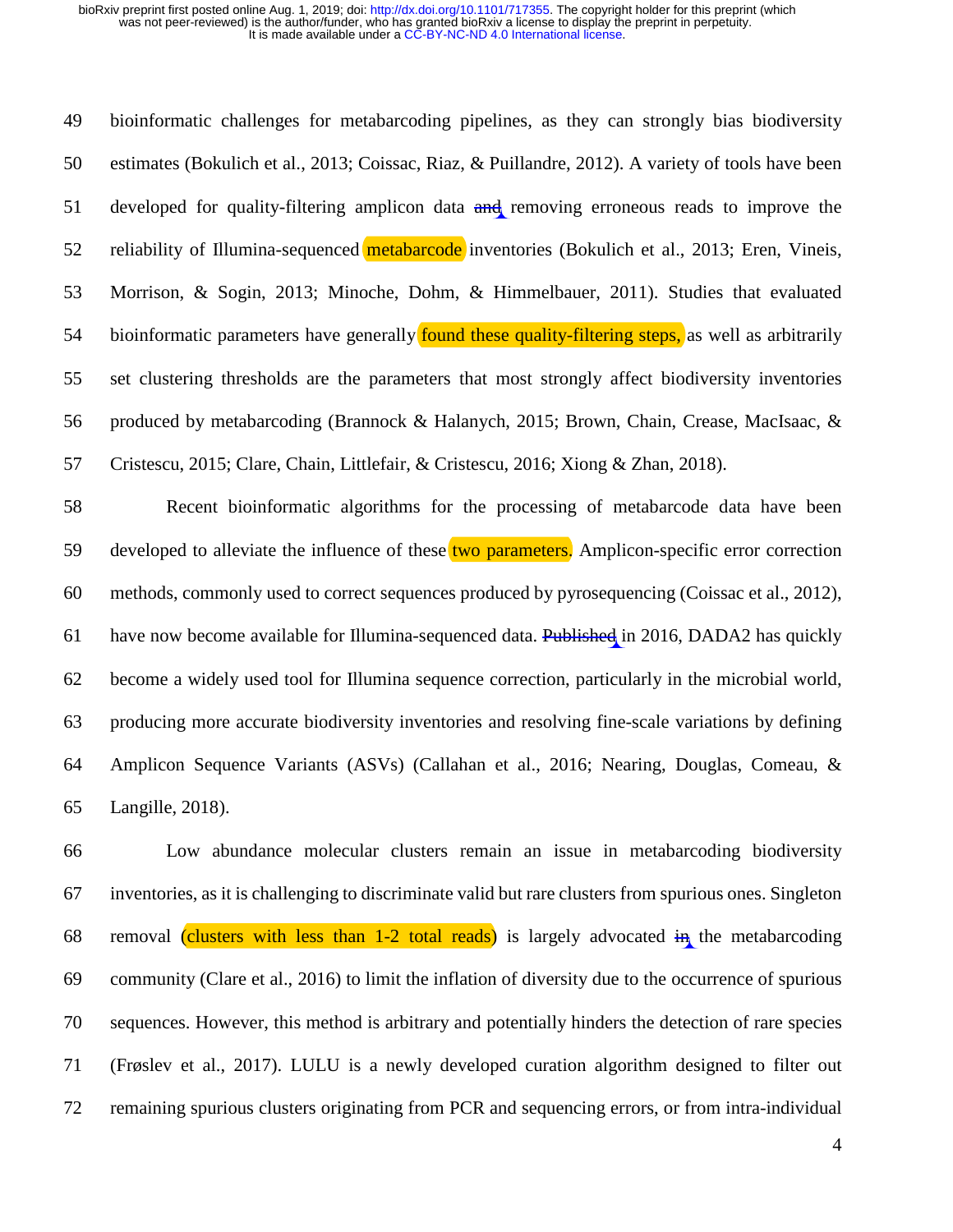bioinformatic challenges for metabarcoding pipelines, as they can strongly bias biodiversity estimates (Bokulich et al., 2013; Coissac, Riaz, & Puillandre, 2012). A variety of tools have been developed for quality-filtering amplicon data and removing erroneous reads to improve the reliability of Illumina-sequenced metabarcode inventories (Bokulich et al., 2013; Eren, Vineis, Morrison, & Sogin, 2013; Minoche, Dohm, & Himmelbauer, 2011). Studies that evaluated bioinformatic parameters have generally found these quality-filtering steps, as well as arbitrarily set clustering thresholds are the parameters that most strongly affect biodiversity inventories produced by metabarcoding (Brannock & Halanych, 2015; Brown, Chain, Crease, MacIsaac, & Cristescu, 2015; Clare, Chain, Littlefair, & Cristescu, 2016; Xiong & Zhan, 2018).

Recent bioinformatic algorithms for the processing of metabarcode data have been developed to alleviate the influence of these two parameters. Amplicon-specific error correction methods, commonly used to correct sequences produced by pyrosequencing (Coissac et al., 2012), have now become available for Illumina-sequenced data. Published in 2016, DADA2 has quickly become a widely used tool for Illumina sequence correction, particularly in the microbial world, producing more accurate biodiversity inventories and resolving fine-scale variations by defining Amplicon Sequence Variants (ASVs) (Callahan et al., 2016; Nearing, Douglas, Comeau, & Langille, 2018).

Low abundance molecular clusters remain an issue in metabarcoding biodiversity inventories, as it is challenging to discriminate valid but rare clusters from spurious ones. Singleton removal (clusters with less than 1-2 total reads) is largely advocated in the metabarcoding community (Clare et al., 2016) to limit the inflation of diversity due to the occurrence of spurious sequences. However, this method is arbitrary and potentially hinders the detection of rare species (Frøslev et al., 2017). LULU is a newly developed curation algorithm designed to filter out remaining spurious clusters originating from PCR and sequencing errors, or from intra-individual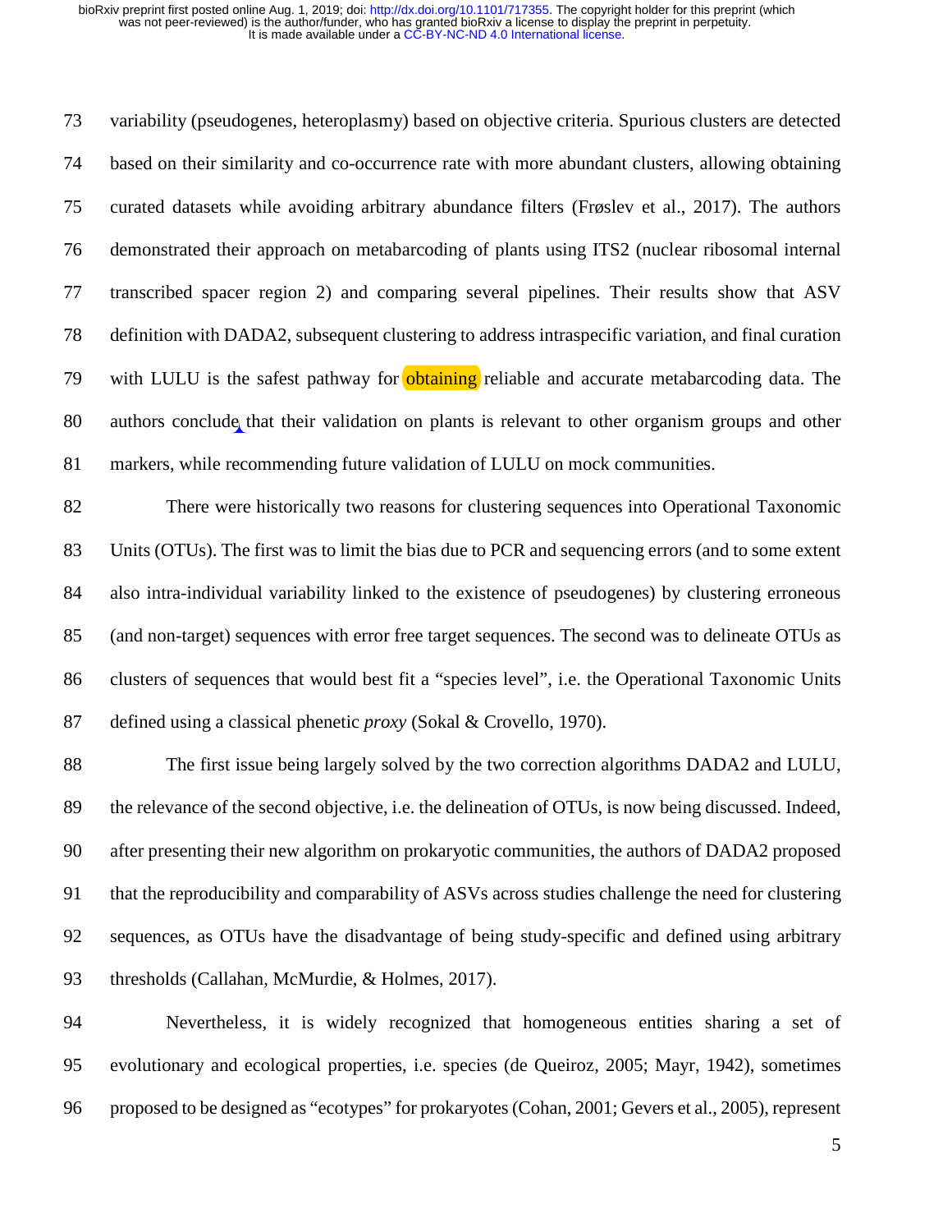variability (pseudogenes, heteroplasmy) based on objective criteria. Spurious clusters are detected based on their similarity and co-occurrence rate with more abundant clusters, allowing obtaining curated datasets while avoiding arbitrary abundance filters (Frøslev et al., 2017). The authors demonstrated their approach on metabarcoding of plants using ITS2 (nuclear ribosomal internal transcribed spacer region 2) and comparing several pipelines. Their results show that ASV definition with DADA2, subsequent clustering to address intraspecific variation, and final curation with LULU is the safest pathway for obtaining reliable and accurate metabarcoding data. The authors conclude that their validation on plants is relevant to other organism groups and other markers, while recommending future validation of LULU on mock communities.

There were historically two reasons for clustering sequences into Operational Taxonomic Units (OTUs). The first was to limit the bias due to PCR and sequencing errors (and to some extent also intra-individual variability linked to the existence of pseudogenes) by clustering erroneous (and non-target) sequences with error free target sequences. The second was to delineate OTUs as clusters of sequences that would best fit a "species level", i.e. the Operational Taxonomic Units defined using a classical phenetic *proxy* (Sokal & Crovello, 1970).

The first issue being largely solved by the two correction algorithms DADA2 and LULU, the relevance of the second objective, i.e. the delineation of OTUs, is now being discussed. Indeed, after presenting their new algorithm on prokaryotic communities, the authors of DADA2 proposed that the reproducibility and comparability of ASVs across studies challenge the need for clustering sequences, as OTUs have the disadvantage of being study-specific and defined using arbitrary thresholds (Callahan, McMurdie, & Holmes, 2017).

Nevertheless, it is widely recognized that homogeneous entities sharing a set of evolutionary and ecological properties, i.e. species (de Queiroz, 2005; Mayr, 1942), sometimes proposed to be designed as "ecotypes" for prokaryotes (Cohan, 2001; Gevers et al., 2005), represent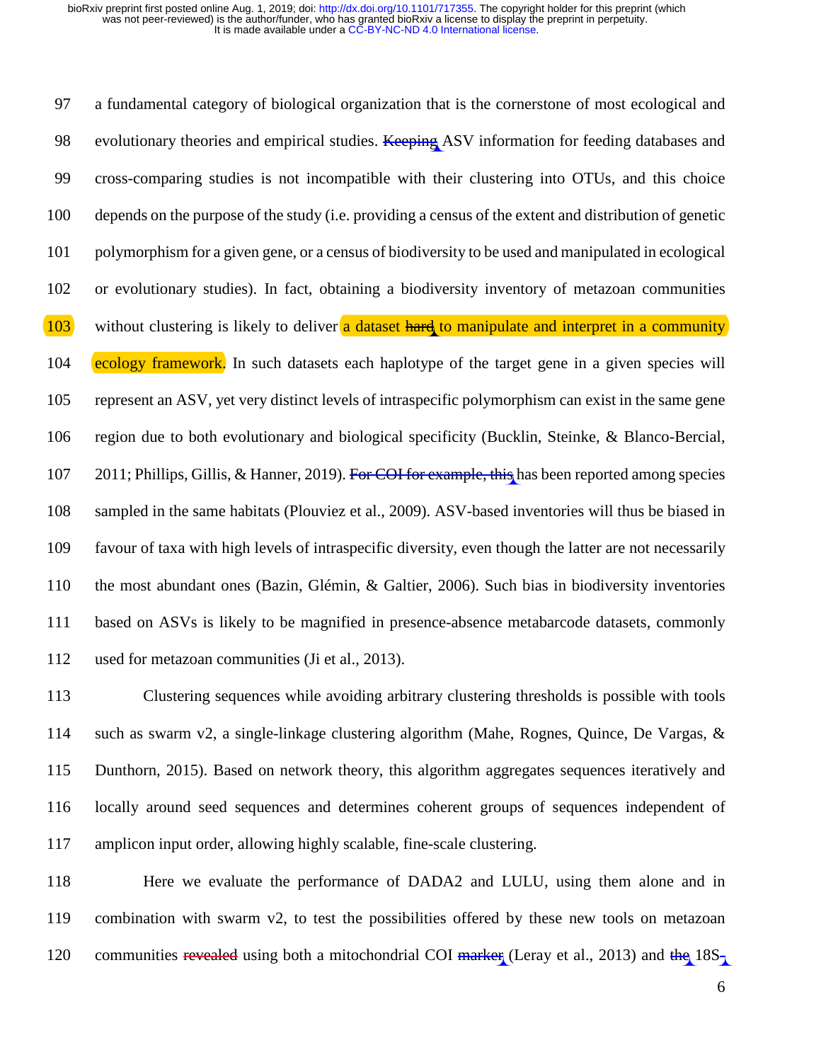97 a fundamental category of biological organization that is the cornerstone of most ecological and
98 evolutionary theories and empirical studies. ~~Keeping~~ ASV information for feeding databases and
99 cross-comparing studies is not incompatible with their clustering into OTUs, and this choice
100 depends on the purpose of the study (i.e. providing a census of the extent and distribution of genetic
101 polymorphism for a given gene, or a census of biodiversity to be used and manipulated in ecological
102 or evolutionary studies). In fact, obtaining a biodiversity inventory of metazoan communities
103 without clustering is likely to deliver a dataset ~~hard~~ to manipulate and interpret in a community
104 ecology framework. In such datasets each haplotype of the target gene in a given species will
105 represent an ASV, yet very distinct levels of intraspecific polymorphism can exist in the same gene
106 region due to both evolutionary and biological specificity (Bucklin, Steinke, & Blanco-Bercial,
107 2011; Phillips, Gillis, & Hanner, 2019). ~~For COI for example, this~~ has been reported among species
108 sampled in the same habitats (Plouviez et al., 2009). ASV-based inventories will thus be biased in
109 favour of taxa with high levels of intraspecific diversity, even though the latter are not necessarily
110 the most abundant ones (Bazin, Glémin, & Galtier, 2006). Such bias in biodiversity inventories
111 based on ASVs is likely to be magnified in presence-absence metabarcode datasets, commonly
112 used for metazoan communities (Ji et al., 2013).

113 Clustering sequences while avoiding arbitrary clustering thresholds is possible with tools
114 such as swarm v2, a single-linkage clustering algorithm (Mahe, Rognes, Quince, De Vargas, &
115 Dunthorn, 2015). Based on network theory, this algorithm aggregates sequences iteratively and
116 locally around seed sequences and determines coherent groups of sequences independent of
117 amplicon input order, allowing highly scalable, fine-scale clustering.

118 Here we evaluate the performance of DADA2 and LULU, using them alone and in
119 combination with swarm v2, to test the possibilities offered by these new tools on metazoan
120 communities ~~revealed~~ using both a mitochondrial COI ~~marker~~ (Leray et al., 2013) and ~~the~~ 18S-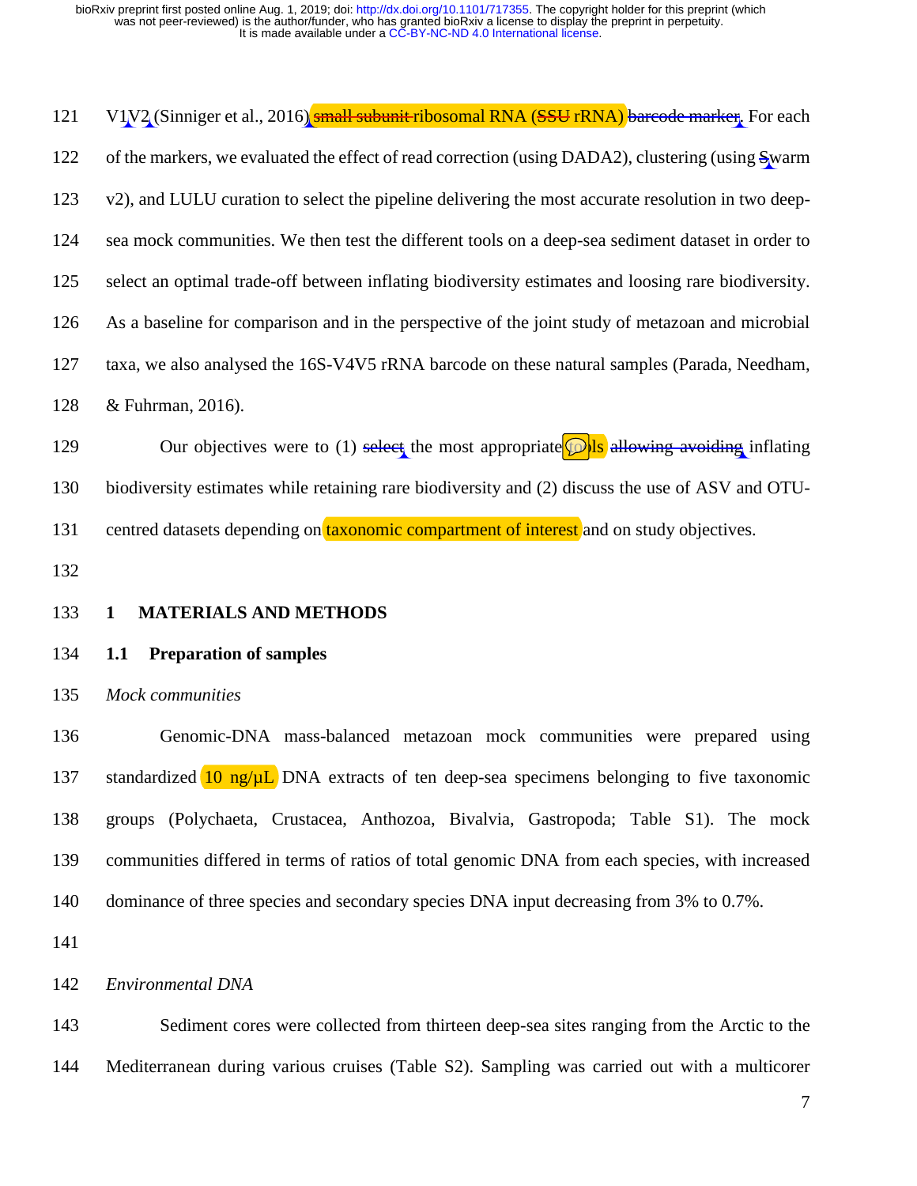V1V2 (Sinniger et al., 2016) small subunit ribosomal RNA (SSU rRNA) barcode marker. For each of the markers, we evaluated the effect of read correction (using DADA2), clustering (using Swarm v2), and LULU curation to select the pipeline delivering the most accurate resolution in two deep-sea mock communities. We then test the different tools on a deep-sea sediment dataset in order to select an optimal trade-off between inflating biodiversity estimates and loosing rare biodiversity. As a baseline for comparison and in the perspective of the joint study of metazoan and microbial taxa, we also analysed the 16S-V4V5 rRNA barcode on these natural samples (Parada, Needham, & Fuhrman, 2016).

Our objectives were to (1) select the most appropriate tools allowing avoiding inflating biodiversity estimates while retaining rare biodiversity and (2) discuss the use of ASV and OTU-centred datasets depending on taxonomic compartment of interest and on study objectives.

# 1 MATERIALS AND METHODS

## 1.1 Preparation of samples

*Mock communities*

Genomic-DNA mass-balanced metazoan mock communities were prepared using standardized 10 ng/µL DNA extracts of ten deep-sea specimens belonging to five taxonomic groups (Polychaeta, Crustacea, Anthozoa, Bivalvia, Gastropoda; Table S1). The mock communities differed in terms of ratios of total genomic DNA from each species, with increased dominance of three species and secondary species DNA input decreasing from 3% to 0.7%.

*Environmental DNA*

Sediment cores were collected from thirteen deep-sea sites ranging from the Arctic to the Mediterranean during various cruises (Table S2). Sampling was carried out with a multicorer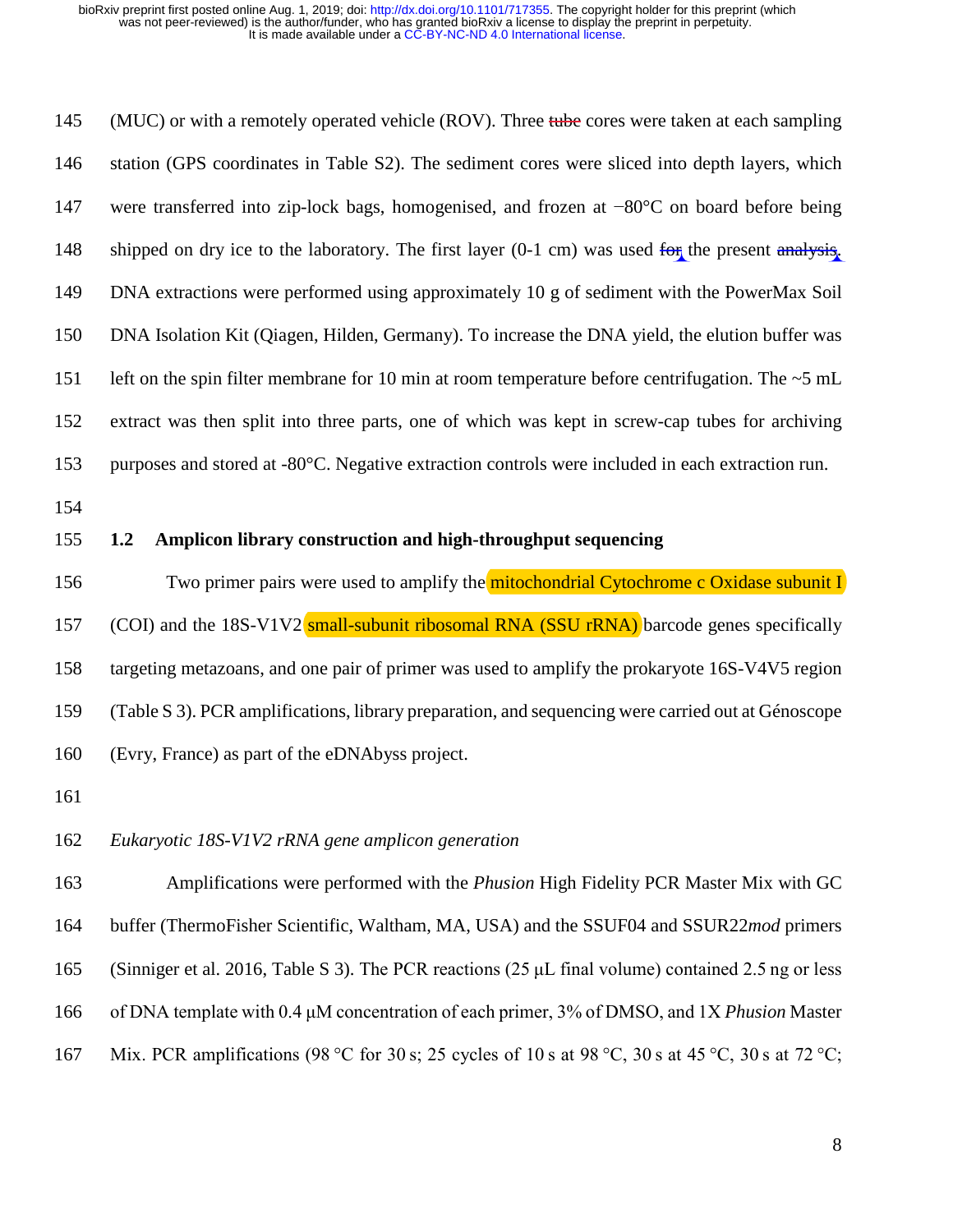(MUC) or with a remotely operated vehicle (ROV). Three tube cores were taken at each sampling station (GPS coordinates in Table S2). The sediment cores were sliced into depth layers, which were transferred into zip-lock bags, homogenised, and frozen at −80°C on board before being shipped on dry ice to the laboratory. The first layer (0-1 cm) was used for the present analysis. DNA extractions were performed using approximately 10 g of sediment with the PowerMax Soil DNA Isolation Kit (Qiagen, Hilden, Germany). To increase the DNA yield, the elution buffer was left on the spin filter membrane for 10 min at room temperature before centrifugation. The ~5 mL extract was then split into three parts, one of which was kept in screw-cap tubes for archiving purposes and stored at -80°C. Negative extraction controls were included in each extraction run.

## 1.2 Amplicon library construction and high-throughput sequencing

Two primer pairs were used to amplify the mitochondrial Cytochrome c Oxidase subunit I (COI) and the 18S-V1V2 small-subunit ribosomal RNA (SSU rRNA) barcode genes specifically targeting metazoans, and one pair of primer was used to amplify the prokaryote 16S-V4V5 region (Table S 3). PCR amplifications, library preparation, and sequencing were carried out at Génoscope (Evry, France) as part of the eDNAbyss project.

*Eukaryotic 18S-V1V2 rRNA gene amplicon generation*

Amplifications were performed with the *Phusion* High Fidelity PCR Master Mix with GC buffer (ThermoFisher Scientific, Waltham, MA, USA) and the SSUF04 and SSUR22*mod* primers (Sinniger et al. 2016, Table S 3). The PCR reactions (25 μL final volume) contained 2.5 ng or less of DNA template with 0.4 μM concentration of each primer, 3% of DMSO, and 1X *Phusion* Master Mix. PCR amplifications (98 °C for 30 s; 25 cycles of 10 s at 98 °C, 30 s at 45 °C, 30 s at 72 °C;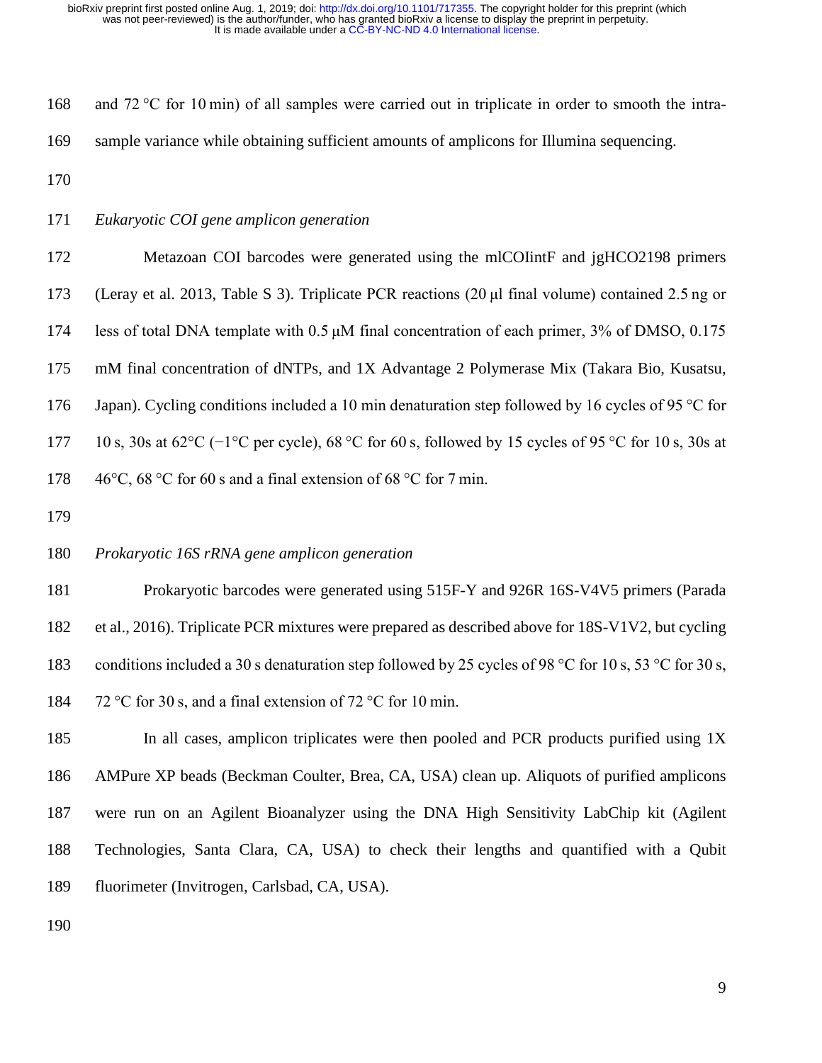and 72 °C for 10 min) of all samples were carried out in triplicate in order to smooth the intra-sample variance while obtaining sufficient amounts of amplicons for Illumina sequencing.

*Eukaryotic COI gene amplicon generation*

Metazoan COI barcodes were generated using the mlCOIintF and jgHCO2198 primers (Leray et al. 2013, Table S 3). Triplicate PCR reactions (20 μl final volume) contained 2.5 ng or less of total DNA template with 0.5 μM final concentration of each primer, 3% of DMSO, 0.175 mM final concentration of dNTPs, and 1X Advantage 2 Polymerase Mix (Takara Bio, Kusatsu, Japan). Cycling conditions included a 10 min denaturation step followed by 16 cycles of 95 °C for 10 s, 30s at 62°C (−1°C per cycle), 68 °C for 60 s, followed by 15 cycles of 95 °C for 10 s, 30s at 46°C, 68 °C for 60 s and a final extension of 68 °C for 7 min.

*Prokaryotic 16S rRNA gene amplicon generation*

Prokaryotic barcodes were generated using 515F-Y and 926R 16S-V4V5 primers (Parada et al., 2016). Triplicate PCR mixtures were prepared as described above for 18S-V1V2, but cycling conditions included a 30 s denaturation step followed by 25 cycles of 98 °C for 10 s, 53 °C for 30 s, 72 °C for 30 s, and a final extension of 72 °C for 10 min.

In all cases, amplicon triplicates were then pooled and PCR products purified using 1X AMPure XP beads (Beckman Coulter, Brea, CA, USA) clean up. Aliquots of purified amplicons were run on an Agilent Bioanalyzer using the DNA High Sensitivity LabChip kit (Agilent Technologies, Santa Clara, CA, USA) to check their lengths and quantified with a Qubit fluorimeter (Invitrogen, Carlsbad, CA, USA).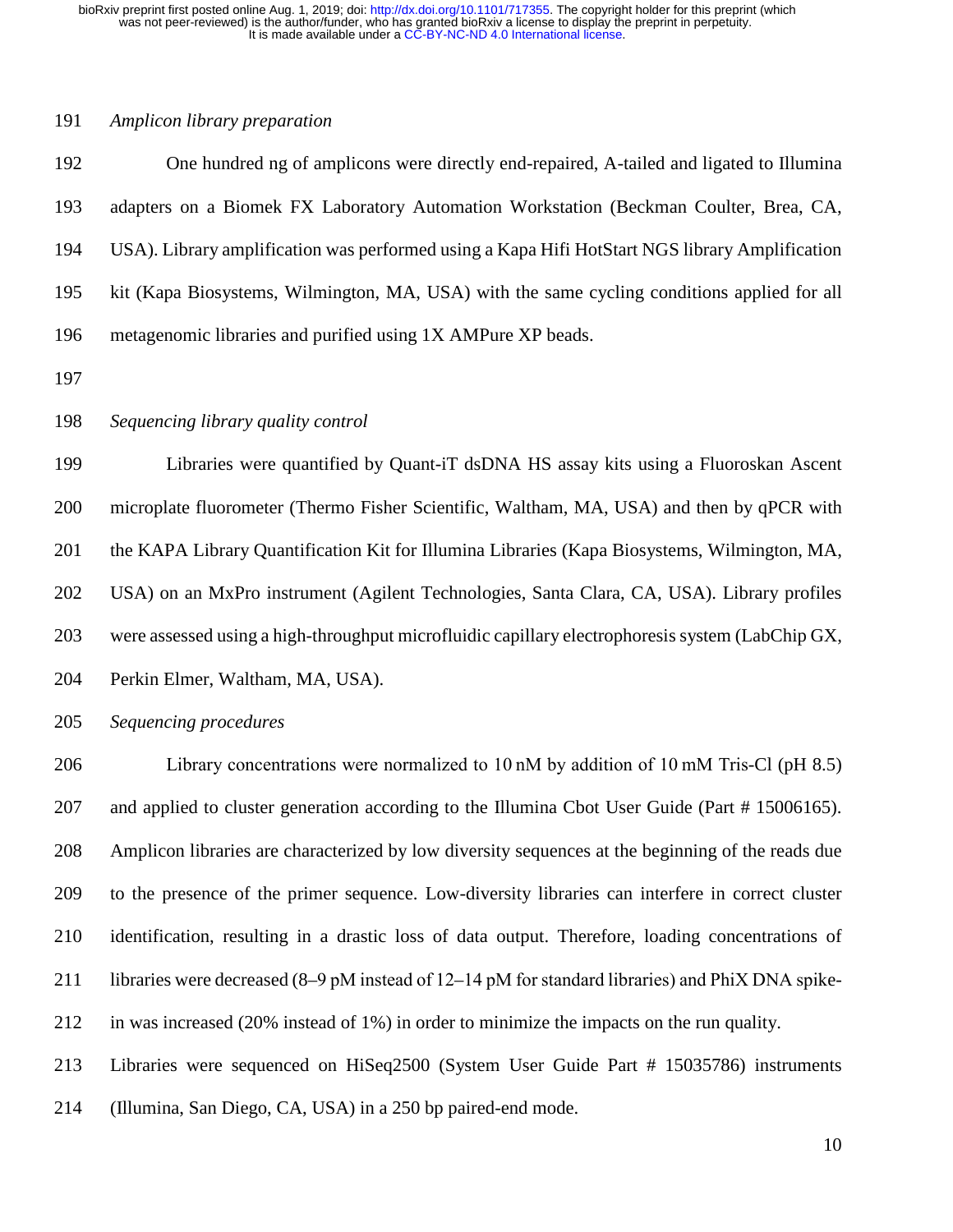*Amplicon library preparation*

One hundred ng of amplicons were directly end-repaired, A-tailed and ligated to Illumina adapters on a Biomek FX Laboratory Automation Workstation (Beckman Coulter, Brea, CA, USA). Library amplification was performed using a Kapa Hifi HotStart NGS library Amplification kit (Kapa Biosystems, Wilmington, MA, USA) with the same cycling conditions applied for all metagenomic libraries and purified using 1X AMPure XP beads.

*Sequencing library quality control*

Libraries were quantified by Quant-iT dsDNA HS assay kits using a Fluoroskan Ascent microplate fluorometer (Thermo Fisher Scientific, Waltham, MA, USA) and then by qPCR with the KAPA Library Quantification Kit for Illumina Libraries (Kapa Biosystems, Wilmington, MA, USA) on an MxPro instrument (Agilent Technologies, Santa Clara, CA, USA). Library profiles were assessed using a high-throughput microfluidic capillary electrophoresis system (LabChip GX, Perkin Elmer, Waltham, MA, USA).

*Sequencing procedures*

Library concentrations were normalized to 10 nM by addition of 10 mM Tris-Cl (pH 8.5) and applied to cluster generation according to the Illumina Cbot User Guide (Part # 15006165). Amplicon libraries are characterized by low diversity sequences at the beginning of the reads due to the presence of the primer sequence. Low-diversity libraries can interfere in correct cluster identification, resulting in a drastic loss of data output. Therefore, loading concentrations of libraries were decreased (8–9 pM instead of 12–14 pM for standard libraries) and PhiX DNA spike-in was increased (20% instead of 1%) in order to minimize the impacts on the run quality. Libraries were sequenced on HiSeq2500 (System User Guide Part # 15035786) instruments (Illumina, San Diego, CA, USA) in a 250 bp paired-end mode.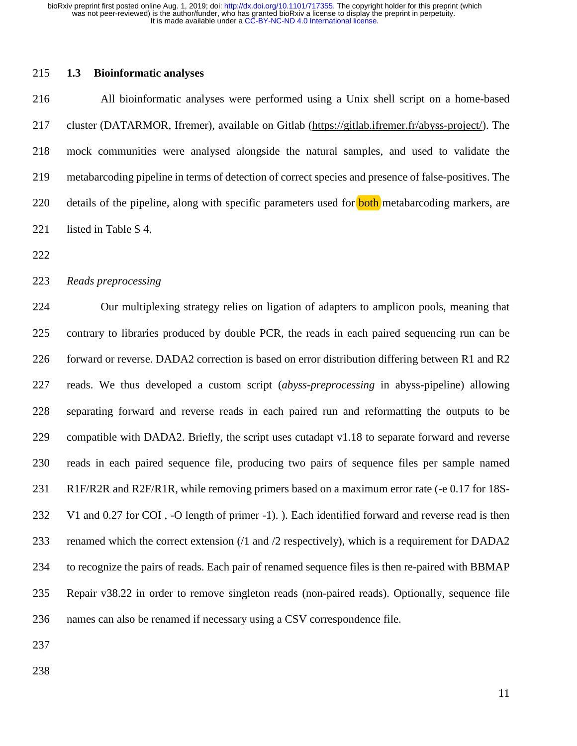### 1.3 Bioinformatic analyses

All bioinformatic analyses were performed using a Unix shell script on a home-based cluster (DATARMOR, Ifremer), available on Gitlab (https://gitlab.ifremer.fr/abyss-project/). The mock communities were analysed alongside the natural samples, and used to validate the metabarcoding pipeline in terms of detection of correct species and presence of false-positives. The details of the pipeline, along with specific parameters used for both metabarcoding markers, are listed in Table S 4.

*Reads preprocessing*

Our multiplexing strategy relies on ligation of adapters to amplicon pools, meaning that contrary to libraries produced by double PCR, the reads in each paired sequencing run can be forward or reverse. DADA2 correction is based on error distribution differing between R1 and R2 reads. We thus developed a custom script (*abyss-preprocessing* in abyss-pipeline) allowing separating forward and reverse reads in each paired run and reformatting the outputs to be compatible with DADA2. Briefly, the script uses cutadapt v1.18 to separate forward and reverse reads in each paired sequence file, producing two pairs of sequence files per sample named R1F/R2R and R2F/R1R, while removing primers based on a maximum error rate (-e 0.17 for 18S-V1 and 0.27 for COI , -O length of primer -1). ). Each identified forward and reverse read is then renamed which the correct extension (/1 and /2 respectively), which is a requirement for DADA2 to recognize the pairs of reads. Each pair of renamed sequence files is then re-paired with BBMAP Repair v38.22 in order to remove singleton reads (non-paired reads). Optionally, sequence file names can also be renamed if necessary using a CSV correspondence file.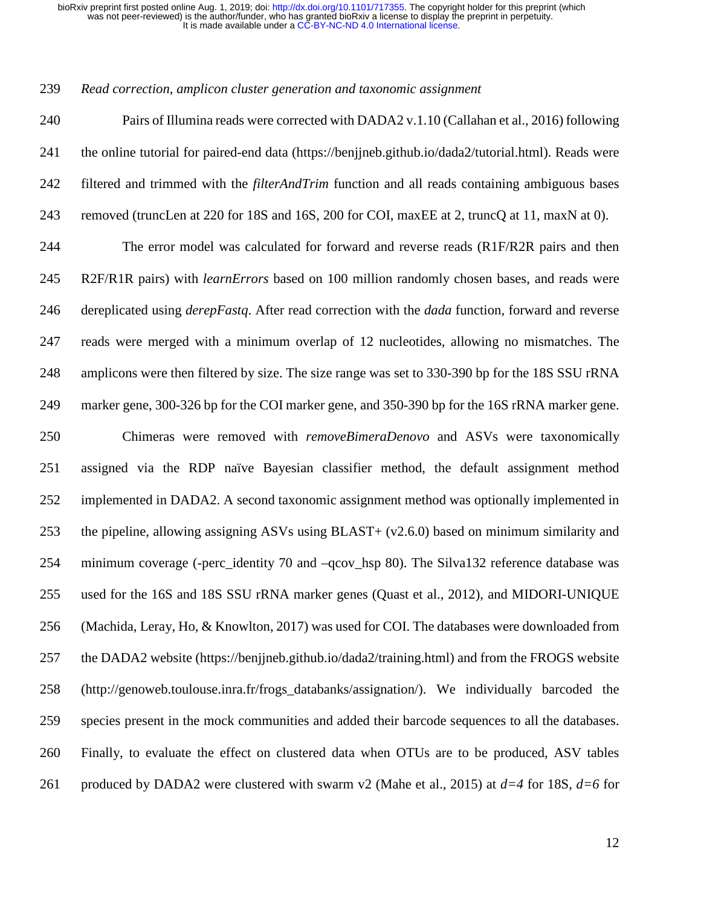*Read correction, amplicon cluster generation and taxonomic assignment*

Pairs of Illumina reads were corrected with DADA2 v.1.10 (Callahan et al., 2016) following the online tutorial for paired-end data (https://benjjneb.github.io/dada2/tutorial.html). Reads were filtered and trimmed with the *filterAndTrim* function and all reads containing ambiguous bases removed (truncLen at 220 for 18S and 16S, 200 for COI, maxEE at 2, truncQ at 11, maxN at 0).

The error model was calculated for forward and reverse reads (R1F/R2R pairs and then R2F/R1R pairs) with *learnErrors* based on 100 million randomly chosen bases, and reads were dereplicated using *derepFastq*. After read correction with the *dada* function, forward and reverse reads were merged with a minimum overlap of 12 nucleotides, allowing no mismatches. The amplicons were then filtered by size. The size range was set to 330-390 bp for the 18S SSU rRNA marker gene, 300-326 bp for the COI marker gene, and 350-390 bp for the 16S rRNA marker gene.

Chimeras were removed with *removeBimeraDenovo* and ASVs were taxonomically assigned via the RDP naïve Bayesian classifier method, the default assignment method implemented in DADA2. A second taxonomic assignment method was optionally implemented in the pipeline, allowing assigning ASVs using BLAST+ (v2.6.0) based on minimum similarity and minimum coverage (-perc_identity 70 and –qcov_hsp 80). The Silva132 reference database was used for the 16S and 18S SSU rRNA marker genes (Quast et al., 2012), and MIDORI-UNIQUE (Machida, Leray, Ho, & Knowlton, 2017) was used for COI. The databases were downloaded from the DADA2 website (https://benjjneb.github.io/dada2/training.html) and from the FROGS website (http://genoweb.toulouse.inra.fr/frogs_databanks/assignation/). We individually barcoded the species present in the mock communities and added their barcode sequences to all the databases. Finally, to evaluate the effect on clustered data when OTUs are to be produced, ASV tables produced by DADA2 were clustered with swarm v2 (Mahe et al., 2015) at $d=4$ for 18S, $d=6$ for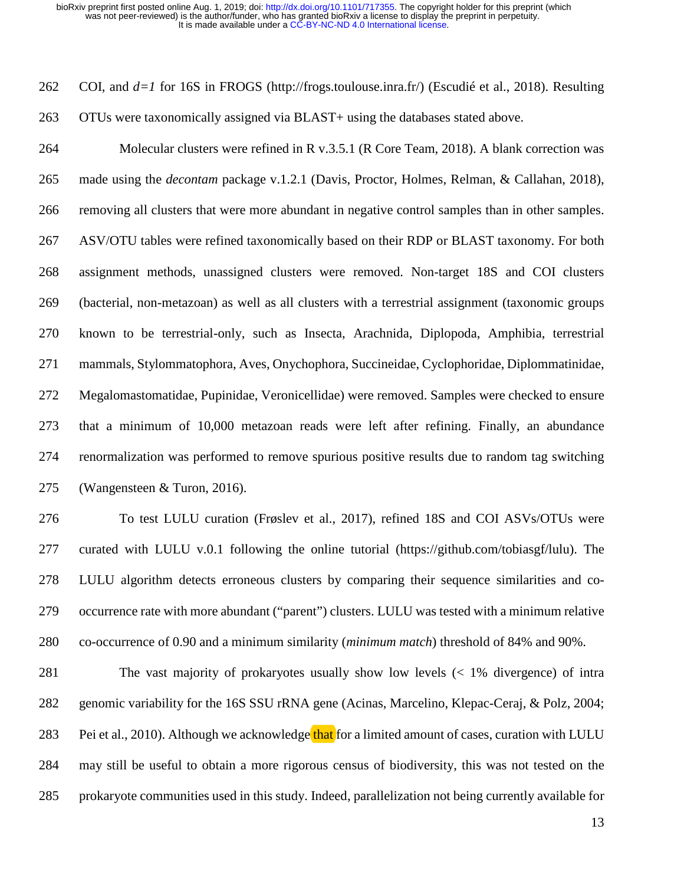COI, and *d=1* for 16S in FROGS (http://frogs.toulouse.inra.fr/) (Escudié et al., 2018). Resulting OTUs were taxonomically assigned via BLAST+ using the databases stated above.

Molecular clusters were refined in R v.3.5.1 (R Core Team, 2018). A blank correction was made using the *decontam* package v.1.2.1 (Davis, Proctor, Holmes, Relman, & Callahan, 2018), removing all clusters that were more abundant in negative control samples than in other samples. ASV/OTU tables were refined taxonomically based on their RDP or BLAST taxonomy. For both assignment methods, unassigned clusters were removed. Non-target 18S and COI clusters (bacterial, non-metazoan) as well as all clusters with a terrestrial assignment (taxonomic groups known to be terrestrial-only, such as Insecta, Arachnida, Diplopoda, Amphibia, terrestrial mammals, Stylommatophora, Aves, Onychophora, Succineidae, Cyclophoridae, Diplommatinidae, Megalomastomatidae, Pupinidae, Veronicellidae) were removed. Samples were checked to ensure that a minimum of 10,000 metazoan reads were left after refining. Finally, an abundance renormalization was performed to remove spurious positive results due to random tag switching (Wangensteen & Turon, 2016).

To test LULU curation (Frøslev et al., 2017), refined 18S and COI ASVs/OTUs were curated with LULU v.0.1 following the online tutorial (https://github.com/tobiasgf/lulu). The LULU algorithm detects erroneous clusters by comparing their sequence similarities and co-occurrence rate with more abundant ("parent") clusters. LULU was tested with a minimum relative co-occurrence of 0.90 and a minimum similarity (*minimum match*) threshold of 84% and 90%.

The vast majority of prokaryotes usually show low levels (< 1% divergence) of intra genomic variability for the 16S SSU rRNA gene (Acinas, Marcelino, Klepac-Ceraj, & Polz, 2004; Pei et al., 2010). Although we acknowledge that for a limited amount of cases, curation with LULU may still be useful to obtain a more rigorous census of biodiversity, this was not tested on the prokaryote communities used in this study. Indeed, parallelization not being currently available for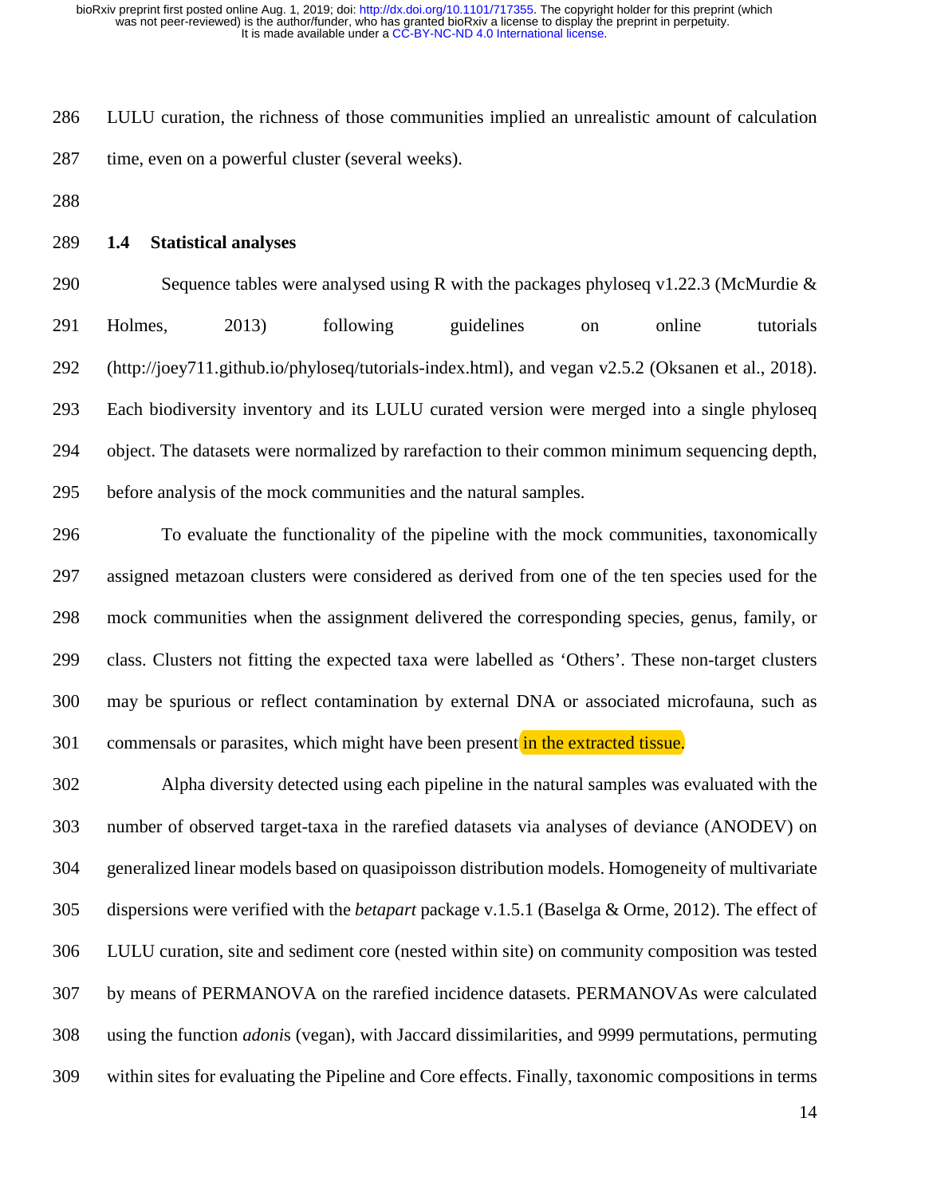LULU curation, the richness of those communities implied an unrealistic amount of calculation time, even on a powerful cluster (several weeks).

### 1.4 Statistical analyses

Sequence tables were analysed using R with the packages phyloseq v1.22.3 (McMurdie & Holmes, 2013) following guidelines on online tutorials (http://joey711.github.io/phyloseq/tutorials-index.html), and vegan v2.5.2 (Oksanen et al., 2018). Each biodiversity inventory and its LULU curated version were merged into a single phyloseq object. The datasets were normalized by rarefaction to their common minimum sequencing depth, before analysis of the mock communities and the natural samples.

To evaluate the functionality of the pipeline with the mock communities, taxonomically assigned metazoan clusters were considered as derived from one of the ten species used for the mock communities when the assignment delivered the corresponding species, genus, family, or class. Clusters not fitting the expected taxa were labelled as 'Others'. These non-target clusters may be spurious or reflect contamination by external DNA or associated microfauna, such as commensals or parasites, which might have been present in the extracted tissue.

Alpha diversity detected using each pipeline in the natural samples was evaluated with the number of observed target-taxa in the rarefied datasets via analyses of deviance (ANODEV) on generalized linear models based on quasipoisson distribution models. Homogeneity of multivariate dispersions were verified with the *betapart* package v.1.5.1 (Baselga & Orme, 2012). The effect of LULU curation, site and sediment core (nested within site) on community composition was tested by means of PERMANOVA on the rarefied incidence datasets. PERMANOVAs were calculated using the function *adonis* (vegan), with Jaccard dissimilarities, and 9999 permutations, permuting within sites for evaluating the Pipeline and Core effects. Finally, taxonomic compositions in terms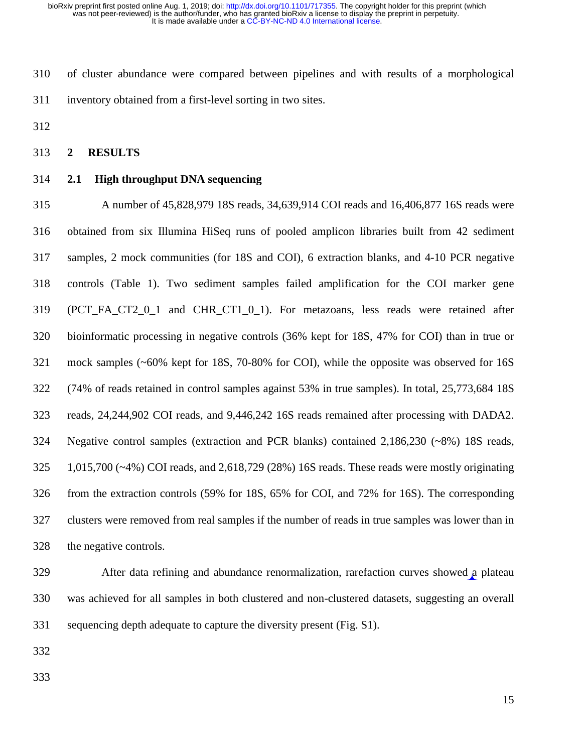of cluster abundance were compared between pipelines and with results of a morphological inventory obtained from a first-level sorting in two sites.

## 2 RESULTS

### 2.1 High throughput DNA sequencing

A number of 45,828,979 18S reads, 34,639,914 COI reads and 16,406,877 16S reads were obtained from six Illumina HiSeq runs of pooled amplicon libraries built from 42 sediment samples, 2 mock communities (for 18S and COI), 6 extraction blanks, and 4-10 PCR negative controls (Table 1). Two sediment samples failed amplification for the COI marker gene (PCT_FA_CT2_0_1 and CHR_CT1_0_1). For metazoans, less reads were retained after bioinformatic processing in negative controls (36% kept for 18S, 47% for COI) than in true or mock samples (~60% kept for 18S, 70-80% for COI), while the opposite was observed for 16S (74% of reads retained in control samples against 53% in true samples). In total, 25,773,684 18S reads, 24,244,902 COI reads, and 9,446,242 16S reads remained after processing with DADA2. Negative control samples (extraction and PCR blanks) contained 2,186,230 (~8%) 18S reads, 1,015,700 (~4%) COI reads, and 2,618,729 (28%) 16S reads. These reads were mostly originating from the extraction controls (59% for 18S, 65% for COI, and 72% for 16S). The corresponding clusters were removed from real samples if the number of reads in true samples was lower than in the negative controls.

After data refining and abundance renormalization, rarefaction curves showed a plateau was achieved for all samples in both clustered and non-clustered datasets, suggesting an overall sequencing depth adequate to capture the diversity present (Fig. S1).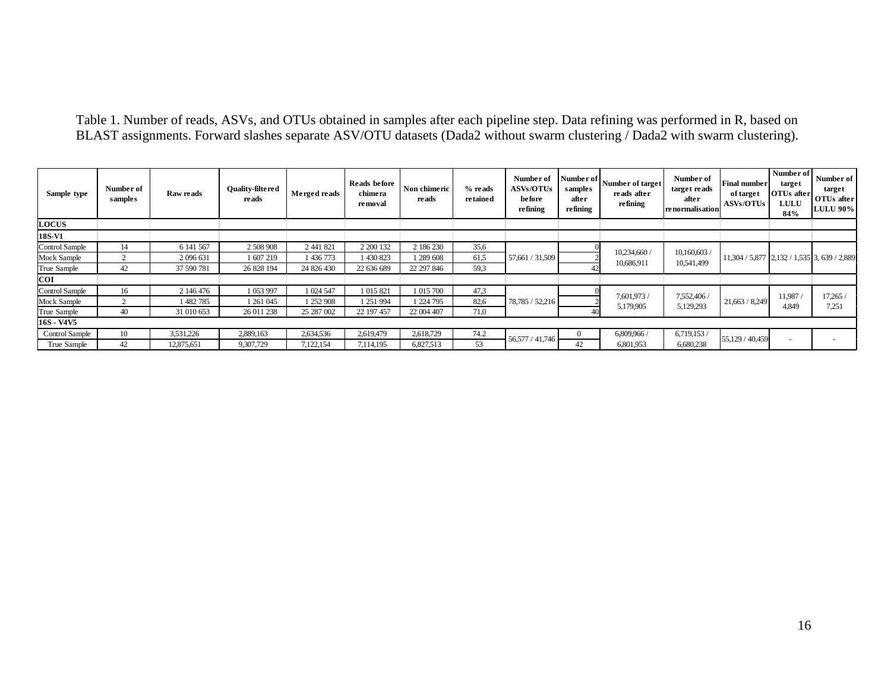Table 1. Number of reads, ASVs, and OTUs obtained in samples after each pipeline step. Data refining was performed in R, based on BLAST assignments. Forward slashes separate ASV/OTU datasets (Dada2 without swarm clustering / Dada2 with swarm clustering).

| Sample type | Number of samples | Raw reads | Quality-filtered reads | Merged reads | Reads before chimera removal | Non chimeric reads | % reads retained | Number of ASVs/OTUs before refining | Number of samples after refining | Number of target reads after refining | Number of target reads after renormalisation | Final number of target ASVs/OTUs | Number of target OTUs after LULU 84% | Number of target OTUs after LULU 90% |
|---|---|---|---|---|---|---|---|---|---|---|---|---|---|---|
| **LOCUS** | | | | | | | | | | | | | | |
| **18S-V1** | | | | | | | | | | | | | | |
| Control Sample | 14 | 6 141 567 | 2 508 908 | 2 441 821 | 2 200 132 | 2 186 230 | 35,6 | 57,661 / 31,509 | 0 | 10,234,660 / 10,686,911 | 10,160,603 / 10,541,499 | 11,304 / 5,877 | 2,132 / 1,535 | 3, 639 / 2,889 |
| Mock Sample | 2 | 2 096 631 | 1 607 219 | 1 436 773 | 1 430 823 | 1 289 608 | 61,5 | | 2 | | | | | |
| True Sample | 42 | 37 590 781 | 26 828 194 | 24 826 430 | 22 636 689 | 22 297 846 | 59,3 | | 42 | | | | | |
| **COI** | | | | | | | | | | | | | | |
| Control Sample | 16 | 2 146 476 | 1 053 997 | 1 024 547 | 1 015 821 | 1 015 700 | 47,3 | 78,785 / 52,216 | 0 | 7,601,973 / 5,179,905 | 7,552,406 / 5,129,293 | 21,663 / 8,249 | 11,987 / 4,849 | 17,265 / 7,251 |
| Mock Sample | 2 | 1 482 785 | 1 261 045 | 1 252 908 | 1 251 994 | 1 224 795 | 82,6 | | 2 | | | | | |
| True Sample | 40 | 31 010 653 | 26 011 238 | 25 287 002 | 22 197 457 | 22 004 407 | 71,0 | | 40 | | | | | |
| **16S - V4V5** | | | | | | | | | | | | | | |
| Control Sample | 10 | 3,531,226 | 2,889,163 | 2,634,536 | 2,619,479 | 2,618,729 | 74.2 | 56,577 / 41,746 | 0 | 6,809,966 / 6,801,953 | 6,719,153 / 6,680,238 | 55,129 / 40,459 | - | - |
| True Sample | 42 | 12,875,651 | 9,307,729 | 7,122,154 | 7,114,195 | 6,827,513 | 53 | | 42 | | | | | |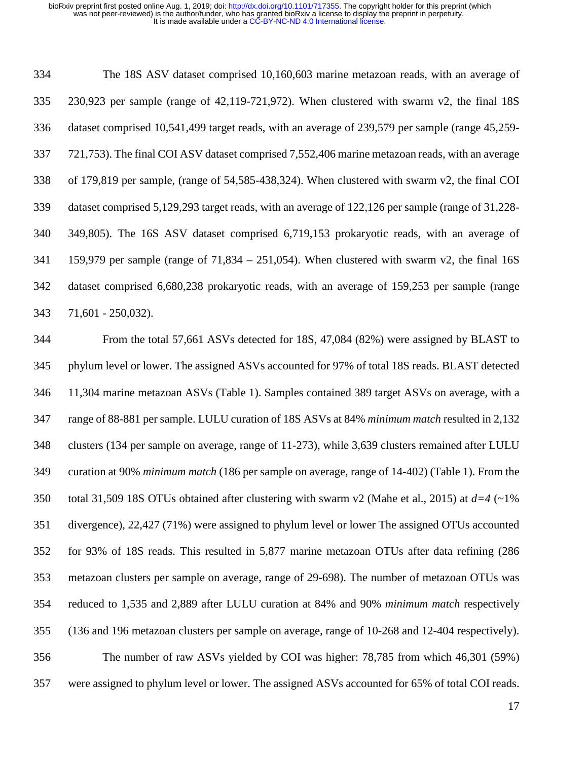The 18S ASV dataset comprised 10,160,603 marine metazoan reads, with an average of 230,923 per sample (range of 42,119-721,972). When clustered with swarm v2, the final 18S dataset comprised 10,541,499 target reads, with an average of 239,579 per sample (range 45,259-721,753). The final COI ASV dataset comprised 7,552,406 marine metazoan reads, with an average of 179,819 per sample, (range of 54,585-438,324). When clustered with swarm v2, the final COI dataset comprised 5,129,293 target reads, with an average of 122,126 per sample (range of 31,228-349,805). The 16S ASV dataset comprised 6,719,153 prokaryotic reads, with an average of 159,979 per sample (range of 71,834 – 251,054). When clustered with swarm v2, the final 16S dataset comprised 6,680,238 prokaryotic reads, with an average of 159,253 per sample (range 71,601 - 250,032).

From the total 57,661 ASVs detected for 18S, 47,084 (82%) were assigned by BLAST to phylum level or lower. The assigned ASVs accounted for 97% of total 18S reads. BLAST detected 11,304 marine metazoan ASVs (Table 1). Samples contained 389 target ASVs on average, with a range of 88-881 per sample. LULU curation of 18S ASVs at 84% *minimum match* resulted in 2,132 clusters (134 per sample on average, range of 11-273), while 3,639 clusters remained after LULU curation at 90% *minimum match* (186 per sample on average, range of 14-402) (Table 1). From the total 31,509 18S OTUs obtained after clustering with swarm v2 (Mahe et al., 2015) at $d=4$ (~1% divergence), 22,427 (71%) were assigned to phylum level or lower The assigned OTUs accounted for 93% of 18S reads. This resulted in 5,877 marine metazoan OTUs after data refining (286 metazoan clusters per sample on average, range of 29-698). The number of metazoan OTUs was reduced to 1,535 and 2,889 after LULU curation at 84% and 90% *minimum match* respectively (136 and 196 metazoan clusters per sample on average, range of 10-268 and 12-404 respectively).

The number of raw ASVs yielded by COI was higher: 78,785 from which 46,301 (59%) were assigned to phylum level or lower. The assigned ASVs accounted for 65% of total COI reads.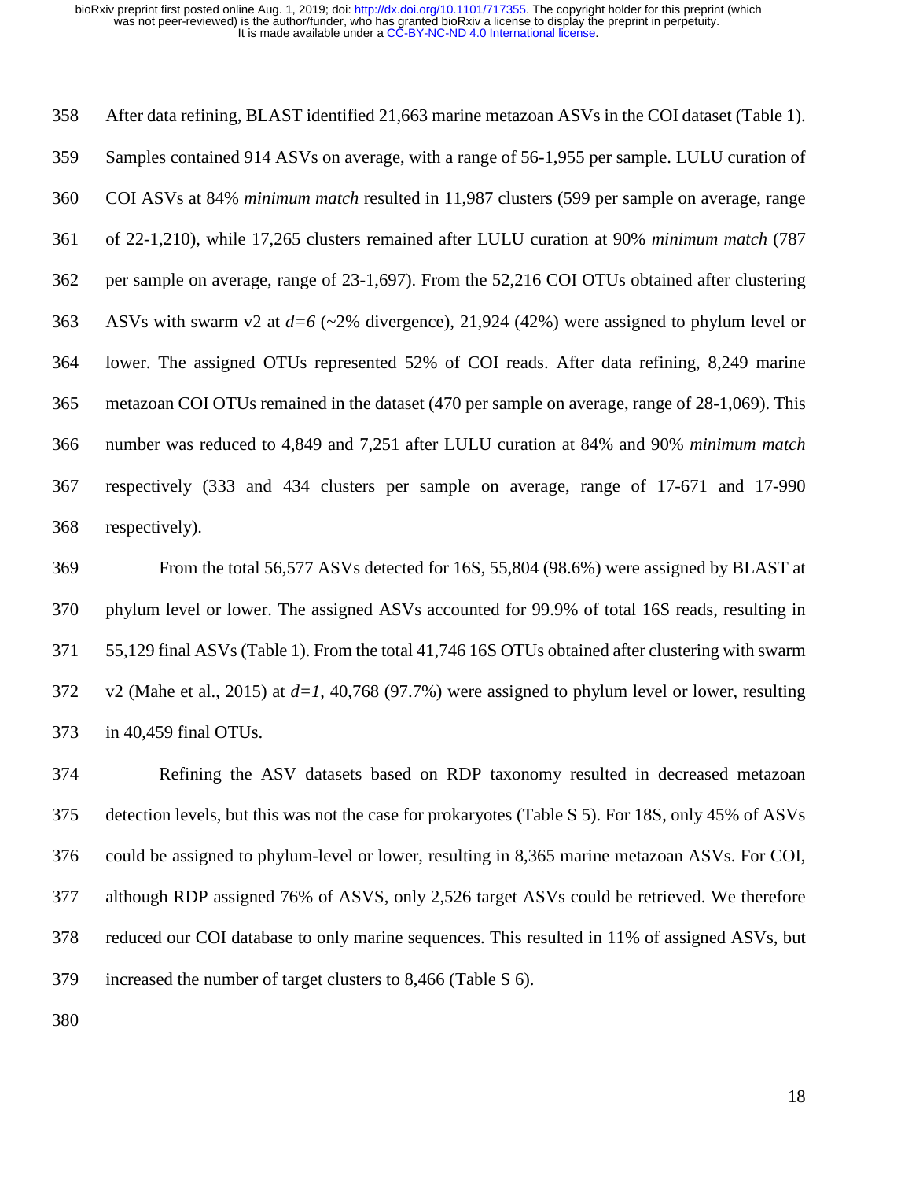After data refining, BLAST identified 21,663 marine metazoan ASVs in the COI dataset (Table 1). Samples contained 914 ASVs on average, with a range of 56-1,955 per sample. LULU curation of COI ASVs at 84% *minimum match* resulted in 11,987 clusters (599 per sample on average, range of 22-1,210), while 17,265 clusters remained after LULU curation at 90% *minimum match* (787 per sample on average, range of 23-1,697). From the 52,216 COI OTUs obtained after clustering ASVs with swarm v2 at $d=6$ (~2% divergence), 21,924 (42%) were assigned to phylum level or lower. The assigned OTUs represented 52% of COI reads. After data refining, 8,249 marine metazoan COI OTUs remained in the dataset (470 per sample on average, range of 28-1,069). This number was reduced to 4,849 and 7,251 after LULU curation at 84% and 90% *minimum match* respectively (333 and 434 clusters per sample on average, range of 17-671 and 17-990 respectively).

From the total 56,577 ASVs detected for 16S, 55,804 (98.6%) were assigned by BLAST at phylum level or lower. The assigned ASVs accounted for 99.9% of total 16S reads, resulting in 55,129 final ASVs (Table 1). From the total 41,746 16S OTUs obtained after clustering with swarm v2 (Mahe et al., 2015) at $d=1$, 40,768 (97.7%) were assigned to phylum level or lower, resulting in 40,459 final OTUs.

Refining the ASV datasets based on RDP taxonomy resulted in decreased metazoan detection levels, but this was not the case for prokaryotes (Table S 5). For 18S, only 45% of ASVs could be assigned to phylum-level or lower, resulting in 8,365 marine metazoan ASVs. For COI, although RDP assigned 76% of ASVS, only 2,526 target ASVs could be retrieved. We therefore reduced our COI database to only marine sequences. This resulted in 11% of assigned ASVs, but increased the number of target clusters to 8,466 (Table S 6).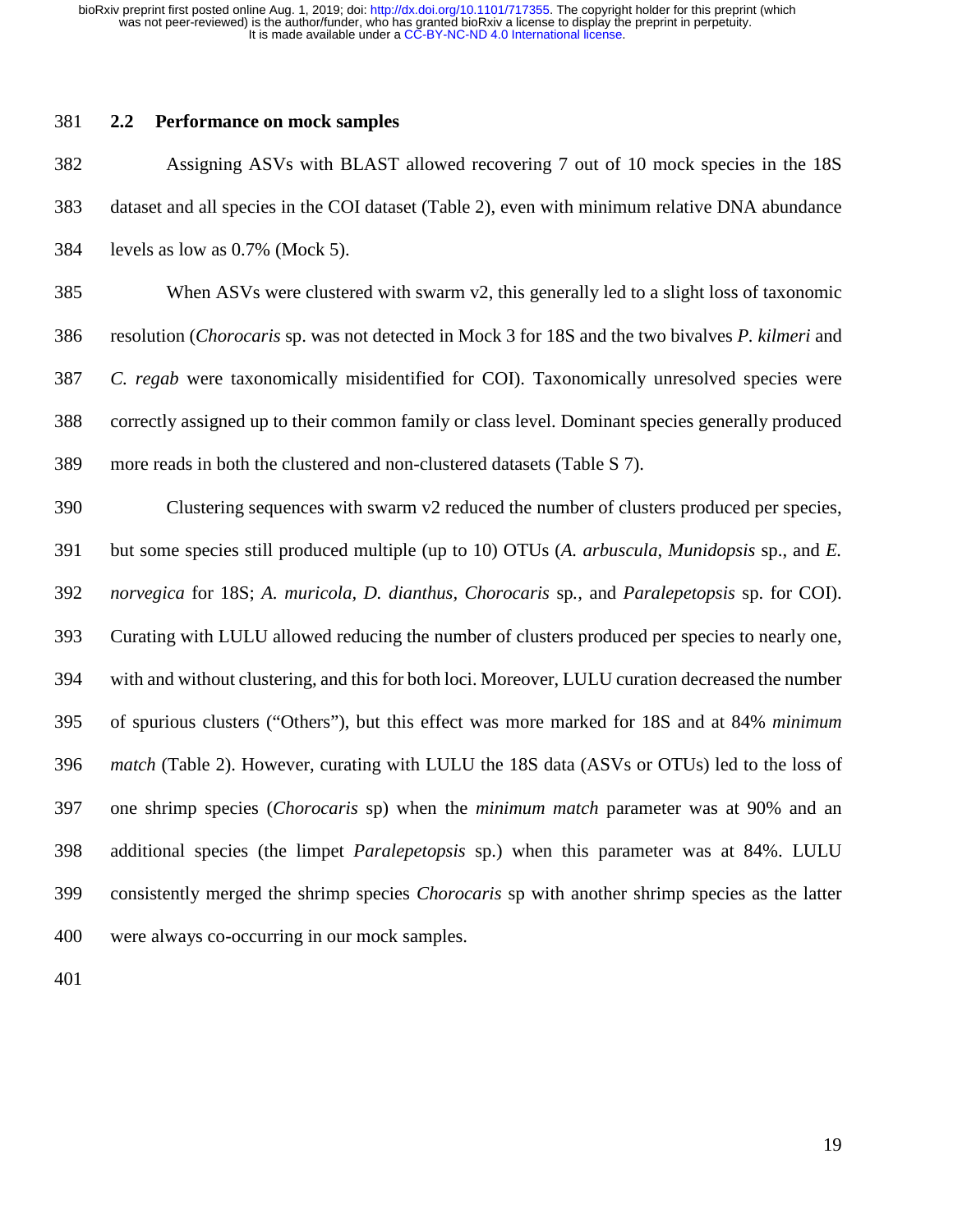## 2.2 Performance on mock samples

Assigning ASVs with BLAST allowed recovering 7 out of 10 mock species in the 18S dataset and all species in the COI dataset (Table 2), even with minimum relative DNA abundance levels as low as 0.7% (Mock 5).

When ASVs were clustered with swarm v2, this generally led to a slight loss of taxonomic resolution (*Chorocaris* sp. was not detected in Mock 3 for 18S and the two bivalves *P. kilmeri* and *C. regab* were taxonomically misidentified for COI). Taxonomically unresolved species were correctly assigned up to their common family or class level. Dominant species generally produced more reads in both the clustered and non-clustered datasets (Table S 7).

Clustering sequences with swarm v2 reduced the number of clusters produced per species, but some species still produced multiple (up to 10) OTUs (*A. arbuscula*, *Munidopsis* sp., and *E. norvegica* for 18S; *A. muricola*, *D. dianthus*, *Chorocaris* sp., and *Paralepetopsis* sp. for COI). Curating with LULU allowed reducing the number of clusters produced per species to nearly one, with and without clustering, and this for both loci. Moreover, LULU curation decreased the number of spurious clusters ("Others"), but this effect was more marked for 18S and at 84% *minimum match* (Table 2). However, curating with LULU the 18S data (ASVs or OTUs) led to the loss of one shrimp species (*Chorocaris* sp) when the *minimum match* parameter was at 90% and an additional species (the limpet *Paralepetopsis* sp.) when this parameter was at 84%. LULU consistently merged the shrimp species *Chorocaris* sp with another shrimp species as the latter were always co-occurring in our mock samples.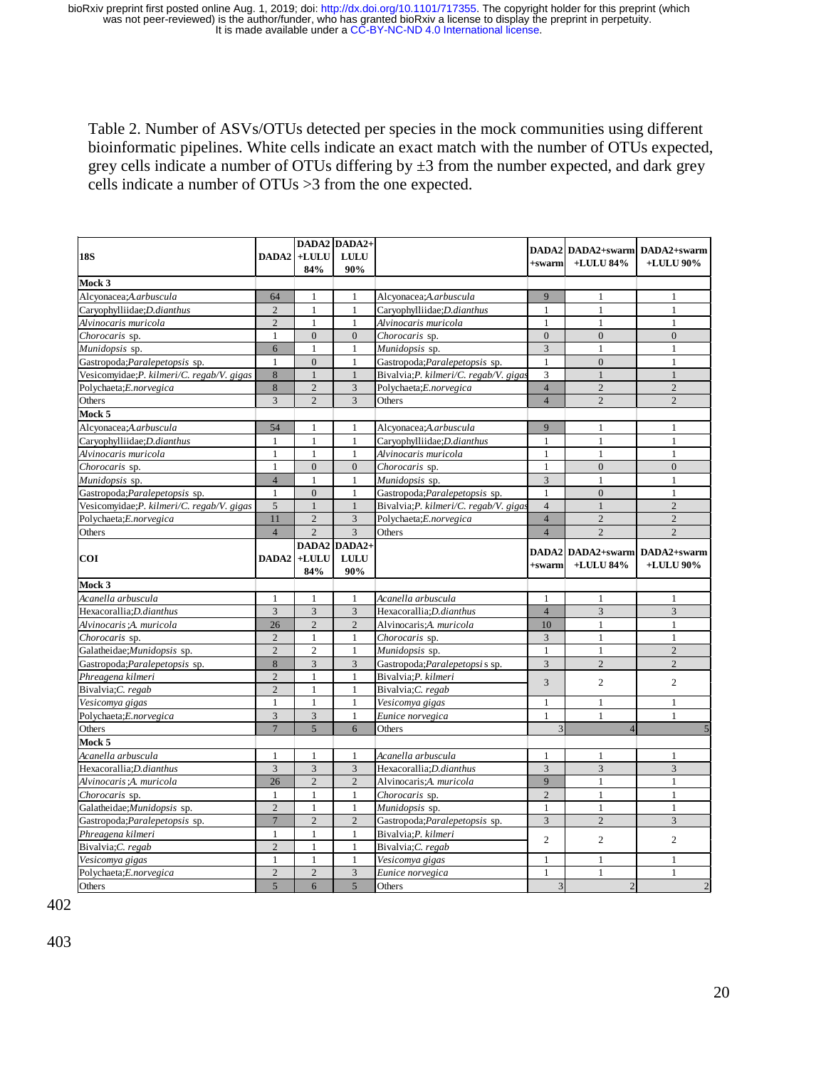Table 2. Number of ASVs/OTUs detected per species in the mock communities using different bioinformatic pipelines. White cells indicate an exact match with the number of OTUs expected, grey cells indicate a number of OTUs differing by ±3 from the number expected, and dark grey cells indicate a number of OTUs >3 from the one expected.

| **18S** | **DADA2** | **DADA2 +LULU 84%** | **DADA2+ LULU 90%** | | **DADA2 +swarm** | **DADA2+swarm +LULU 84%** | **DADA2+swarm +LULU 90%** |
|---|---|---|---|---|---|---|---|
| **Mock 3** | | | | | | | |
| Alcyonacea;*A.arbuscula* | 64 | 1 | 1 | Alcyonacea;*A.arbuscula* | 9 | 1 | 1 |
| Caryophylliidae;*D.dianthus* | 2 | 1 | 1 | Caryophylliidae;*D.dianthus* | 1 | 1 | 1 |
| *Alvinocaris muricola* | 2 | 1 | 1 | *Alvinocaris muricola* | 1 | 1 | 1 |
| *Chorocaris* sp. | 1 | 0 | 0 | *Chorocaris* sp. | 0 | 0 | 0 |
| *Munidopsis* sp. | 6 | 1 | 1 | *Munidopsis* sp. | 3 | 1 | 1 |
| Gastropoda;*Paralepetopsis* sp. | 1 | 0 | 1 | Gastropoda;*Paralepetopsis* sp. | 1 | 0 | 1 |
| Vesicomyidae;*P. kilmeri/C. regab/V. gigas* | 8 | 1 | 1 | Bivalvia;*P. kilmeri/C. regab/V. gigas* | 3 | 1 | 1 |
| Polychaeta;*E.norvegica* | 8 | 2 | 3 | Polychaeta;*E.norvegica* | 4 | 2 | 2 |
| Others | 3 | 2 | 3 | Others | 4 | 2 | 2 |
| **Mock 5** | | | | | | | |
| Alcyonacea;*A.arbuscula* | 54 | 1 | 1 | Alcyonacea;*A.arbuscula* | 9 | 1 | 1 |
| Caryophylliidae;*D.dianthus* | 1 | 1 | 1 | Caryophylliidae;*D.dianthus* | 1 | 1 | 1 |
| *Alvinocaris muricola* | 1 | 1 | 1 | *Alvinocaris muricola* | 1 | 1 | 1 |
| *Chorocaris* sp. | 1 | 0 | 0 | *Chorocaris* sp. | 1 | 0 | 0 |
| *Munidopsis* sp. | 4 | 1 | 1 | *Munidopsis* sp. | 3 | 1 | 1 |
| Gastropoda;*Paralepetopsis* sp. | 1 | 0 | 1 | Gastropoda;*Paralepetopsis* sp. | 1 | 0 | 1 |
| Vesicomyidae;*P. kilmeri/C. regab/V. gigas* | 5 | 1 | 1 | Bivalvia;*P. kilmeri/C. regab/V. gigas* | 4 | 1 | 2 |
| Polychaeta;*E.norvegica* | 11 | 2 | 3 | Polychaeta;*E.norvegica* | 4 | 2 | 2 |
| Others | 4 | 2 | 3 | Others | 4 | 2 | 2 |
| **COI** | **DADA2** | **DADA2 +LULU 84%** | **DADA2+ LULU 90%** | | **DADA2 +swarm** | **DADA2+swarm +LULU 84%** | **DADA2+swarm +LULU 90%** |
| **Mock 3** | | | | | | | |
| *Acanella arbuscula* | 1 | 1 | 1 | *Acanella arbuscula* | 1 | 1 | 1 |
| Hexacorallia;*D.dianthus* | 3 | 3 | 3 | Hexacorallia;*D.dianthus* | 4 | 3 | 3 |
| *Alvinocaris* ;*A. muricola* | 26 | 2 | 2 | Alvinocaris;*A. muricola* | 10 | 1 | 1 |
| *Chorocaris* sp. | 2 | 1 | 1 | *Chorocaris* sp. | 3 | 1 | 1 |
| Galatheidae;*Munidopsis* sp. | 2 | 2 | 1 | *Munidopsis* sp. | 1 | 1 | 2 |
| Gastropoda;*Paralepetopsis* sp. | 8 | 3 | 3 | Gastropoda;*Paralepetopsis* sp. | 3 | 2 | 2 |
| *Phreagena kilmeri* | 2 | 1 | 1 | Bivalvia;*P. kilmeri* | 3 | 2 | 2 |
| Bivalvia;*C. regab* | 2 | 1 | 1 | Bivalvia;*C. regab* | | | |
| *Vesicomya gigas* | 1 | 1 | 1 | *Vesicomya gigas* | 1 | 1 | 1 |
| Polychaeta;*E.norvegica* | 3 | 3 | 1 | *Eunice norvegica* | 1 | 1 | 1 |
| Others | 7 | 5 | 6 | Others | 3 | 4 | 5 |
| **Mock 5** | | | | | | | |
| *Acanella arbuscula* | 1 | 1 | 1 | *Acanella arbuscula* | 1 | 1 | 1 |
| Hexacorallia;*D.dianthus* | 3 | 3 | 3 | Hexacorallia;*D.dianthus* | 3 | 3 | 3 |
| *Alvinocaris* ;*A. muricola* | 26 | 2 | 2 | Alvinocaris;*A. muricola* | 9 | 1 | 1 |
| *Chorocaris* sp. | 1 | 1 | 1 | *Chorocaris* sp. | 2 | 1 | 1 |
| Galatheidae;*Munidopsis* sp. | 2 | 1 | 1 | *Munidopsis* sp. | 1 | 1 | 1 |
| Gastropoda;*Paralepetopsis* sp. | 7 | 2 | 2 | Gastropoda;*Paralepetopsis* sp. | 3 | 2 | 3 |
| *Phreagena kilmeri* | 1 | 1 | 1 | Bivalvia;*P. kilmeri* | 2 | 2 | 2 |
| Bivalvia;*C. regab* | 2 | 1 | 1 | Bivalvia;*C. regab* | | | |
| *Vesicomya gigas* | 1 | 1 | 1 | *Vesicomya gigas* | 1 | 1 | 1 |
| Polychaeta;*E.norvegica* | 2 | 2 | 3 | *Eunice norvegica* | 1 | 1 | 1 |
| Others | 5 | 6 | 5 | Others | 3 | 2 | 2 |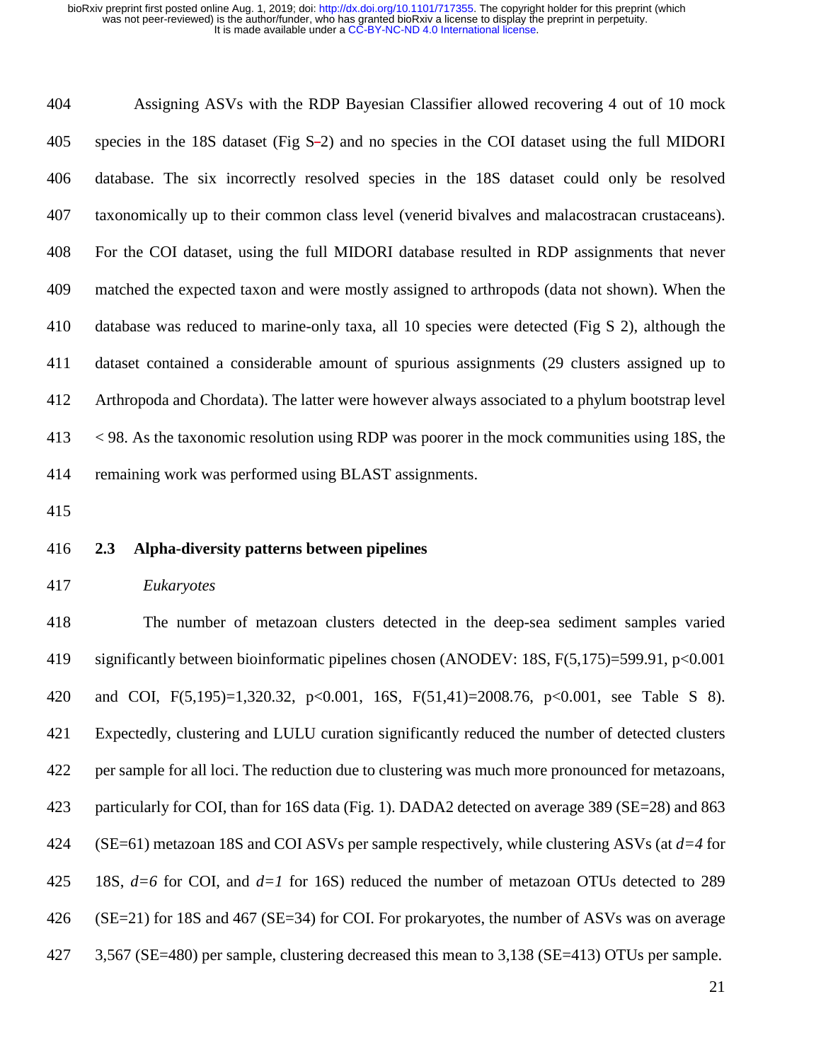Assigning ASVs with the RDP Bayesian Classifier allowed recovering 4 out of 10 mock species in the 18S dataset (Fig S-2) and no species in the COI dataset using the full MIDORI database. The six incorrectly resolved species in the 18S dataset could only be resolved taxonomically up to their common class level (venerid bivalves and malacostracan crustaceans). For the COI dataset, using the full MIDORI database resulted in RDP assignments that never matched the expected taxon and were mostly assigned to arthropods (data not shown). When the database was reduced to marine-only taxa, all 10 species were detected (Fig S 2), although the dataset contained a considerable amount of spurious assignments (29 clusters assigned up to Arthropoda and Chordata). The latter were however always associated to a phylum bootstrap level < 98. As the taxonomic resolution using RDP was poorer in the mock communities using 18S, the remaining work was performed using BLAST assignments.

## 2.3 Alpha-diversity patterns between pipelines

*Eukaryotes*

The number of metazoan clusters detected in the deep-sea sediment samples varied significantly between bioinformatic pipelines chosen (ANODEV: 18S, $F(5,175)=599.91$, $p<0.001$ and COI, $F(5,195)=1,320.32$, $p<0.001$, 16S, $F(51,41)=2008.76$, $p<0.001$, see Table S 8). Expectedly, clustering and LULU curation significantly reduced the number of detected clusters per sample for all loci. The reduction due to clustering was much more pronounced for metazoans, particularly for COI, than for 16S data (Fig. 1). DADA2 detected on average 389 (SE=28) and 863 (SE=61) metazoan 18S and COI ASVs per sample respectively, while clustering ASVs (at $d=4$ for 18S, $d=6$ for COI, and $d=1$ for 16S) reduced the number of metazoan OTUs detected to 289 (SE=21) for 18S and 467 (SE=34) for COI. For prokaryotes, the number of ASVs was on average 3,567 (SE=480) per sample, clustering decreased this mean to 3,138 (SE=413) OTUs per sample.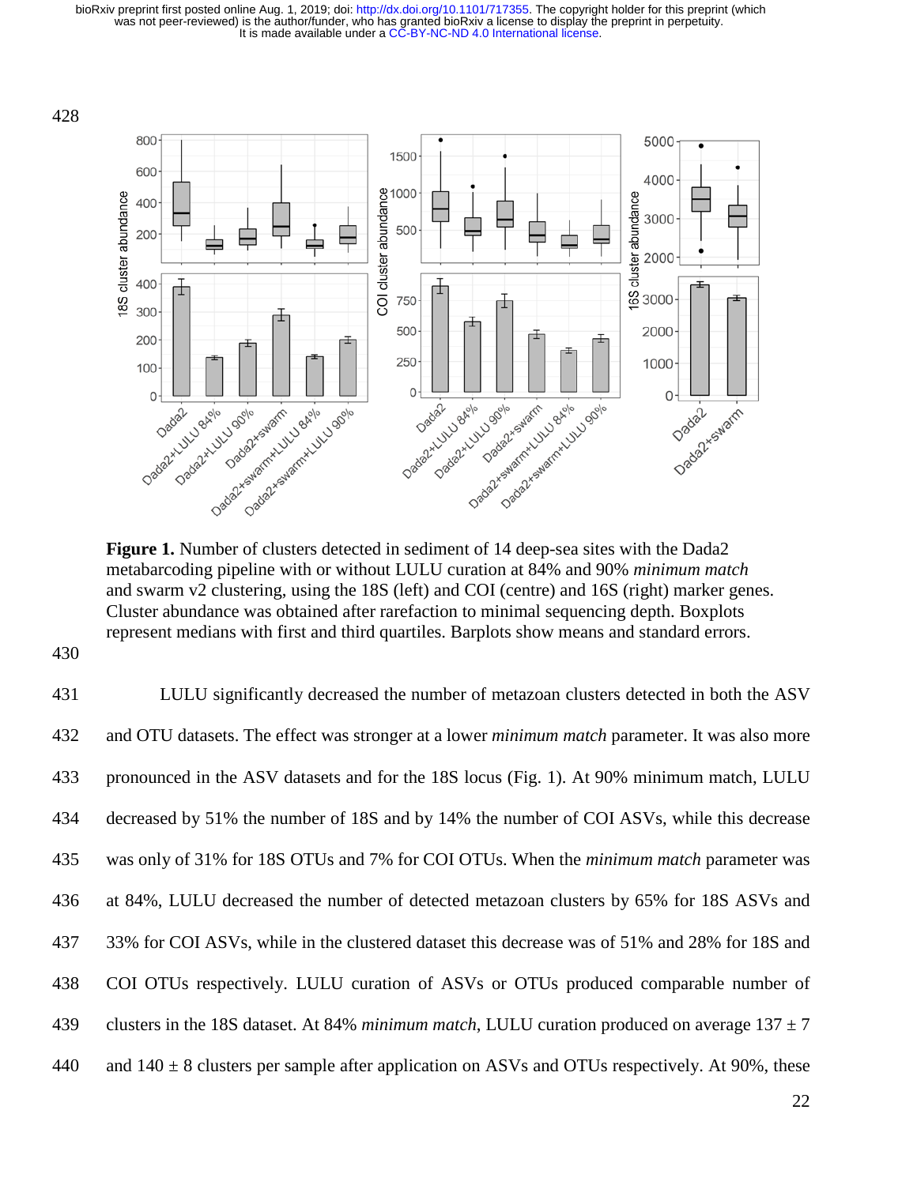**Figure 1.** Number of clusters detected in sediment of 14 deep-sea sites with the Dada2 metabarcoding pipeline with or without LULU curation at 84% and 90% *minimum match* and swarm v2 clustering, using the 18S (left) and COI (centre) and 16S (right) marker genes. Cluster abundance was obtained after rarefaction to minimal sequencing depth. Boxplots represent medians with first and third quartiles. Barplots show means and standard errors.

LULU significantly decreased the number of metazoan clusters detected in both the ASV and OTU datasets. The effect was stronger at a lower *minimum match* parameter. It was also more pronounced in the ASV datasets and for the 18S locus (Fig. 1). At 90% minimum match, LULU decreased by 51% the number of 18S and by 14% the number of COI ASVs, while this decrease was only of 31% for 18S OTUs and 7% for COI OTUs. When the *minimum match* parameter was at 84%, LULU decreased the number of detected metazoan clusters by 65% for 18S ASVs and 33% for COI ASVs, while in the clustered dataset this decrease was of 51% and 28% for 18S and COI OTUs respectively. LULU curation of ASVs or OTUs produced comparable number of clusters in the 18S dataset. At 84% *minimum match*, LULU curation produced on average 137 ± 7 and 140 ± 8 clusters per sample after application on ASVs and OTUs respectively. At 90%, these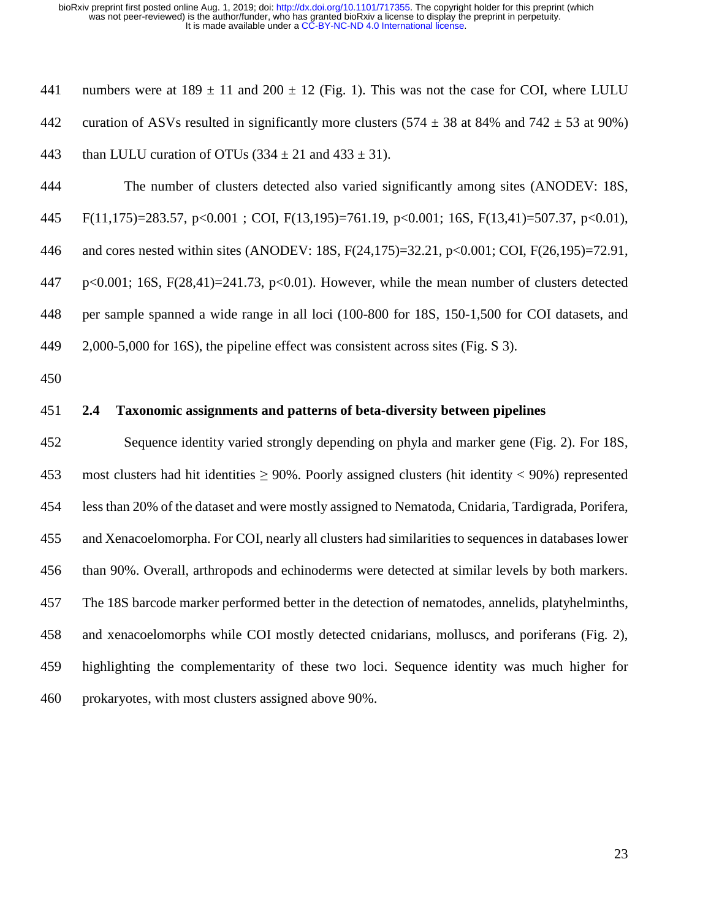numbers were at $189 \pm 11$ and $200 \pm 12$ (Fig. 1). This was not the case for COI, where LULU curation of ASVs resulted in significantly more clusters ($574 \pm 38$ at 84% and $742 \pm 53$ at 90%) than LULU curation of OTUs ($334 \pm 21$ and $433 \pm 31$).

The number of clusters detected also varied significantly among sites (ANODEV: 18S, $F(11,175)=283.57$, $p<0.001$ ; COI, $F(13,195)=761.19$, $p<0.001$; 16S, $F(13,41)=507.37$, $p<0.01$), and cores nested within sites (ANODEV: 18S, $F(24,175)=32.21$, $p<0.001$; COI, $F(26,195)=72.91$, $p<0.001$; 16S, $F(28,41)=241.73$, $p<0.01$). However, while the mean number of clusters detected per sample spanned a wide range in all loci (100-800 for 18S, 150-1,500 for COI datasets, and 2,000-5,000 for 16S), the pipeline effect was consistent across sites (Fig. S 3).

## 2.4 Taxonomic assignments and patterns of beta-diversity between pipelines

Sequence identity varied strongly depending on phyla and marker gene (Fig. 2). For 18S, most clusters had hit identities ≥ 90%. Poorly assigned clusters (hit identity < 90%) represented less than 20% of the dataset and were mostly assigned to Nematoda, Cnidaria, Tardigrada, Porifera, and Xenacoelomorpha. For COI, nearly all clusters had similarities to sequences in databases lower than 90%. Overall, arthropods and echinoderms were detected at similar levels by both markers. The 18S barcode marker performed better in the detection of nematodes, annelids, platyhelminths, and xenacoelomorphs while COI mostly detected cnidarians, molluscs, and poriferans (Fig. 2), highlighting the complementarity of these two loci. Sequence identity was much higher for prokaryotes, with most clusters assigned above 90%.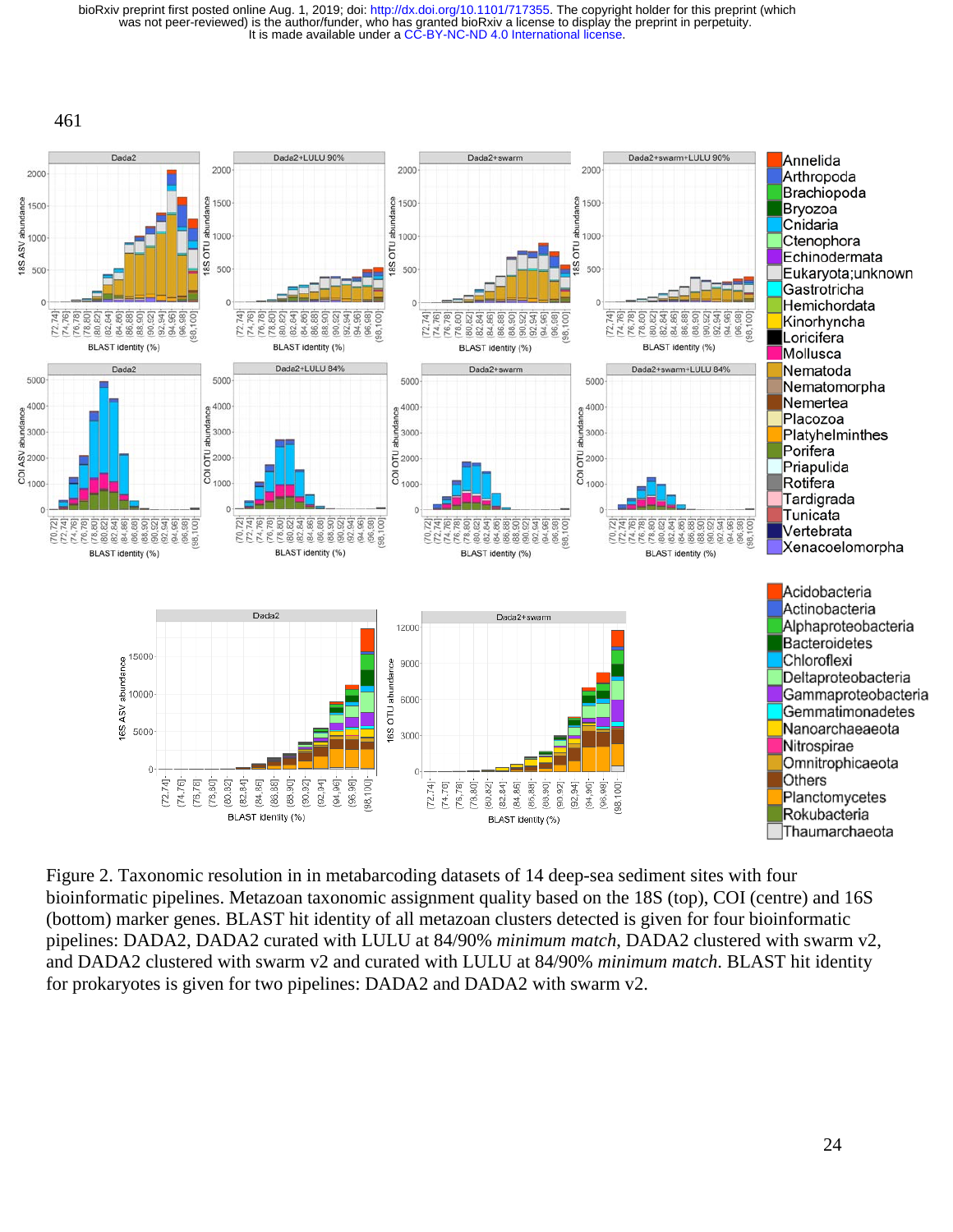461

Figure 2. Taxonomic resolution in in metabarcoding datasets of 14 deep-sea sediment sites with four bioinformatic pipelines. Metazoan taxonomic assignment quality based on the 18S (top), COI (centre) and 16S (bottom) marker genes. BLAST hit identity of all metazoan clusters detected is given for four bioinformatic pipelines: DADA2, DADA2 curated with LULU at 84/90% *minimum match*, DADA2 clustered with swarm v2, and DADA2 clustered with swarm v2 and curated with LULU at 84/90% *minimum match*. BLAST hit identity for prokaryotes is given for two pipelines: DADA2 and DADA2 with swarm v2.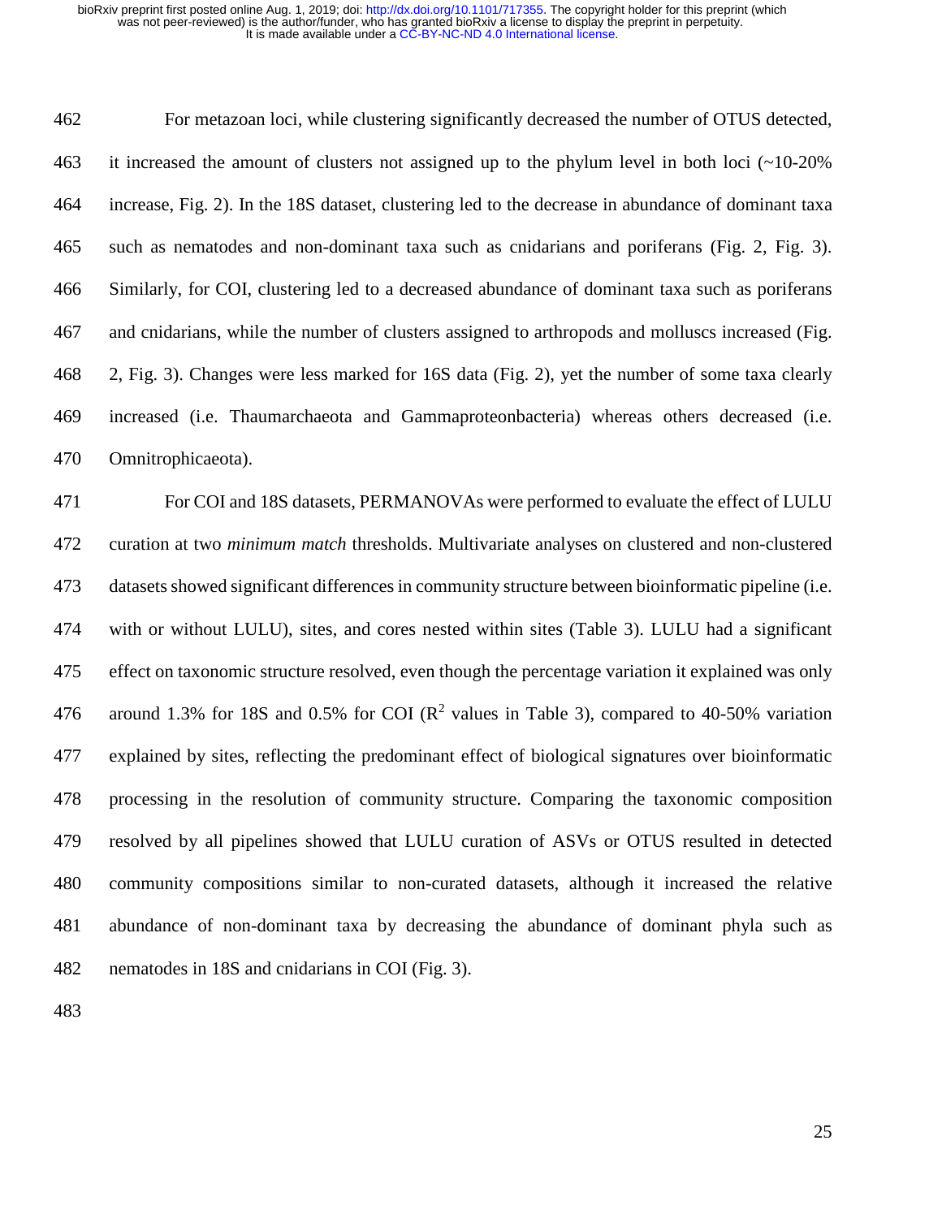For metazoan loci, while clustering significantly decreased the number of OTUS detected, it increased the amount of clusters not assigned up to the phylum level in both loci (~10-20% increase, Fig. 2). In the 18S dataset, clustering led to the decrease in abundance of dominant taxa such as nematodes and non-dominant taxa such as cnidarians and poriferans (Fig. 2, Fig. 3). Similarly, for COI, clustering led to a decreased abundance of dominant taxa such as poriferans and cnidarians, while the number of clusters assigned to arthropods and molluscs increased (Fig. 2, Fig. 3). Changes were less marked for 16S data (Fig. 2), yet the number of some taxa clearly increased (i.e. Thaumarchaeota and Gammaproteonbacteria) whereas others decreased (i.e. Omnitrophicaeota).

For COI and 18S datasets, PERMANOVAs were performed to evaluate the effect of LULU curation at two *minimum match* thresholds. Multivariate analyses on clustered and non-clustered datasets showed significant differences in community structure between bioinformatic pipeline (i.e. with or without LULU), sites, and cores nested within sites (Table 3). LULU had a significant effect on taxonomic structure resolved, even though the percentage variation it explained was only around 1.3% for 18S and 0.5% for COI ($R^2$ values in Table 3), compared to 40-50% variation explained by sites, reflecting the predominant effect of biological signatures over bioinformatic processing in the resolution of community structure. Comparing the taxonomic composition resolved by all pipelines showed that LULU curation of ASVs or OTUS resulted in detected community compositions similar to non-curated datasets, although it increased the relative abundance of non-dominant taxa by decreasing the abundance of dominant phyla such as nematodes in 18S and cnidarians in COI (Fig. 3).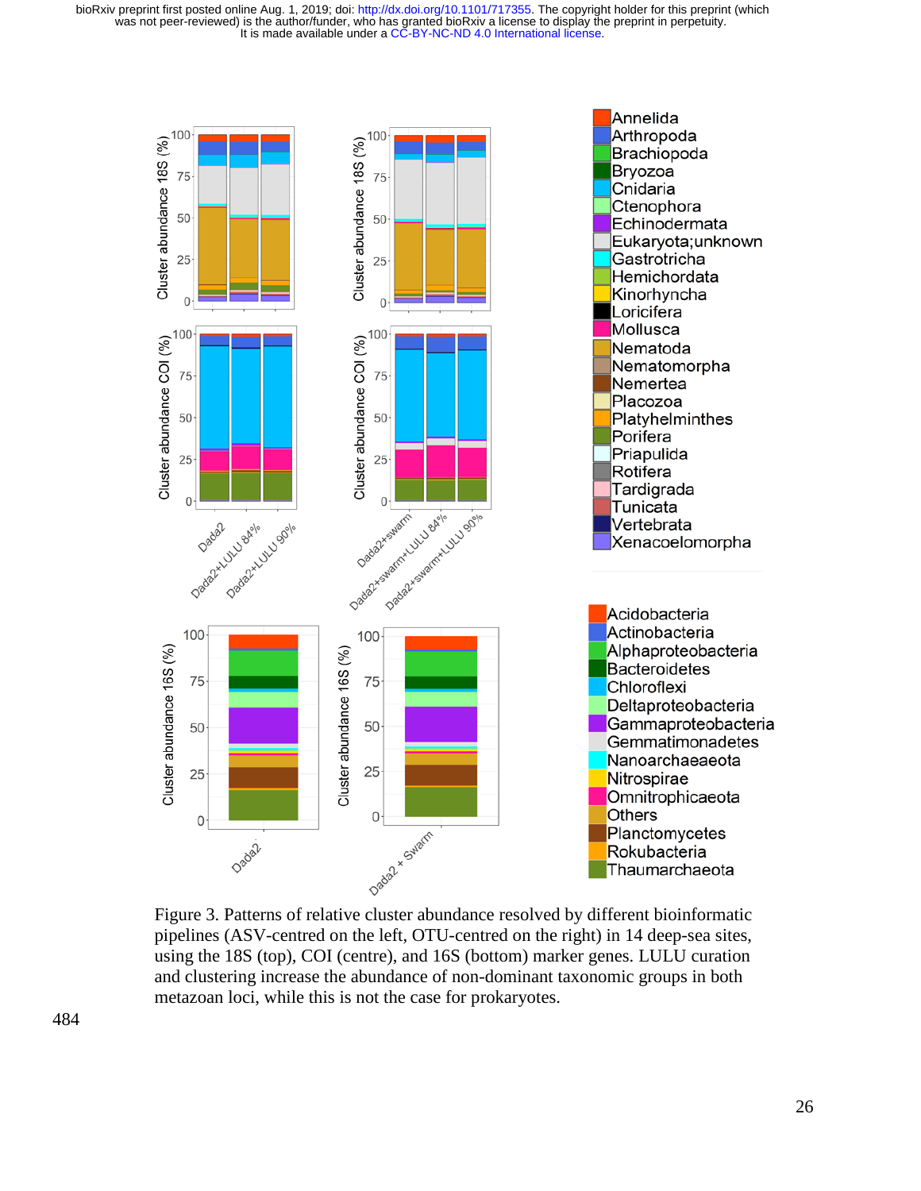Figure 3. Patterns of relative cluster abundance resolved by different bioinformatic pipelines (ASV-centred on the left, OTU-centred on the right) in 14 deep-sea sites, using the 18S (top), COI (centre), and 16S (bottom) marker genes. LULU curation and clustering increase the abundance of non-dominant taxonomic groups in both metazoan loci, while this is not the case for prokaryotes.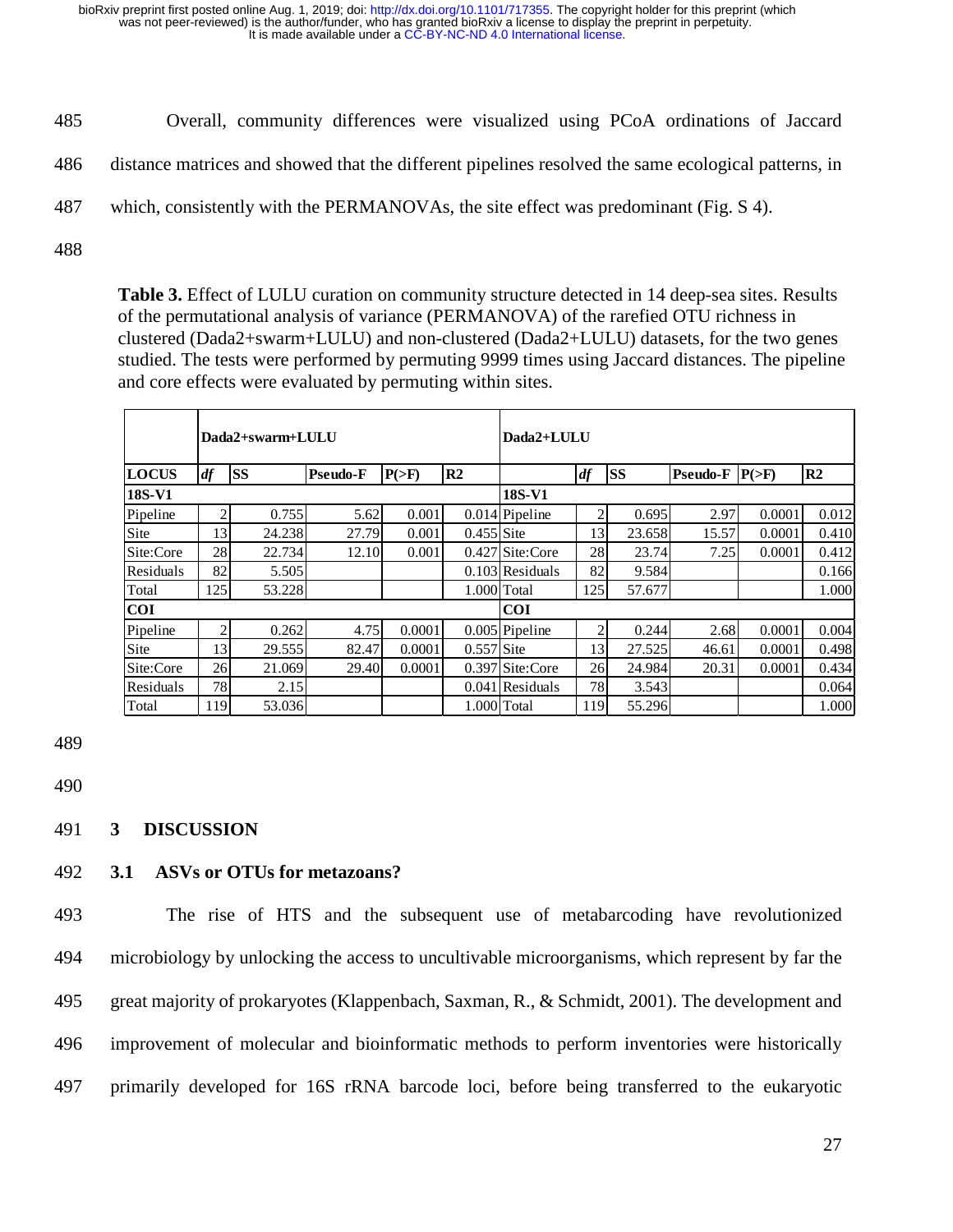Overall, community differences were visualized using PCoA ordinations of Jaccard distance matrices and showed that the different pipelines resolved the same ecological patterns, in which, consistently with the PERMANOVAs, the site effect was predominant (Fig. S 4).

**Table 3.** Effect of LULU curation on community structure detected in 14 deep-sea sites. Results of the permutational analysis of variance (PERMANOVA) of the rarefied OTU richness in clustered (Dada2+swarm+LULU) and non-clustered (Dada2+LULU) datasets, for the two genes studied. The tests were performed by permuting 9999 times using Jaccard distances. The pipeline and core effects were evaluated by permuting within sites.

| | Dada2+swarm+LULU | | | | | Dada2+LULU | | | | | |
|---|---|---|---|---|---|---|---|---|---|---|---|
| **LOCUS** | *df* | **SS** | **Pseudo-F** | **P(>F)** | **R2** | | *df* | **SS** | **Pseudo-F** | **P(>F)** | **R2** |
| **18S-V1** | | | | | | **18S-V1** | | | | | |
| Pipeline | 2 | 0.755 | 5.62 | 0.001 | 0.014 | Pipeline | 2 | 0.695 | 2.97 | 0.0001 | 0.012 |
| Site | 13 | 24.238 | 27.79 | 0.001 | 0.455 | Site | 13 | 23.658 | 15.57 | 0.0001 | 0.410 |
| Site:Core | 28 | 22.734 | 12.10 | 0.001 | 0.427 | Site:Core | 28 | 23.74 | 7.25 | 0.0001 | 0.412 |
| Residuals | 82 | 5.505 | | | 0.103 | Residuals | 82 | 9.584 | | | 0.166 |
| Total | 125 | 53.228 | | | 1.000 | Total | 125 | 57.677 | | | 1.000 |
| **COI** | | | | | | **COI** | | | | | |
| Pipeline | 2 | 0.262 | 4.75 | 0.0001 | 0.005 | Pipeline | 2 | 0.244 | 2.68 | 0.0001 | 0.004 |
| Site | 13 | 29.555 | 82.47 | 0.0001 | 0.557 | Site | 13 | 27.525 | 46.61 | 0.0001 | 0.498 |
| Site:Core | 26 | 21.069 | 29.40 | 0.0001 | 0.397 | Site:Core | 26 | 24.984 | 20.31 | 0.0001 | 0.434 |
| Residuals | 78 | 2.15 | | | 0.041 | Residuals | 78 | 3.543 | | | 0.064 |
| Total | 119 | 53.036 | | | 1.000 | Total | 119 | 55.296 | | | 1.000 |

# 3 DISCUSSION

## 3.1 ASVs or OTUs for metazoans?

The rise of HTS and the subsequent use of metabarcoding have revolutionized microbiology by unlocking the access to uncultivable microorganisms, which represent by far the great majority of prokaryotes (Klappenbach, Saxman, R., & Schmidt, 2001). The development and improvement of molecular and bioinformatic methods to perform inventories were historically primarily developed for 16S rRNA barcode loci, before being transferred to the eukaryotic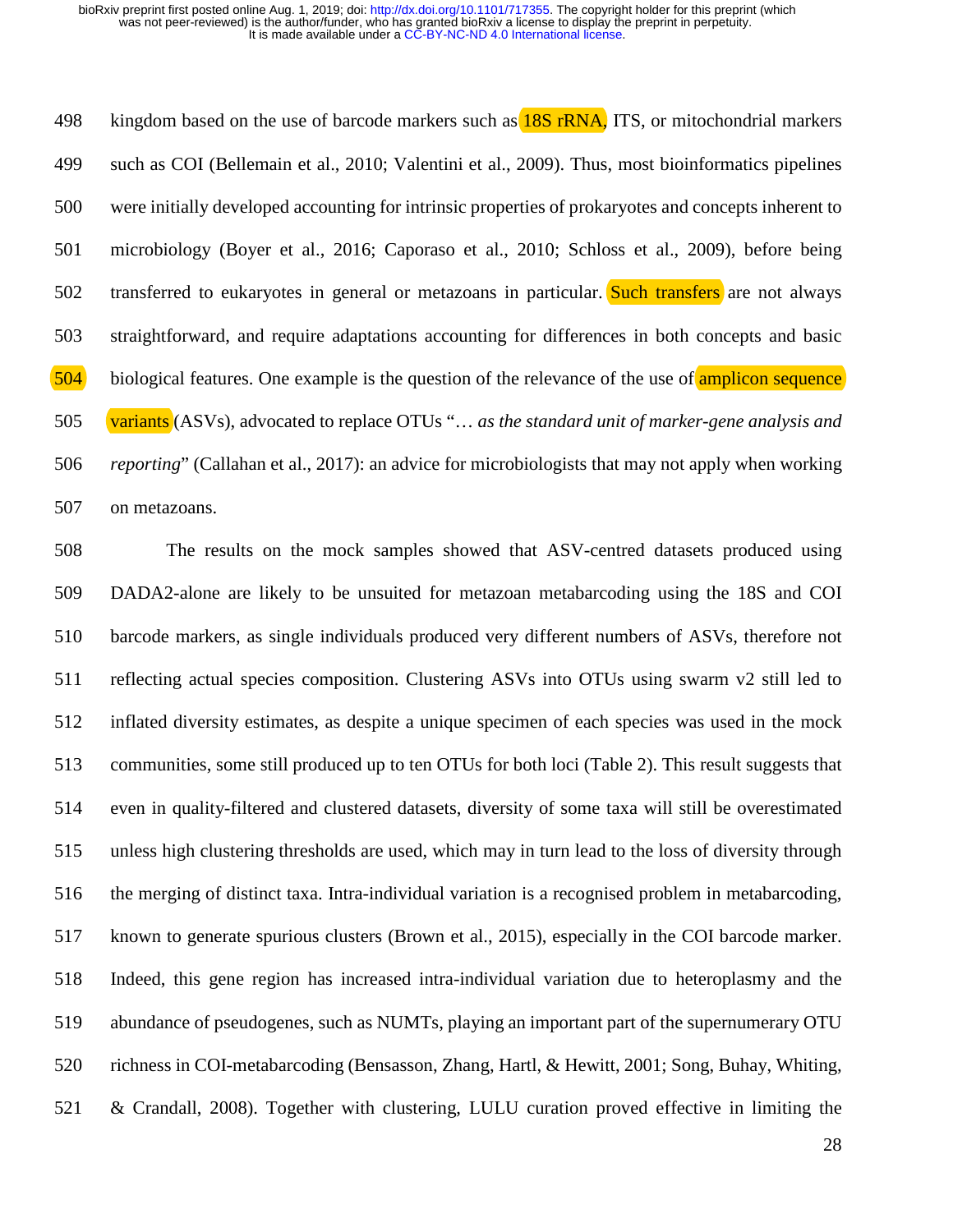kingdom based on the use of barcode markers such as 18S rRNA, ITS, or mitochondrial markers such as COI (Bellemain et al., 2010; Valentini et al., 2009). Thus, most bioinformatics pipelines were initially developed accounting for intrinsic properties of prokaryotes and concepts inherent to microbiology (Boyer et al., 2016; Caporaso et al., 2010; Schloss et al., 2009), before being transferred to eukaryotes in general or metazoans in particular. Such transfers are not always straightforward, and require adaptations accounting for differences in both concepts and basic biological features. One example is the question of the relevance of the use of amplicon sequence variants (ASVs), advocated to replace OTUs "… *as the standard unit of marker-gene analysis and reporting*" (Callahan et al., 2017): an advice for microbiologists that may not apply when working on metazoans.

The results on the mock samples showed that ASV-centred datasets produced using DADA2-alone are likely to be unsuited for metazoan metabarcoding using the 18S and COI barcode markers, as single individuals produced very different numbers of ASVs, therefore not reflecting actual species composition. Clustering ASVs into OTUs using swarm v2 still led to inflated diversity estimates, as despite a unique specimen of each species was used in the mock communities, some still produced up to ten OTUs for both loci (Table 2). This result suggests that even in quality-filtered and clustered datasets, diversity of some taxa will still be overestimated unless high clustering thresholds are used, which may in turn lead to the loss of diversity through the merging of distinct taxa. Intra-individual variation is a recognised problem in metabarcoding, known to generate spurious clusters (Brown et al., 2015), especially in the COI barcode marker. Indeed, this gene region has increased intra-individual variation due to heteroplasmy and the abundance of pseudogenes, such as NUMTs, playing an important part of the supernumerary OTU richness in COI-metabarcoding (Bensasson, Zhang, Hartl, & Hewitt, 2001; Song, Buhay, Whiting, & Crandall, 2008). Together with clustering, LULU curation proved effective in limiting the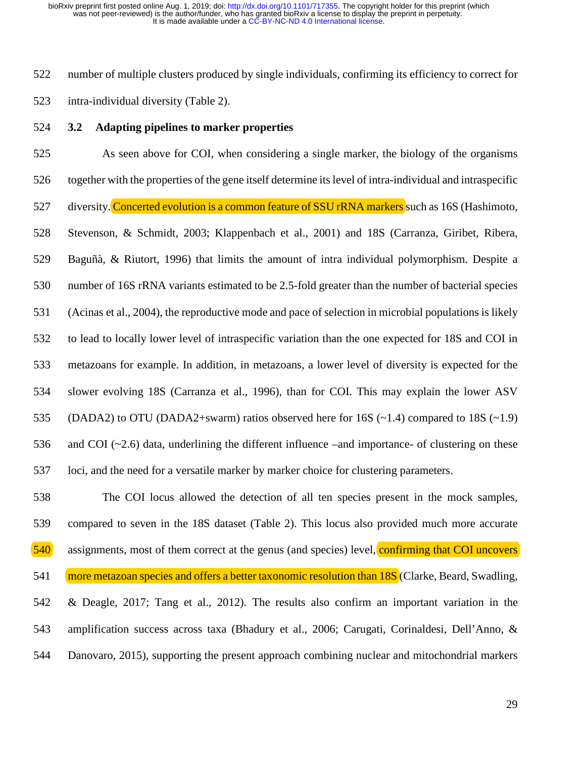number of multiple clusters produced by single individuals, confirming its efficiency to correct for intra-individual diversity (Table 2).

## 3.2 Adapting pipelines to marker properties

As seen above for COI, when considering a single marker, the biology of the organisms together with the properties of the gene itself determine its level of intra-individual and intraspecific diversity. Concerted evolution is a common feature of SSU rRNA markers such as 16S (Hashimoto, Stevenson, & Schmidt, 2003; Klappenbach et al., 2001) and 18S (Carranza, Giribet, Ribera, Baguñà, & Riutort, 1996) that limits the amount of intra individual polymorphism. Despite a number of 16S rRNA variants estimated to be 2.5-fold greater than the number of bacterial species (Acinas et al., 2004), the reproductive mode and pace of selection in microbial populations is likely to lead to locally lower level of intraspecific variation than the one expected for 18S and COI in metazoans for example. In addition, in metazoans, a lower level of diversity is expected for the slower evolving 18S (Carranza et al., 1996), than for COI. This may explain the lower ASV (DADA2) to OTU (DADA2+swarm) ratios observed here for 16S (~1.4) compared to 18S (~1.9) and COI (~2.6) data, underlining the different influence –and importance- of clustering on these loci, and the need for a versatile marker by marker choice for clustering parameters.

The COI locus allowed the detection of all ten species present in the mock samples, compared to seven in the 18S dataset (Table 2). This locus also provided much more accurate assignments, most of them correct at the genus (and species) level, confirming that COI uncovers more metazoan species and offers a better taxonomic resolution than 18S (Clarke, Beard, Swadling, & Deagle, 2017; Tang et al., 2012). The results also confirm an important variation in the amplification success across taxa (Bhadury et al., 2006; Carugati, Corinaldesi, Dell'Anno, & Danovaro, 2015), supporting the present approach combining nuclear and mitochondrial markers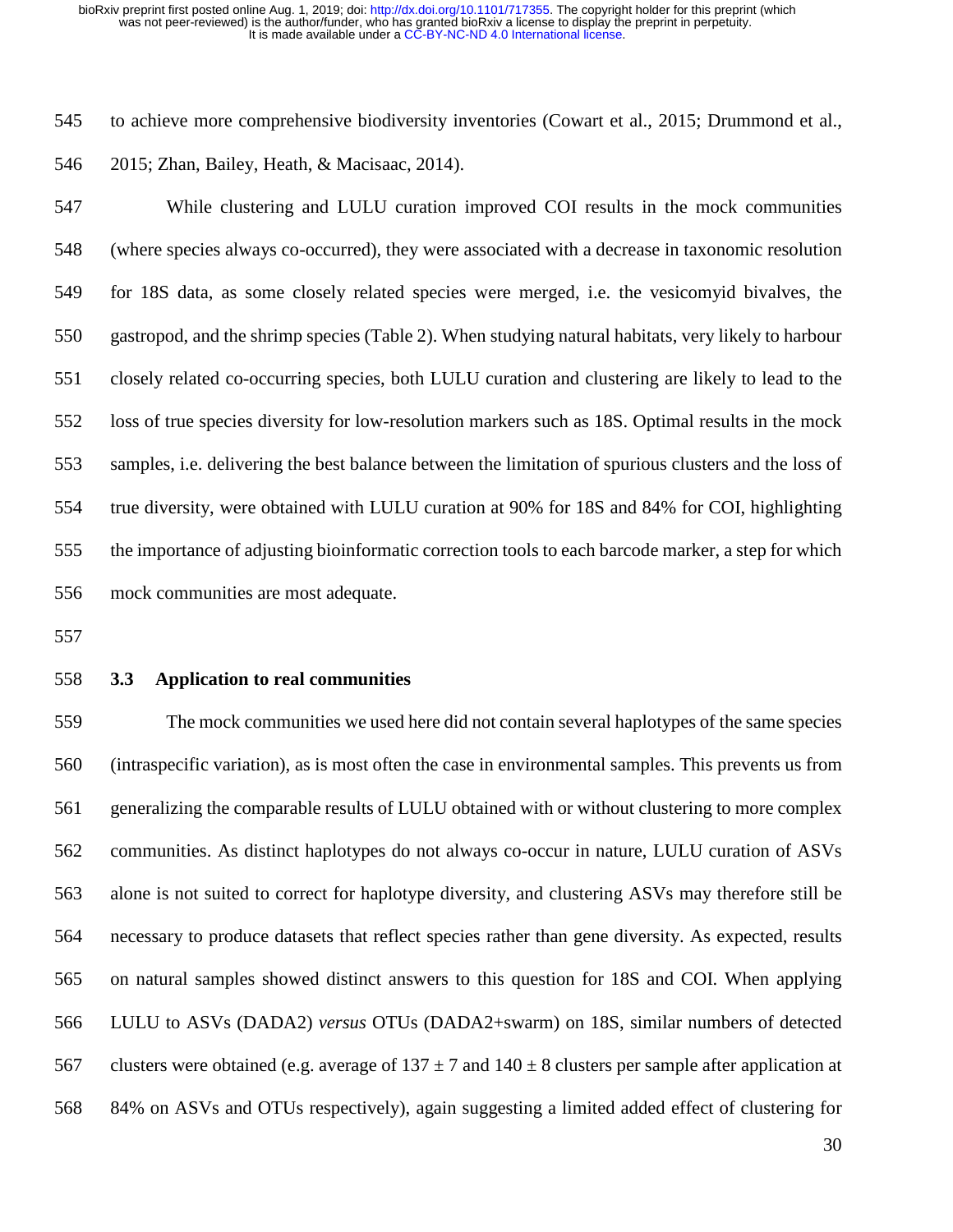to achieve more comprehensive biodiversity inventories (Cowart et al., 2015; Drummond et al., 2015; Zhan, Bailey, Heath, & Macisaac, 2014).

While clustering and LULU curation improved COI results in the mock communities (where species always co-occurred), they were associated with a decrease in taxonomic resolution for 18S data, as some closely related species were merged, i.e. the vesicomyid bivalves, the gastropod, and the shrimp species (Table 2). When studying natural habitats, very likely to harbour closely related co-occurring species, both LULU curation and clustering are likely to lead to the loss of true species diversity for low-resolution markers such as 18S. Optimal results in the mock samples, i.e. delivering the best balance between the limitation of spurious clusters and the loss of true diversity, were obtained with LULU curation at 90% for 18S and 84% for COI, highlighting the importance of adjusting bioinformatic correction tools to each barcode marker, a step for which mock communities are most adequate.

## 3.3 Application to real communities

The mock communities we used here did not contain several haplotypes of the same species (intraspecific variation), as is most often the case in environmental samples. This prevents us from generalizing the comparable results of LULU obtained with or without clustering to more complex communities. As distinct haplotypes do not always co-occur in nature, LULU curation of ASVs alone is not suited to correct for haplotype diversity, and clustering ASVs may therefore still be necessary to produce datasets that reflect species rather than gene diversity. As expected, results on natural samples showed distinct answers to this question for 18S and COI. When applying LULU to ASVs (DADA2) *versus* OTUs (DADA2+swarm) on 18S, similar numbers of detected clusters were obtained (e.g. average of $137 \pm 7$ and $140 \pm 8$ clusters per sample after application at 84% on ASVs and OTUs respectively), again suggesting a limited added effect of clustering for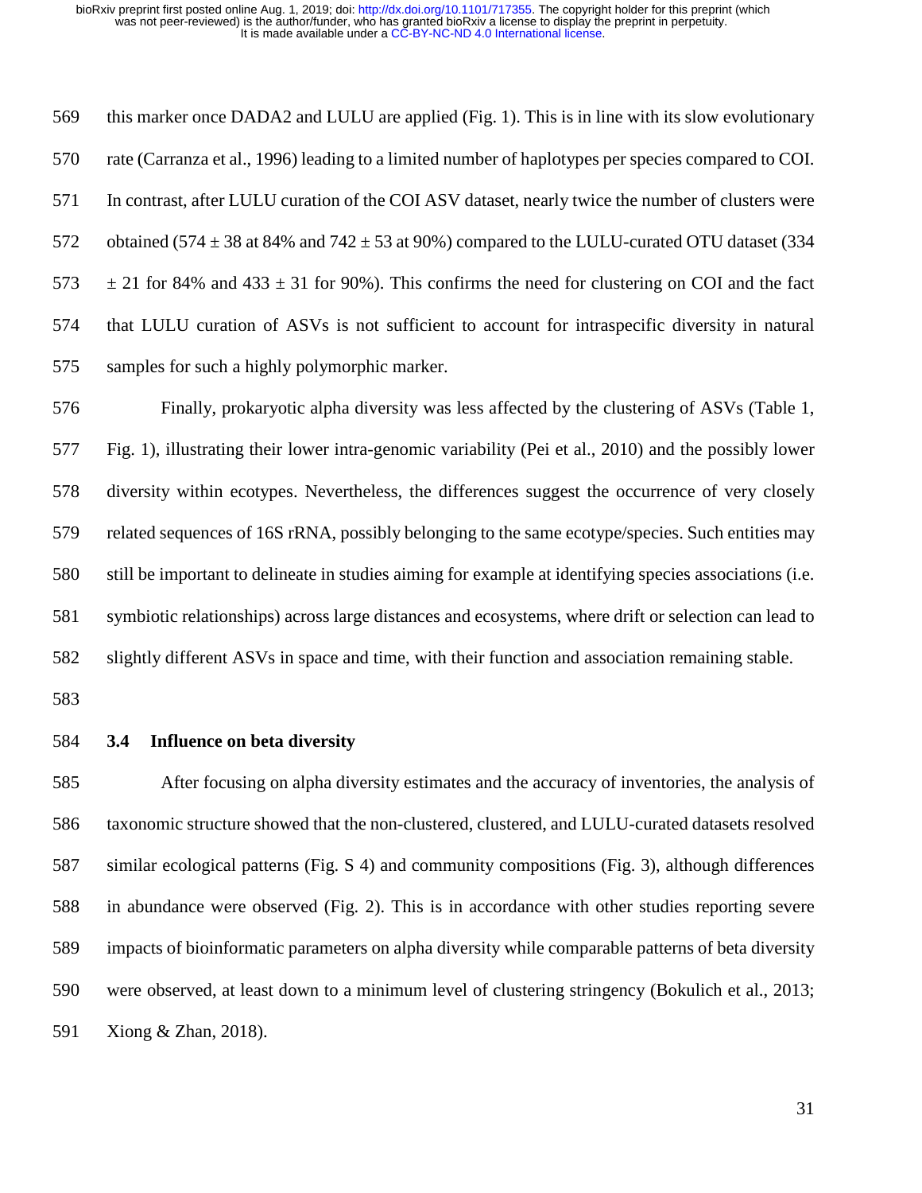this marker once DADA2 and LULU are applied (Fig. 1). This is in line with its slow evolutionary rate (Carranza et al., 1996) leading to a limited number of haplotypes per species compared to COI. In contrast, after LULU curation of the COI ASV dataset, nearly twice the number of clusters were obtained ($574 \pm 38$ at 84% and $742 \pm 53$ at 90%) compared to the LULU-curated OTU dataset ($334 \pm 21$ for 84% and $433 \pm 31$ for 90%). This confirms the need for clustering on COI and the fact that LULU curation of ASVs is not sufficient to account for intraspecific diversity in natural samples for such a highly polymorphic marker.

Finally, prokaryotic alpha diversity was less affected by the clustering of ASVs (Table 1, Fig. 1), illustrating their lower intra-genomic variability (Pei et al., 2010) and the possibly lower diversity within ecotypes. Nevertheless, the differences suggest the occurrence of very closely related sequences of 16S rRNA, possibly belonging to the same ecotype/species. Such entities may still be important to delineate in studies aiming for example at identifying species associations (i.e. symbiotic relationships) across large distances and ecosystems, where drift or selection can lead to slightly different ASVs in space and time, with their function and association remaining stable.

### 3.4 Influence on beta diversity

After focusing on alpha diversity estimates and the accuracy of inventories, the analysis of taxonomic structure showed that the non-clustered, clustered, and LULU-curated datasets resolved similar ecological patterns (Fig. S 4) and community compositions (Fig. 3), although differences in abundance were observed (Fig. 2). This is in accordance with other studies reporting severe impacts of bioinformatic parameters on alpha diversity while comparable patterns of beta diversity were observed, at least down to a minimum level of clustering stringency (Bokulich et al., 2013; Xiong & Zhan, 2018).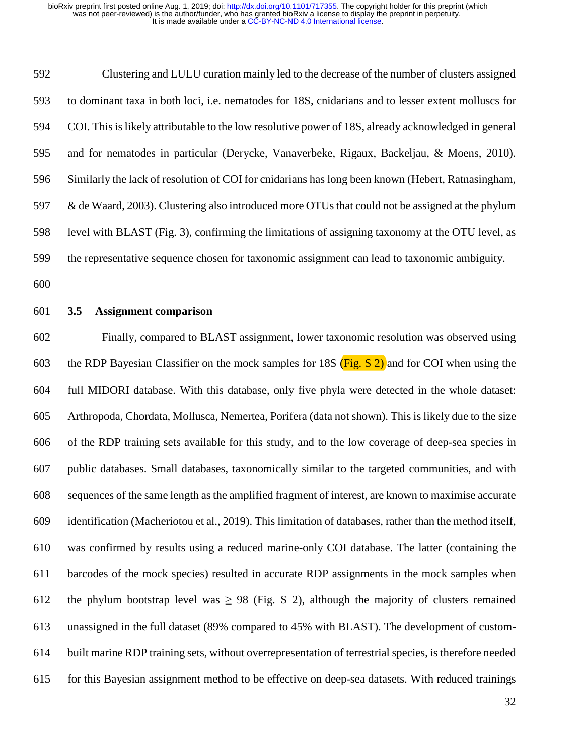Clustering and LULU curation mainly led to the decrease of the number of clusters assigned to dominant taxa in both loci, i.e. nematodes for 18S, cnidarians and to lesser extent molluscs for COI. This is likely attributable to the low resolutive power of 18S, already acknowledged in general and for nematodes in particular (Derycke, Vanaverbeke, Rigaux, Backeljau, & Moens, 2010). Similarly the lack of resolution of COI for cnidarians has long been known (Hebert, Ratnasingham, & de Waard, 2003). Clustering also introduced more OTUs that could not be assigned at the phylum level with BLAST (Fig. 3), confirming the limitations of assigning taxonomy at the OTU level, as the representative sequence chosen for taxonomic assignment can lead to taxonomic ambiguity.

### 3.5 Assignment comparison

Finally, compared to BLAST assignment, lower taxonomic resolution was observed using the RDP Bayesian Classifier on the mock samples for 18S (Fig. S 2) and for COI when using the full MIDORI database. With this database, only five phyla were detected in the whole dataset: Arthropoda, Chordata, Mollusca, Nemertea, Porifera (data not shown). This is likely due to the size of the RDP training sets available for this study, and to the low coverage of deep-sea species in public databases. Small databases, taxonomically similar to the targeted communities, and with sequences of the same length as the amplified fragment of interest, are known to maximise accurate identification (Macheriotou et al., 2019). This limitation of databases, rather than the method itself, was confirmed by results using a reduced marine-only COI database. The latter (containing the barcodes of the mock species) resulted in accurate RDP assignments in the mock samples when the phylum bootstrap level was $\geq$ 98 (Fig. S 2), although the majority of clusters remained unassigned in the full dataset (89% compared to 45% with BLAST). The development of custom-built marine RDP training sets, without overrepresentation of terrestrial species, is therefore needed for this Bayesian assignment method to be effective on deep-sea datasets. With reduced trainings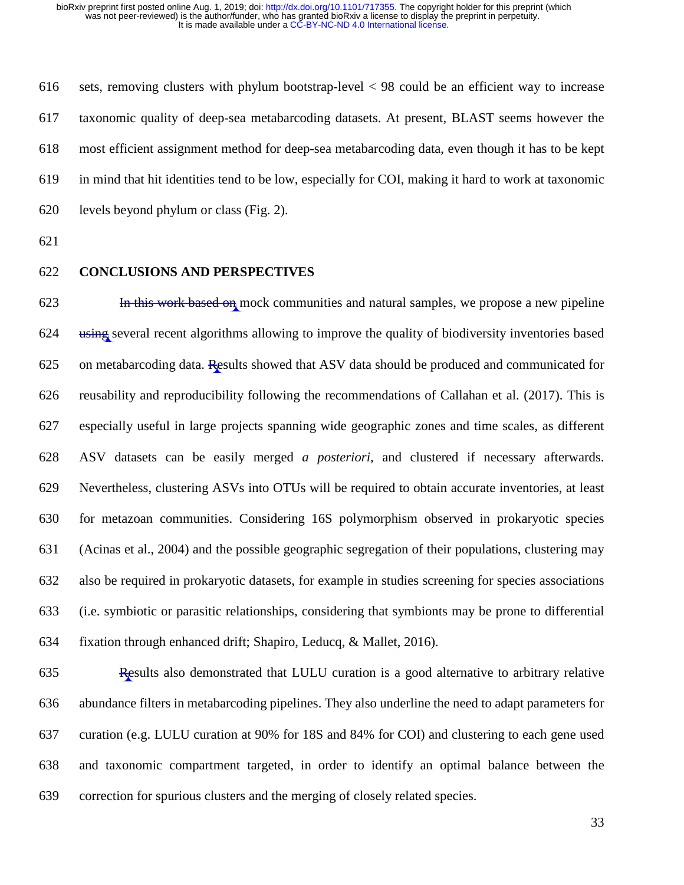sets, removing clusters with phylum bootstrap-level < 98 could be an efficient way to increase taxonomic quality of deep-sea metabarcoding datasets. At present, BLAST seems however the most efficient assignment method for deep-sea metabarcoding data, even though it has to be kept in mind that hit identities tend to be low, especially for COI, making it hard to work at taxonomic levels beyond phylum or class (Fig. 2).

## CONCLUSIONS AND PERSPECTIVES

~~In this work based on~~ mock communities and natural samples, we propose a new pipeline ~~using~~ several recent algorithms allowing to improve the quality of biodiversity inventories based on metabarcoding data. ~~R~~esults showed that ASV data should be produced and communicated for reusability and reproducibility following the recommendations of Callahan et al. (2017). This is especially useful in large projects spanning wide geographic zones and time scales, as different ASV datasets can be easily merged *a posteriori*, and clustered if necessary afterwards. Nevertheless, clustering ASVs into OTUs will be required to obtain accurate inventories, at least for metazoan communities. Considering 16S polymorphism observed in prokaryotic species (Acinas et al., 2004) and the possible geographic segregation of their populations, clustering may also be required in prokaryotic datasets, for example in studies screening for species associations (i.e. symbiotic or parasitic relationships, considering that symbionts may be prone to differential fixation through enhanced drift; Shapiro, Leducq, & Mallet, 2016).

~~R~~esults also demonstrated that LULU curation is a good alternative to arbitrary relative abundance filters in metabarcoding pipelines. They also underline the need to adapt parameters for curation (e.g. LULU curation at 90% for 18S and 84% for COI) and clustering to each gene used and taxonomic compartment targeted, in order to identify an optimal balance between the correction for spurious clusters and the merging of closely related species.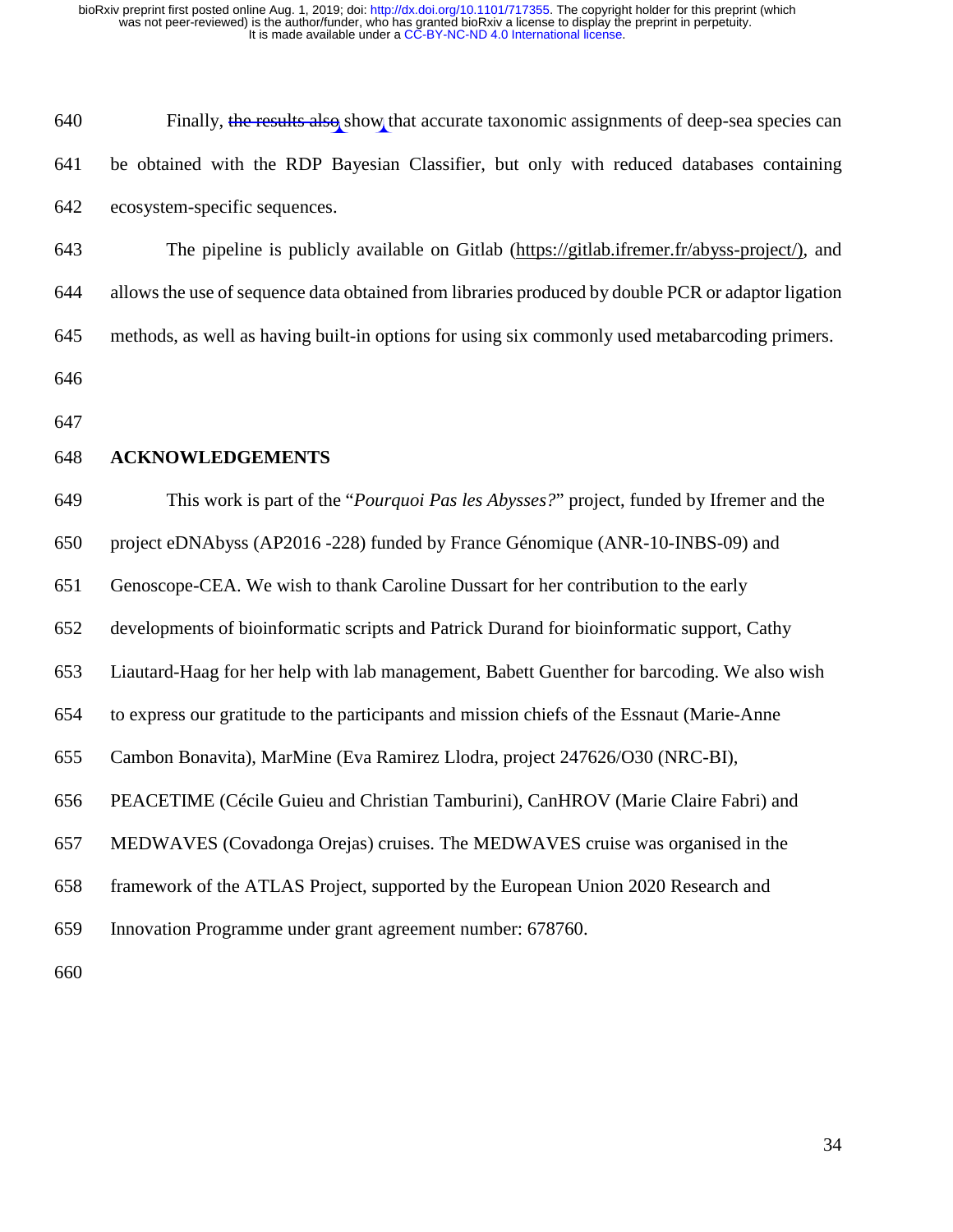Finally, ~~the results also~~ show that accurate taxonomic assignments of deep-sea species can be obtained with the RDP Bayesian Classifier, but only with reduced databases containing ecosystem-specific sequences.

The pipeline is publicly available on Gitlab (https://gitlab.ifremer.fr/abyss-project/), and allows the use of sequence data obtained from libraries produced by double PCR or adaptor ligation methods, as well as having built-in options for using six commonly used metabarcoding primers.

## ACKNOWLEDGEMENTS

This work is part of the "*Pourquoi Pas les Abysses?*" project, funded by Ifremer and the project eDNAbyss (AP2016 -228) funded by France Génomique (ANR-10-INBS-09) and Genoscope-CEA. We wish to thank Caroline Dussart for her contribution to the early developments of bioinformatic scripts and Patrick Durand for bioinformatic support, Cathy Liautard-Haag for her help with lab management, Babett Guenther for barcoding. We also wish to express our gratitude to the participants and mission chiefs of the Essnaut (Marie-Anne Cambon Bonavita), MarMine (Eva Ramirez Llodra, project 247626/O30 (NRC-BI), PEACETIME (Cécile Guieu and Christian Tamburini), CanHROV (Marie Claire Fabri) and MEDWAVES (Covadonga Orejas) cruises. The MEDWAVES cruise was organised in the framework of the ATLAS Project, supported by the European Union 2020 Research and Innovation Programme under grant agreement number: 678760.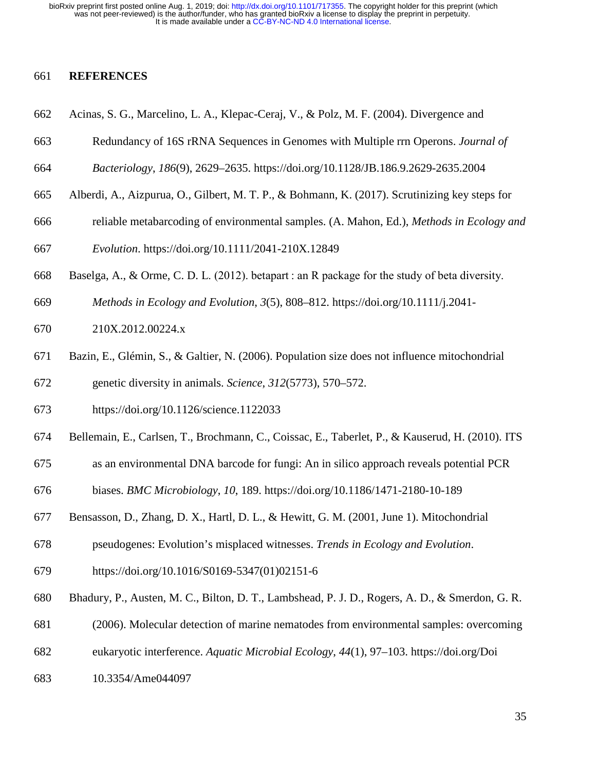# REFERENCES

Acinas, S. G., Marcelino, L. A., Klepac-Ceraj, V., & Polz, M. F. (2004). Divergence and Redundancy of 16S rRNA Sequences in Genomes with Multiple rrn Operons. *Journal of Bacteriology*, *186*(9), 2629–2635. https://doi.org/10.1128/JB.186.9.2629-2635.2004

Alberdi, A., Aizpurua, O., Gilbert, M. T. P., & Bohmann, K. (2017). Scrutinizing key steps for reliable metabarcoding of environmental samples. (A. Mahon, Ed.), *Methods in Ecology and Evolution*. https://doi.org/10.1111/2041-210X.12849

Baselga, A., & Orme, C. D. L. (2012). betapart : an R package for the study of beta diversity. *Methods in Ecology and Evolution*, *3*(5), 808–812. https://doi.org/10.1111/j.2041-210X.2012.00224.x

Bazin, E., Glémin, S., & Galtier, N. (2006). Population size does not influence mitochondrial genetic diversity in animals. *Science*, *312*(5773), 570–572. https://doi.org/10.1126/science.1122033

Bellemain, E., Carlsen, T., Brochmann, C., Coissac, E., Taberlet, P., & Kauserud, H. (2010). ITS as an environmental DNA barcode for fungi: An in silico approach reveals potential PCR biases. *BMC Microbiology*, *10*, 189. https://doi.org/10.1186/1471-2180-10-189

Bensasson, D., Zhang, D. X., Hartl, D. L., & Hewitt, G. M. (2001, June 1). Mitochondrial pseudogenes: Evolution's misplaced witnesses. *Trends in Ecology and Evolution*. https://doi.org/10.1016/S0169-5347(01)02151-6

Bhadury, P., Austen, M. C., Bilton, D. T., Lambshead, P. J. D., Rogers, A. D., & Smerdon, G. R. (2006). Molecular detection of marine nematodes from environmental samples: overcoming eukaryotic interference. *Aquatic Microbial Ecology*, *44*(1), 97–103. https://doi.org/Doi 10.3354/Ame044097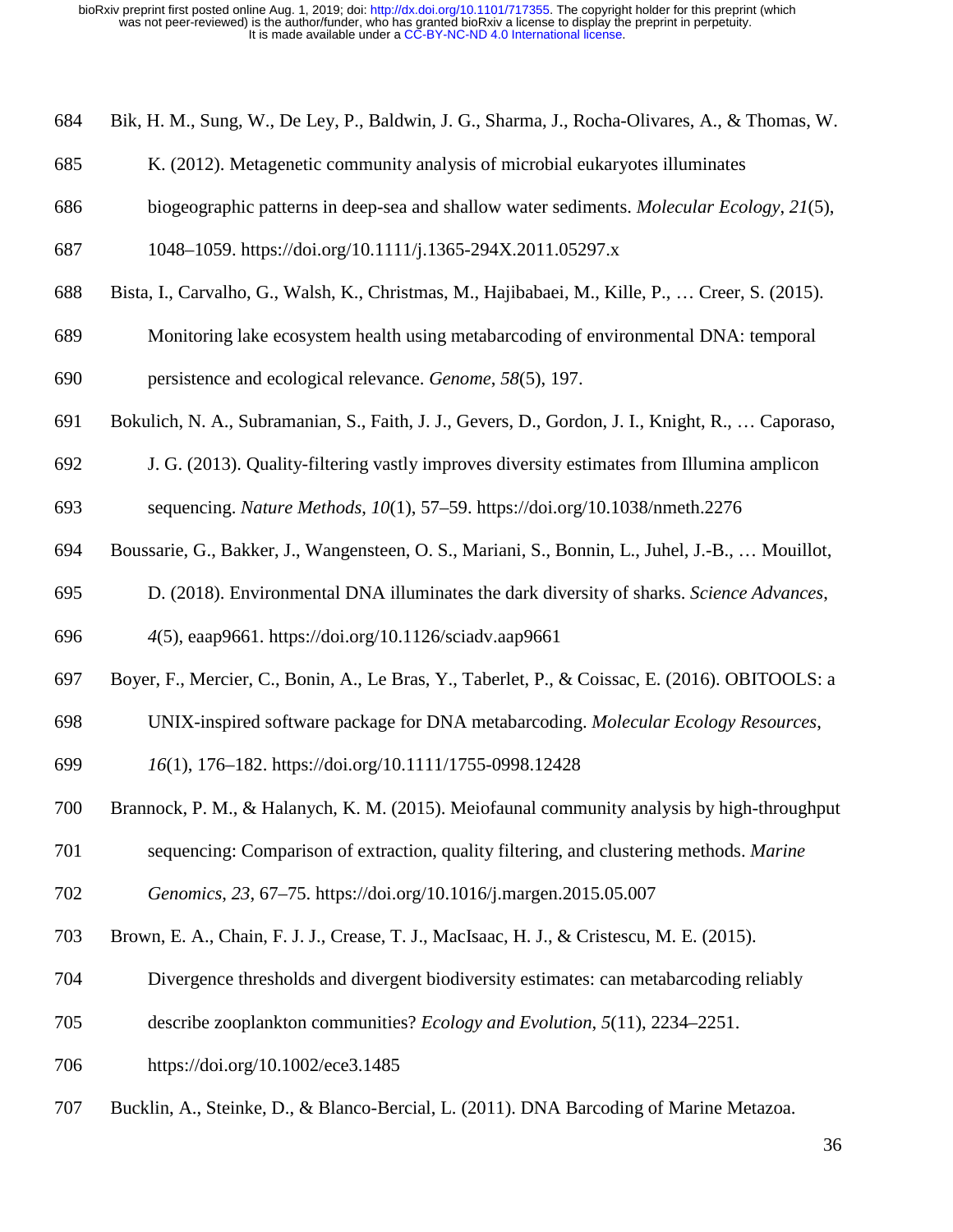Bik, H. M., Sung, W., De Ley, P., Baldwin, J. G., Sharma, J., Rocha-Olivares, A., & Thomas, W. K. (2012). Metagenetic community analysis of microbial eukaryotes illuminates biogeographic patterns in deep-sea and shallow water sediments. *Molecular Ecology*, *21*(5), 1048–1059. https://doi.org/10.1111/j.1365-294X.2011.05297.x

Bista, I., Carvalho, G., Walsh, K., Christmas, M., Hajibabaei, M., Kille, P., … Creer, S. (2015). Monitoring lake ecosystem health using metabarcoding of environmental DNA: temporal persistence and ecological relevance. *Genome*, *58*(5), 197.

Bokulich, N. A., Subramanian, S., Faith, J. J., Gevers, D., Gordon, J. I., Knight, R., … Caporaso, J. G. (2013). Quality-filtering vastly improves diversity estimates from Illumina amplicon sequencing. *Nature Methods*, *10*(1), 57–59. https://doi.org/10.1038/nmeth.2276

Boussarie, G., Bakker, J., Wangensteen, O. S., Mariani, S., Bonnin, L., Juhel, J.-B., … Mouillot, D. (2018). Environmental DNA illuminates the dark diversity of sharks. *Science Advances*, *4*(5), eaap9661. https://doi.org/10.1126/sciadv.aap9661

Boyer, F., Mercier, C., Bonin, A., Le Bras, Y., Taberlet, P., & Coissac, E. (2016). OBITOOLS: a UNIX-inspired software package for DNA metabarcoding. *Molecular Ecology Resources*, *16*(1), 176–182. https://doi.org/10.1111/1755-0998.12428

Brannock, P. M., & Halanych, K. M. (2015). Meiofaunal community analysis by high-throughput sequencing: Comparison of extraction, quality filtering, and clustering methods. *Marine Genomics*, *23*, 67–75. https://doi.org/10.1016/j.margen.2015.05.007

Brown, E. A., Chain, F. J. J., Crease, T. J., MacIsaac, H. J., & Cristescu, M. E. (2015). Divergence thresholds and divergent biodiversity estimates: can metabarcoding reliably describe zooplankton communities? *Ecology and Evolution*, *5*(11), 2234–2251. https://doi.org/10.1002/ece3.1485

Bucklin, A., Steinke, D., & Blanco-Bercial, L. (2011). DNA Barcoding of Marine Metazoa.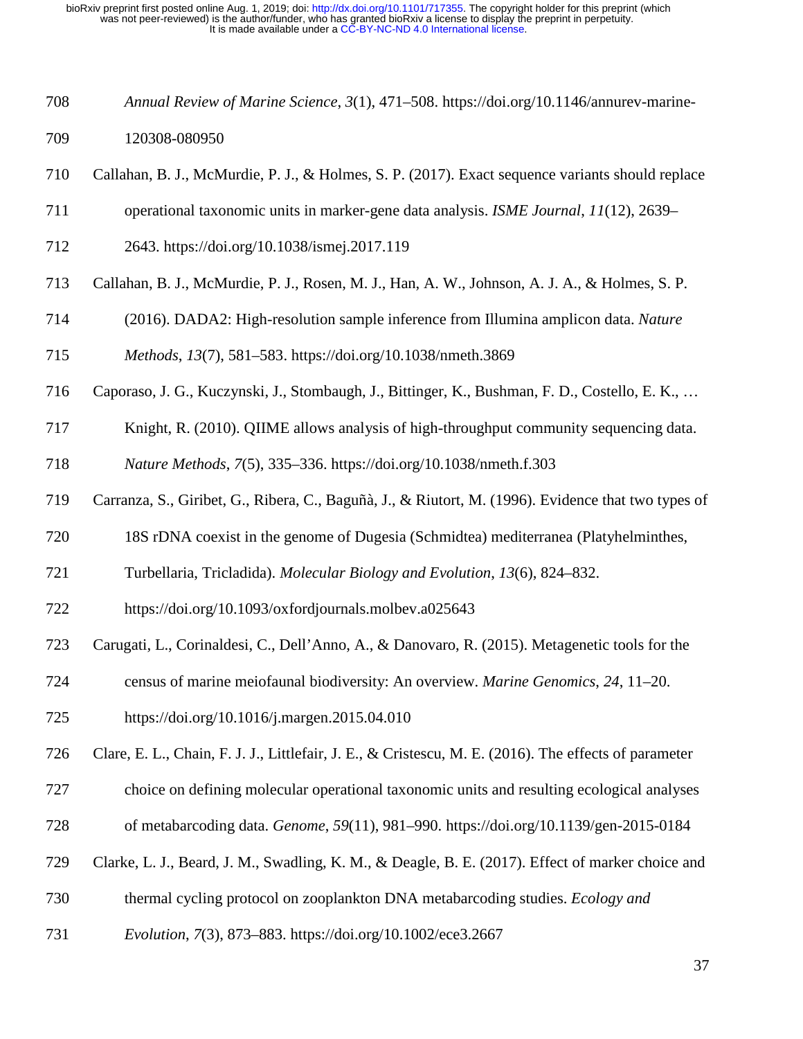*Annual Review of Marine Science*, *3*(1), 471–508. https://doi.org/10.1146/annurev-marine-120308-080950

Callahan, B. J., McMurdie, P. J., & Holmes, S. P. (2017). Exact sequence variants should replace operational taxonomic units in marker-gene data analysis. *ISME Journal*, *11*(12), 2639–2643. https://doi.org/10.1038/ismej.2017.119

Callahan, B. J., McMurdie, P. J., Rosen, M. J., Han, A. W., Johnson, A. J. A., & Holmes, S. P. (2016). DADA2: High-resolution sample inference from Illumina amplicon data. *Nature Methods*, *13*(7), 581–583. https://doi.org/10.1038/nmeth.3869

Caporaso, J. G., Kuczynski, J., Stombaugh, J., Bittinger, K., Bushman, F. D., Costello, E. K., … Knight, R. (2010). QIIME allows analysis of high-throughput community sequencing data. *Nature Methods*, *7*(5), 335–336. https://doi.org/10.1038/nmeth.f.303

Carranza, S., Giribet, G., Ribera, C., Baguñà, J., & Riutort, M. (1996). Evidence that two types of 18S rDNA coexist in the genome of Dugesia (Schmidtea) mediterranea (Platyhelminthes, Turbellaria, Tricladida). *Molecular Biology and Evolution*, *13*(6), 824–832. https://doi.org/10.1093/oxfordjournals.molbev.a025643

Carugati, L., Corinaldesi, C., Dell'Anno, A., & Danovaro, R. (2015). Metagenetic tools for the census of marine meiofaunal biodiversity: An overview. *Marine Genomics*, *24*, 11–20. https://doi.org/10.1016/j.margen.2015.04.010

Clare, E. L., Chain, F. J. J., Littlefair, J. E., & Cristescu, M. E. (2016). The effects of parameter choice on defining molecular operational taxonomic units and resulting ecological analyses of metabarcoding data. *Genome*, *59*(11), 981–990. https://doi.org/10.1139/gen-2015-0184

Clarke, L. J., Beard, J. M., Swadling, K. M., & Deagle, B. E. (2017). Effect of marker choice and thermal cycling protocol on zooplankton DNA metabarcoding studies. *Ecology and Evolution*, *7*(3), 873–883. https://doi.org/10.1002/ece3.2667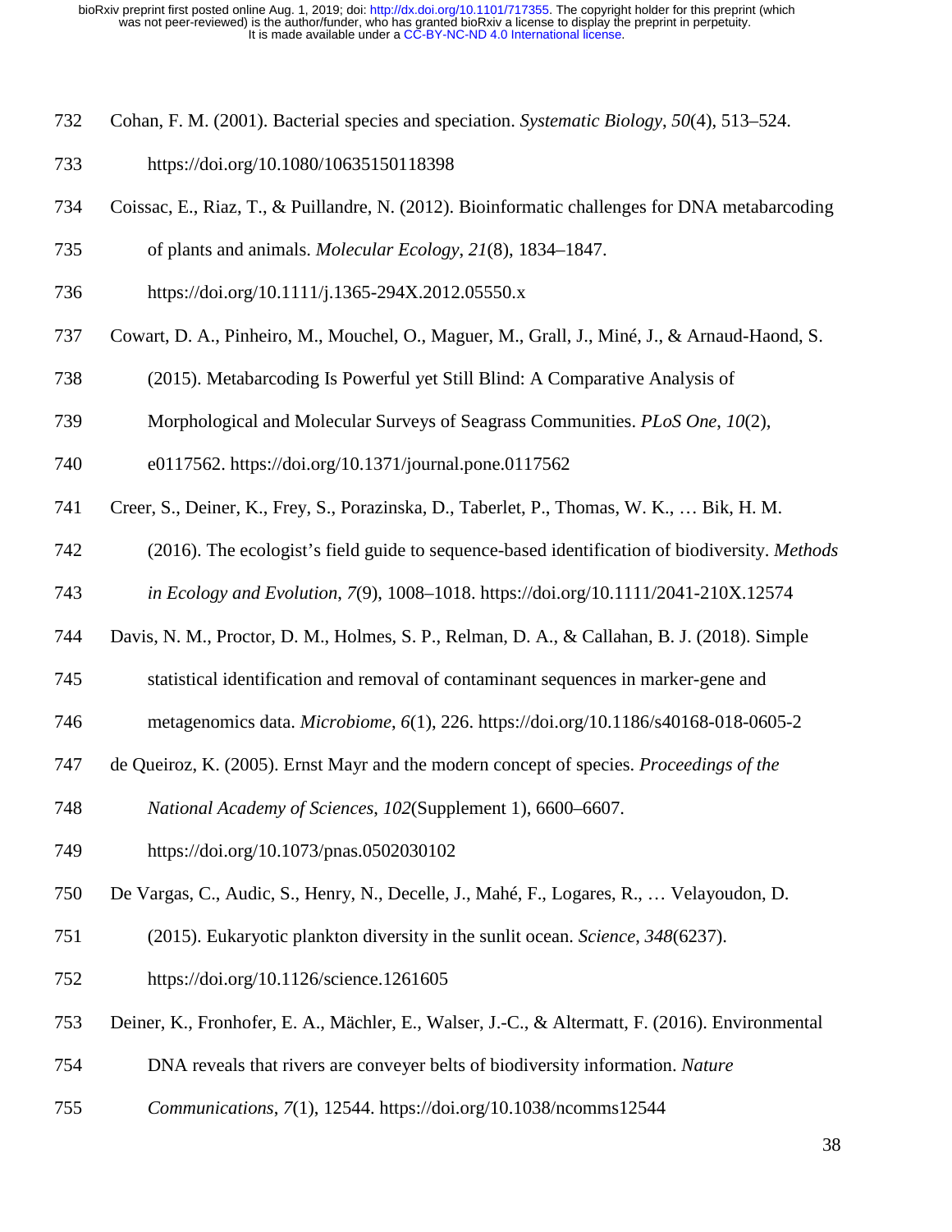Cohan, F. M. (2001). Bacterial species and speciation. *Systematic Biology*, *50*(4), 513–524. https://doi.org/10.1080/10635150118398

Coissac, E., Riaz, T., & Puillandre, N. (2012). Bioinformatic challenges for DNA metabarcoding of plants and animals. *Molecular Ecology*, *21*(8), 1834–1847. https://doi.org/10.1111/j.1365-294X.2012.05550.x

Cowart, D. A., Pinheiro, M., Mouchel, O., Maguer, M., Grall, J., Miné, J., & Arnaud-Haond, S. (2015). Metabarcoding Is Powerful yet Still Blind: A Comparative Analysis of Morphological and Molecular Surveys of Seagrass Communities. *PLoS One*, *10*(2), e0117562. https://doi.org/10.1371/journal.pone.0117562

Creer, S., Deiner, K., Frey, S., Porazinska, D., Taberlet, P., Thomas, W. K., … Bik, H. M. (2016). The ecologist's field guide to sequence-based identification of biodiversity. *Methods in Ecology and Evolution*, *7*(9), 1008–1018. https://doi.org/10.1111/2041-210X.12574

Davis, N. M., Proctor, D. M., Holmes, S. P., Relman, D. A., & Callahan, B. J. (2018). Simple statistical identification and removal of contaminant sequences in marker-gene and metagenomics data. *Microbiome*, *6*(1), 226. https://doi.org/10.1186/s40168-018-0605-2

de Queiroz, K. (2005). Ernst Mayr and the modern concept of species. *Proceedings of the National Academy of Sciences*, *102*(Supplement 1), 6600–6607. https://doi.org/10.1073/pnas.0502030102

De Vargas, C., Audic, S., Henry, N., Decelle, J., Mahé, F., Logares, R., … Velayoudon, D. (2015). Eukaryotic plankton diversity in the sunlit ocean. *Science*, *348*(6237). https://doi.org/10.1126/science.1261605

Deiner, K., Fronhofer, E. A., Mächler, E., Walser, J.-C., & Altermatt, F. (2016). Environmental DNA reveals that rivers are conveyer belts of biodiversity information. *Nature Communications*, *7*(1), 12544. https://doi.org/10.1038/ncomms12544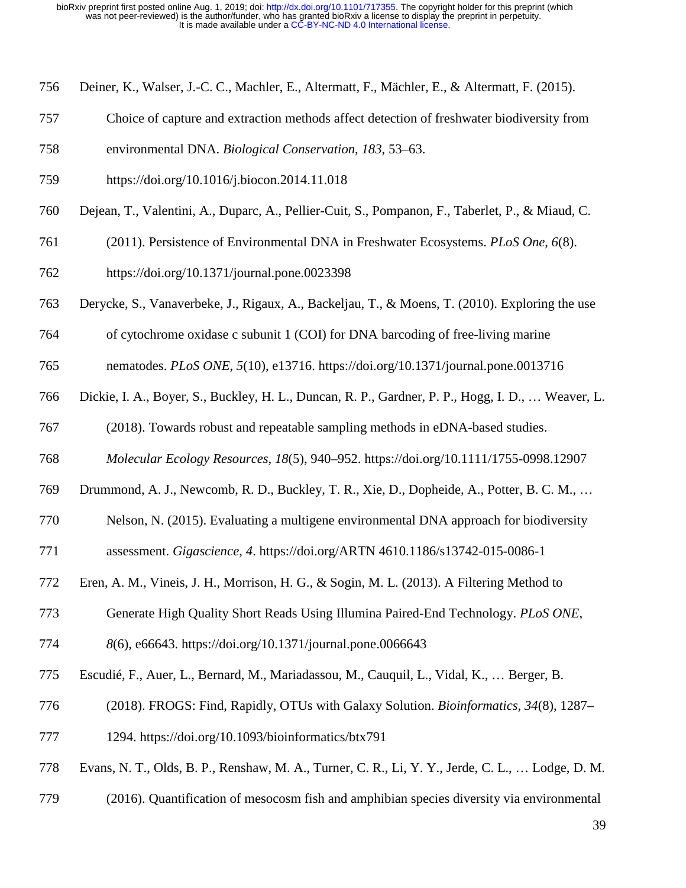Deiner, K., Walser, J.-C. C., Machler, E., Altermatt, F., Mächler, E., & Altermatt, F. (2015). Choice of capture and extraction methods affect detection of freshwater biodiversity from environmental DNA. *Biological Conservation*, *183*, 53–63. https://doi.org/10.1016/j.biocon.2014.11.018

Dejean, T., Valentini, A., Duparc, A., Pellier-Cuit, S., Pompanon, F., Taberlet, P., & Miaud, C. (2011). Persistence of Environmental DNA in Freshwater Ecosystems. *PLoS One*, *6*(8). https://doi.org/10.1371/journal.pone.0023398

Derycke, S., Vanaverbeke, J., Rigaux, A., Backeljau, T., & Moens, T. (2010). Exploring the use of cytochrome oxidase c subunit 1 (COI) for DNA barcoding of free-living marine nematodes. *PLoS ONE*, *5*(10), e13716. https://doi.org/10.1371/journal.pone.0013716

Dickie, I. A., Boyer, S., Buckley, H. L., Duncan, R. P., Gardner, P. P., Hogg, I. D., … Weaver, L. (2018). Towards robust and repeatable sampling methods in eDNA-based studies. *Molecular Ecology Resources*, *18*(5), 940–952. https://doi.org/10.1111/1755-0998.12907

Drummond, A. J., Newcomb, R. D., Buckley, T. R., Xie, D., Dopheide, A., Potter, B. C. M., … Nelson, N. (2015). Evaluating a multigene environmental DNA approach for biodiversity assessment. *Gigascience*, *4*. https://doi.org/ARTN 4610.1186/s13742-015-0086-1

Eren, A. M., Vineis, J. H., Morrison, H. G., & Sogin, M. L. (2013). A Filtering Method to Generate High Quality Short Reads Using Illumina Paired-End Technology. *PLoS ONE*, *8*(6), e66643. https://doi.org/10.1371/journal.pone.0066643

Escudié, F., Auer, L., Bernard, M., Mariadassou, M., Cauquil, L., Vidal, K., … Berger, B. (2018). FROGS: Find, Rapidly, OTUs with Galaxy Solution. *Bioinformatics*, *34*(8), 1287–1294. https://doi.org/10.1093/bioinformatics/btx791

Evans, N. T., Olds, B. P., Renshaw, M. A., Turner, C. R., Li, Y. Y., Jerde, C. L., … Lodge, D. M. (2016). Quantification of mesocosm fish and amphibian species diversity via environmental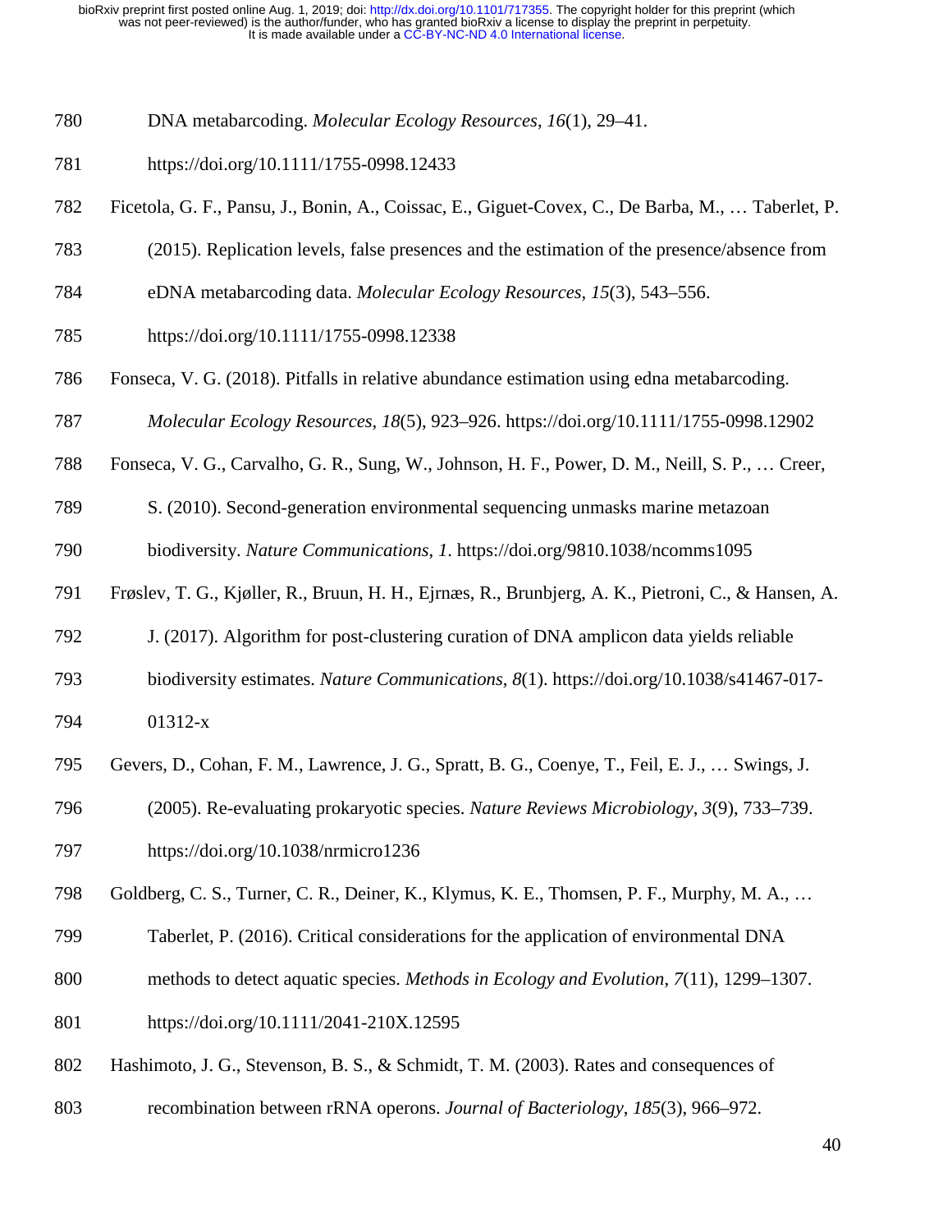DNA metabarcoding. *Molecular Ecology Resources*, *16*(1), 29–41. https://doi.org/10.1111/1755-0998.12433

Ficetola, G. F., Pansu, J., Bonin, A., Coissac, E., Giguet-Covex, C., De Barba, M., … Taberlet, P. (2015). Replication levels, false presences and the estimation of the presence/absence from eDNA metabarcoding data. *Molecular Ecology Resources*, *15*(3), 543–556. https://doi.org/10.1111/1755-0998.12338

Fonseca, V. G. (2018). Pitfalls in relative abundance estimation using edna metabarcoding. *Molecular Ecology Resources*, *18*(5), 923–926. https://doi.org/10.1111/1755-0998.12902

Fonseca, V. G., Carvalho, G. R., Sung, W., Johnson, H. F., Power, D. M., Neill, S. P., … Creer, S. (2010). Second-generation environmental sequencing unmasks marine metazoan biodiversity. *Nature Communications*, *1*. https://doi.org/9810.1038/ncomms1095

Frøslev, T. G., Kjøller, R., Bruun, H. H., Ejrnæs, R., Brunbjerg, A. K., Pietroni, C., & Hansen, A. J. (2017). Algorithm for post-clustering curation of DNA amplicon data yields reliable biodiversity estimates. *Nature Communications*, *8*(1). https://doi.org/10.1038/s41467-017-01312-x

Gevers, D., Cohan, F. M., Lawrence, J. G., Spratt, B. G., Coenye, T., Feil, E. J., … Swings, J. (2005). Re-evaluating prokaryotic species. *Nature Reviews Microbiology*, *3*(9), 733–739. https://doi.org/10.1038/nrmicro1236

Goldberg, C. S., Turner, C. R., Deiner, K., Klymus, K. E., Thomsen, P. F., Murphy, M. A., … Taberlet, P. (2016). Critical considerations for the application of environmental DNA methods to detect aquatic species. *Methods in Ecology and Evolution*, *7*(11), 1299–1307. https://doi.org/10.1111/2041-210X.12595

Hashimoto, J. G., Stevenson, B. S., & Schmidt, T. M. (2003). Rates and consequences of recombination between rRNA operons. *Journal of Bacteriology*, *185*(3), 966–972.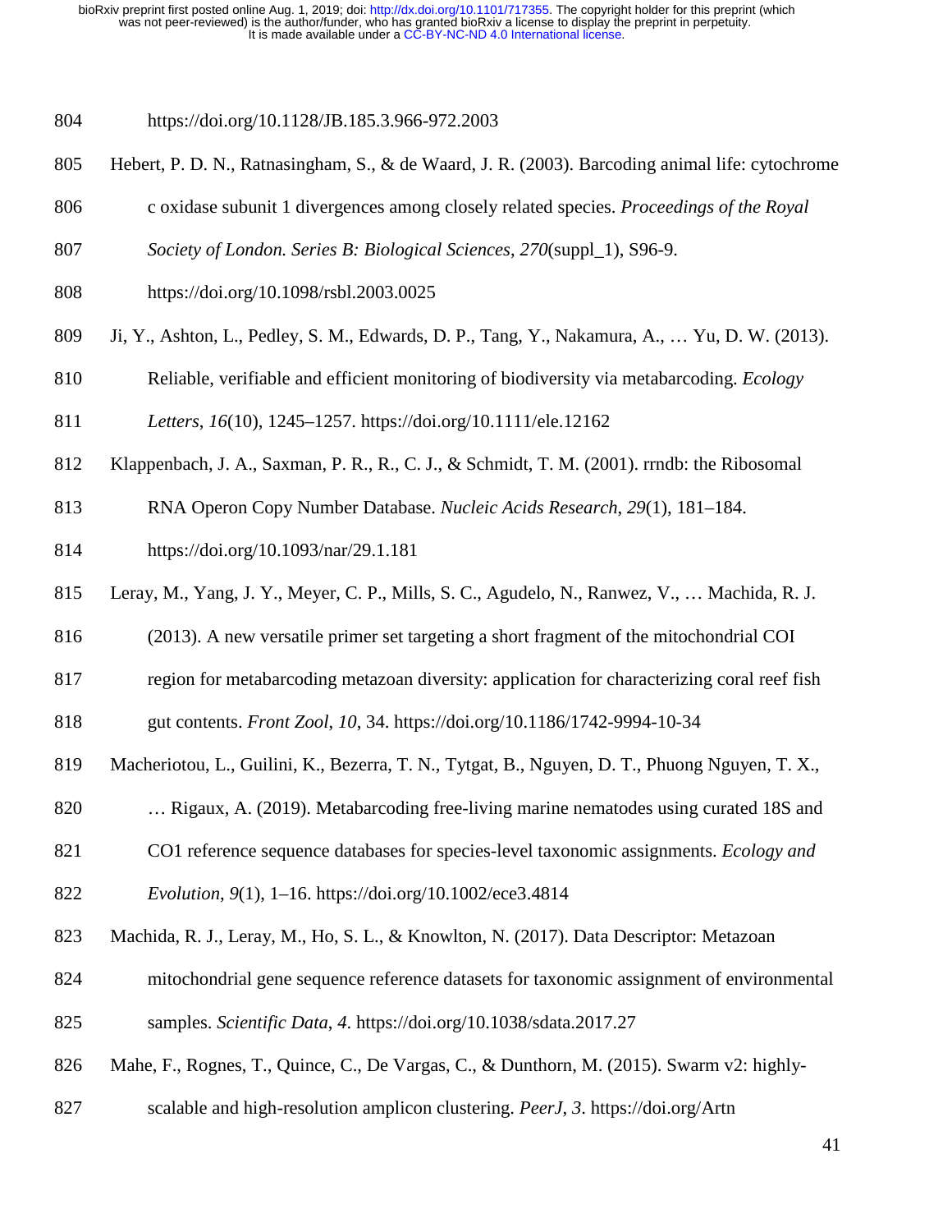https://doi.org/10.1128/JB.185.3.966-972.2003

Hebert, P. D. N., Ratnasingham, S., & de Waard, J. R. (2003). Barcoding animal life: cytochrome c oxidase subunit 1 divergences among closely related species. *Proceedings of the Royal Society of London. Series B: Biological Sciences*, *270*(suppl_1), S96-9. https://doi.org/10.1098/rsbl.2003.0025

Ji, Y., Ashton, L., Pedley, S. M., Edwards, D. P., Tang, Y., Nakamura, A., … Yu, D. W. (2013). Reliable, verifiable and efficient monitoring of biodiversity via metabarcoding. *Ecology Letters*, *16*(10), 1245–1257. https://doi.org/10.1111/ele.12162

Klappenbach, J. A., Saxman, P. R., R., C. J., & Schmidt, T. M. (2001). rrndb: the Ribosomal RNA Operon Copy Number Database. *Nucleic Acids Research*, *29*(1), 181–184. https://doi.org/10.1093/nar/29.1.181

Leray, M., Yang, J. Y., Meyer, C. P., Mills, S. C., Agudelo, N., Ranwez, V., … Machida, R. J. (2013). A new versatile primer set targeting a short fragment of the mitochondrial COI region for metabarcoding metazoan diversity: application for characterizing coral reef fish gut contents. *Front Zool*, *10*, 34. https://doi.org/10.1186/1742-9994-10-34

Macheriotou, L., Guilini, K., Bezerra, T. N., Tytgat, B., Nguyen, D. T., Phuong Nguyen, T. X., … Rigaux, A. (2019). Metabarcoding free-living marine nematodes using curated 18S and CO1 reference sequence databases for species-level taxonomic assignments. *Ecology and Evolution*, *9*(1), 1–16. https://doi.org/10.1002/ece3.4814

Machida, R. J., Leray, M., Ho, S. L., & Knowlton, N. (2017). Data Descriptor: Metazoan mitochondrial gene sequence reference datasets for taxonomic assignment of environmental samples. *Scientific Data*, *4*. https://doi.org/10.1038/sdata.2017.27

Mahe, F., Rognes, T., Quince, C., De Vargas, C., & Dunthorn, M. (2015). Swarm v2: highly-scalable and high-resolution amplicon clustering. *PeerJ*, *3*. https://doi.org/Artn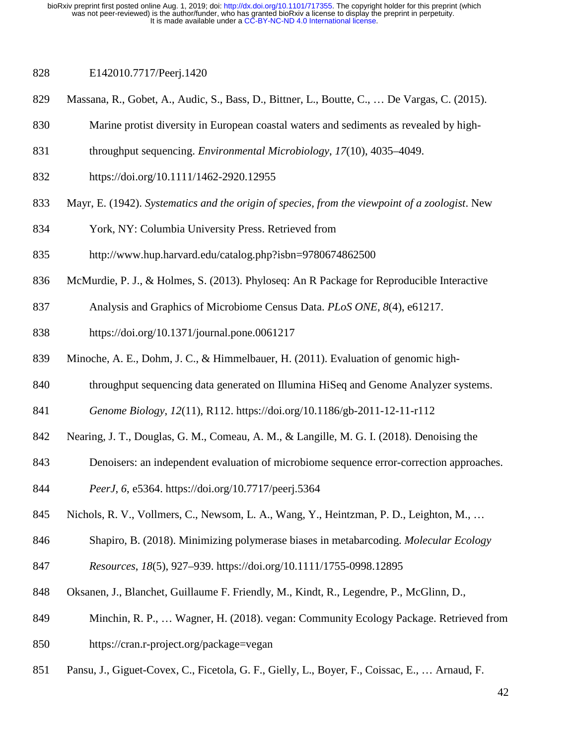E142010.7717/Peerj.1420

Massana, R., Gobet, A., Audic, S., Bass, D., Bittner, L., Boutte, C., … De Vargas, C. (2015). Marine protist diversity in European coastal waters and sediments as revealed by high-throughput sequencing. *Environmental Microbiology*, *17*(10), 4035–4049. https://doi.org/10.1111/1462-2920.12955

Mayr, E. (1942). *Systematics and the origin of species, from the viewpoint of a zoologist*. New York, NY: Columbia University Press. Retrieved from http://www.hup.harvard.edu/catalog.php?isbn=9780674862500

McMurdie, P. J., & Holmes, S. (2013). Phyloseq: An R Package for Reproducible Interactive Analysis and Graphics of Microbiome Census Data. *PLoS ONE*, *8*(4), e61217. https://doi.org/10.1371/journal.pone.0061217

Minoche, A. E., Dohm, J. C., & Himmelbauer, H. (2011). Evaluation of genomic high-throughput sequencing data generated on Illumina HiSeq and Genome Analyzer systems. *Genome Biology*, *12*(11), R112. https://doi.org/10.1186/gb-2011-12-11-r112

Nearing, J. T., Douglas, G. M., Comeau, A. M., & Langille, M. G. I. (2018). Denoising the Denoisers: an independent evaluation of microbiome sequence error-correction approaches. *PeerJ*, *6*, e5364. https://doi.org/10.7717/peerj.5364

Nichols, R. V., Vollmers, C., Newsom, L. A., Wang, Y., Heintzman, P. D., Leighton, M., … Shapiro, B. (2018). Minimizing polymerase biases in metabarcoding. *Molecular Ecology Resources*, *18*(5), 927–939. https://doi.org/10.1111/1755-0998.12895

Oksanen, J., Blanchet, Guillaume F. Friendly, M., Kindt, R., Legendre, P., McGlinn, D., Minchin, R. P., … Wagner, H. (2018). vegan: Community Ecology Package. Retrieved from https://cran.r-project.org/package=vegan

Pansu, J., Giguet-Covex, C., Ficetola, G. F., Gielly, L., Boyer, F., Coissac, E., … Arnaud, F.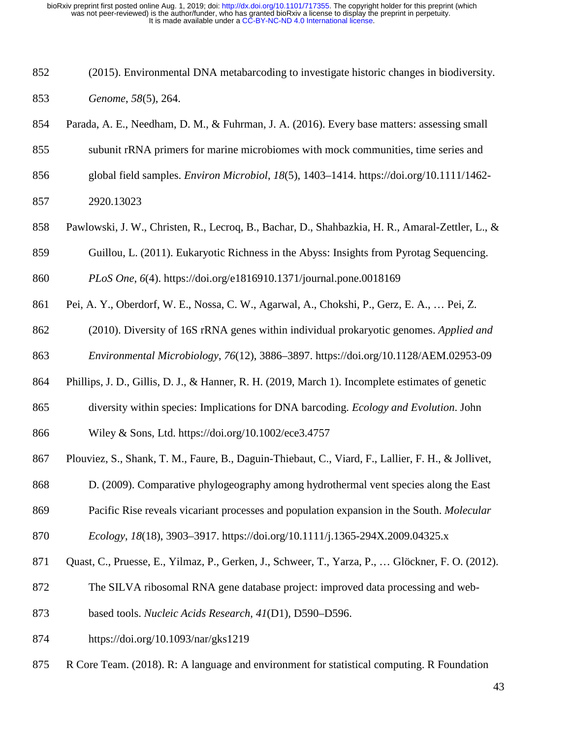(2015). Environmental DNA metabarcoding to investigate historic changes in biodiversity. *Genome*, *58*(5), 264.

Parada, A. E., Needham, D. M., & Fuhrman, J. A. (2016). Every base matters: assessing small subunit rRNA primers for marine microbiomes with mock communities, time series and global field samples. *Environ Microbiol*, *18*(5), 1403–1414. https://doi.org/10.1111/1462-2920.13023

Pawlowski, J. W., Christen, R., Lecroq, B., Bachar, D., Shahbazkia, H. R., Amaral-Zettler, L., & Guillou, L. (2011). Eukaryotic Richness in the Abyss: Insights from Pyrotag Sequencing. *PLoS One*, *6*(4). https://doi.org/e1816910.1371/journal.pone.0018169

Pei, A. Y., Oberdorf, W. E., Nossa, C. W., Agarwal, A., Chokshi, P., Gerz, E. A., … Pei, Z. (2010). Diversity of 16S rRNA genes within individual prokaryotic genomes. *Applied and Environmental Microbiology*, *76*(12), 3886–3897. https://doi.org/10.1128/AEM.02953-09

Phillips, J. D., Gillis, D. J., & Hanner, R. H. (2019, March 1). Incomplete estimates of genetic diversity within species: Implications for DNA barcoding. *Ecology and Evolution*. John Wiley & Sons, Ltd. https://doi.org/10.1002/ece3.4757

Plouviez, S., Shank, T. M., Faure, B., Daguin-Thiebaut, C., Viard, F., Lallier, F. H., & Jollivet, D. (2009). Comparative phylogeography among hydrothermal vent species along the East Pacific Rise reveals vicariant processes and population expansion in the South. *Molecular Ecology*, *18*(18), 3903–3917. https://doi.org/10.1111/j.1365-294X.2009.04325.x

Quast, C., Pruesse, E., Yilmaz, P., Gerken, J., Schweer, T., Yarza, P., … Glöckner, F. O. (2012). The SILVA ribosomal RNA gene database project: improved data processing and web-based tools. *Nucleic Acids Research*, *41*(D1), D590–D596. https://doi.org/10.1093/nar/gks1219

R Core Team. (2018). R: A language and environment for statistical computing. R Foundation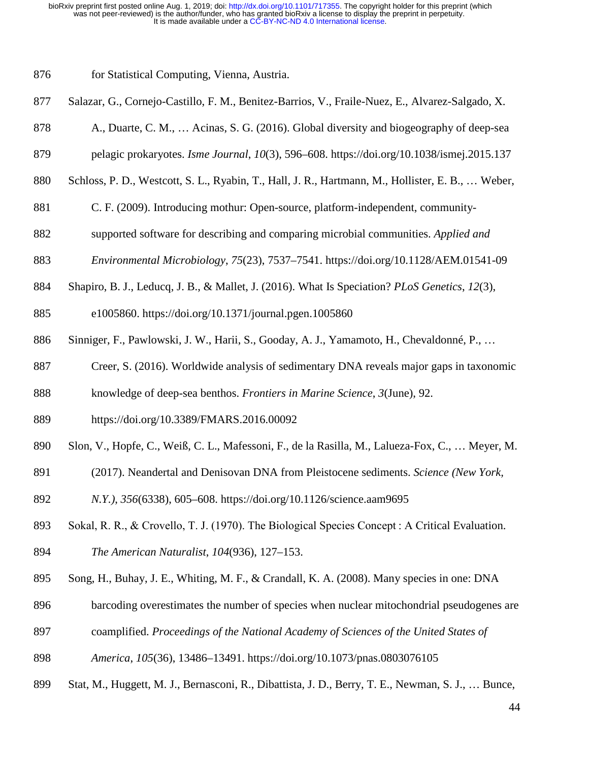for Statistical Computing, Vienna, Austria.

Salazar, G., Cornejo-Castillo, F. M., Benitez-Barrios, V., Fraile-Nuez, E., Alvarez-Salgado, X. A., Duarte, C. M., … Acinas, S. G. (2016). Global diversity and biogeography of deep-sea pelagic prokaryotes. *Isme Journal*, *10*(3), 596–608. https://doi.org/10.1038/ismej.2015.137

Schloss, P. D., Westcott, S. L., Ryabin, T., Hall, J. R., Hartmann, M., Hollister, E. B., … Weber, C. F. (2009). Introducing mothur: Open-source, platform-independent, community-supported software for describing and comparing microbial communities. *Applied and Environmental Microbiology*, *75*(23), 7537–7541. https://doi.org/10.1128/AEM.01541-09

Shapiro, B. J., Leducq, J. B., & Mallet, J. (2016). What Is Speciation? *PLoS Genetics*, *12*(3), e1005860. https://doi.org/10.1371/journal.pgen.1005860

Sinniger, F., Pawlowski, J. W., Harii, S., Gooday, A. J., Yamamoto, H., Chevaldonné, P., … Creer, S. (2016). Worldwide analysis of sedimentary DNA reveals major gaps in taxonomic knowledge of deep-sea benthos. *Frontiers in Marine Science*, *3*(June), 92. https://doi.org/10.3389/FMARS.2016.00092

Slon, V., Hopfe, C., Weiß, C. L., Mafessoni, F., de la Rasilla, M., Lalueza-Fox, C., … Meyer, M. (2017). Neandertal and Denisovan DNA from Pleistocene sediments. *Science (New York, N.Y.)*, *356*(6338), 605–608. https://doi.org/10.1126/science.aam9695

Sokal, R. R., & Crovello, T. J. (1970). The Biological Species Concept : A Critical Evaluation. *The American Naturalist*, *104*(936), 127–153.

Song, H., Buhay, J. E., Whiting, M. F., & Crandall, K. A. (2008). Many species in one: DNA barcoding overestimates the number of species when nuclear mitochondrial pseudogenes are coamplified. *Proceedings of the National Academy of Sciences of the United States of America*, *105*(36), 13486–13491. https://doi.org/10.1073/pnas.0803076105

Stat, M., Huggett, M. J., Bernasconi, R., Dibattista, J. D., Berry, T. E., Newman, S. J., … Bunce,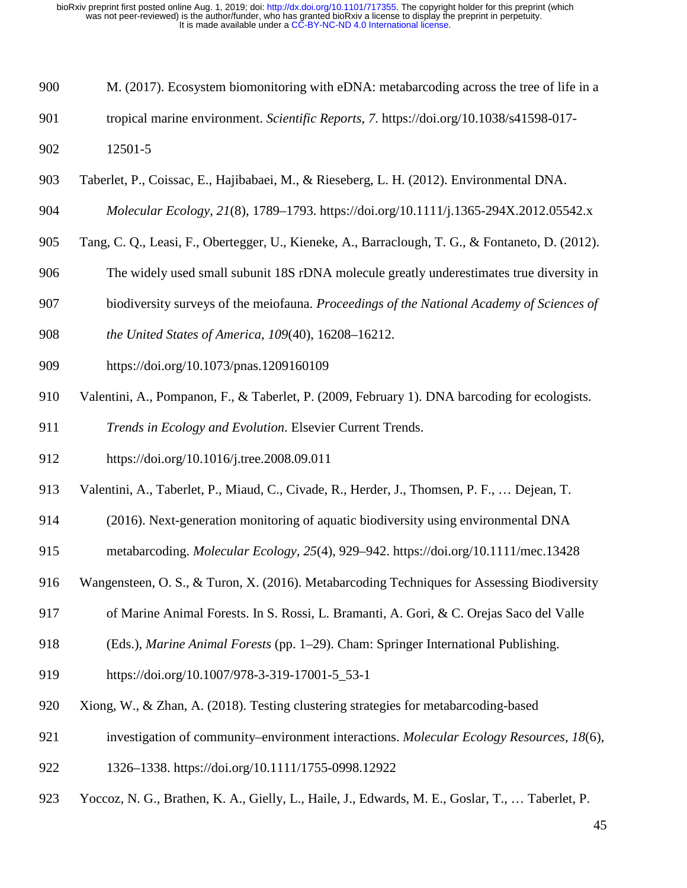M. (2017). Ecosystem biomonitoring with eDNA: metabarcoding across the tree of life in a tropical marine environment. *Scientific Reports*, *7*. https://doi.org/10.1038/s41598-017-12501-5

Taberlet, P., Coissac, E., Hajibabaei, M., & Rieseberg, L. H. (2012). Environmental DNA. *Molecular Ecology*, *21*(8), 1789–1793. https://doi.org/10.1111/j.1365-294X.2012.05542.x

Tang, C. Q., Leasi, F., Obertegger, U., Kieneke, A., Barraclough, T. G., & Fontaneto, D. (2012). The widely used small subunit 18S rDNA molecule greatly underestimates true diversity in biodiversity surveys of the meiofauna. *Proceedings of the National Academy of Sciences of the United States of America*, *109*(40), 16208–16212. https://doi.org/10.1073/pnas.1209160109

Valentini, A., Pompanon, F., & Taberlet, P. (2009, February 1). DNA barcoding for ecologists. *Trends in Ecology and Evolution*. Elsevier Current Trends. https://doi.org/10.1016/j.tree.2008.09.011

Valentini, A., Taberlet, P., Miaud, C., Civade, R., Herder, J., Thomsen, P. F., … Dejean, T. (2016). Next-generation monitoring of aquatic biodiversity using environmental DNA metabarcoding. *Molecular Ecology*, *25*(4), 929–942. https://doi.org/10.1111/mec.13428

Wangensteen, O. S., & Turon, X. (2016). Metabarcoding Techniques for Assessing Biodiversity of Marine Animal Forests. In S. Rossi, L. Bramanti, A. Gori, & C. Orejas Saco del Valle (Eds.), *Marine Animal Forests* (pp. 1–29). Cham: Springer International Publishing. https://doi.org/10.1007/978-3-319-17001-5_53-1

Xiong, W., & Zhan, A. (2018). Testing clustering strategies for metabarcoding-based investigation of community–environment interactions. *Molecular Ecology Resources*, *18*(6), 1326–1338. https://doi.org/10.1111/1755-0998.12922

Yoccoz, N. G., Brathen, K. A., Gielly, L., Haile, J., Edwards, M. E., Goslar, T., … Taberlet, P.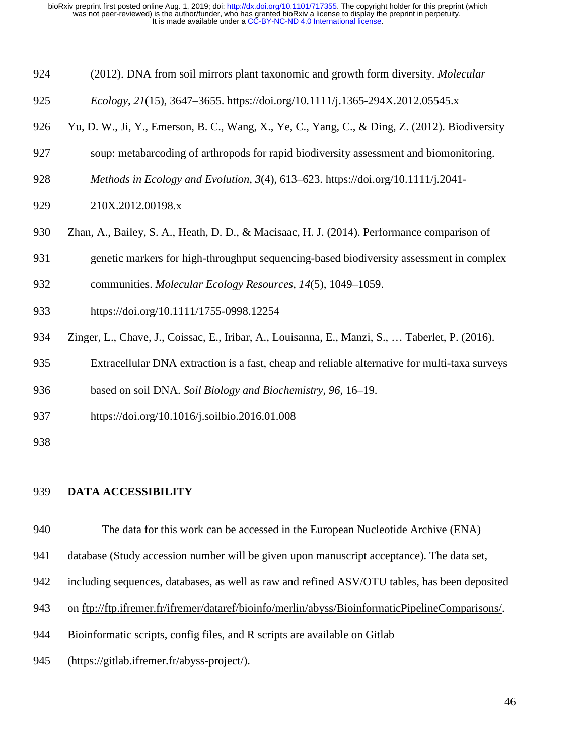(2012). DNA from soil mirrors plant taxonomic and growth form diversity. *Molecular Ecology*, *21*(15), 3647–3655. https://doi.org/10.1111/j.1365-294X.2012.05545.x

Yu, D. W., Ji, Y., Emerson, B. C., Wang, X., Ye, C., Yang, C., & Ding, Z. (2012). Biodiversity soup: metabarcoding of arthropods for rapid biodiversity assessment and biomonitoring. *Methods in Ecology and Evolution*, *3*(4), 613–623. https://doi.org/10.1111/j.2041-210X.2012.00198.x

Zhan, A., Bailey, S. A., Heath, D. D., & Macisaac, H. J. (2014). Performance comparison of genetic markers for high-throughput sequencing-based biodiversity assessment in complex communities. *Molecular Ecology Resources*, *14*(5), 1049–1059. https://doi.org/10.1111/1755-0998.12254

Zinger, L., Chave, J., Coissac, E., Iribar, A., Louisanna, E., Manzi, S., … Taberlet, P. (2016). Extracellular DNA extraction is a fast, cheap and reliable alternative for multi-taxa surveys based on soil DNA. *Soil Biology and Biochemistry*, *96*, 16–19. https://doi.org/10.1016/j.soilbio.2016.01.008

## DATA ACCESSIBILITY

The data for this work can be accessed in the European Nucleotide Archive (ENA) database (Study accession number will be given upon manuscript acceptance). The data set, including sequences, databases, as well as raw and refined ASV/OTU tables, has been deposited on ftp://ftp.ifremer.fr/ifremer/dataref/bioinfo/merlin/abyss/BioinformaticPipelineComparisons/. Bioinformatic scripts, config files, and R scripts are available on Gitlab (https://gitlab.ifremer.fr/abyss-project/).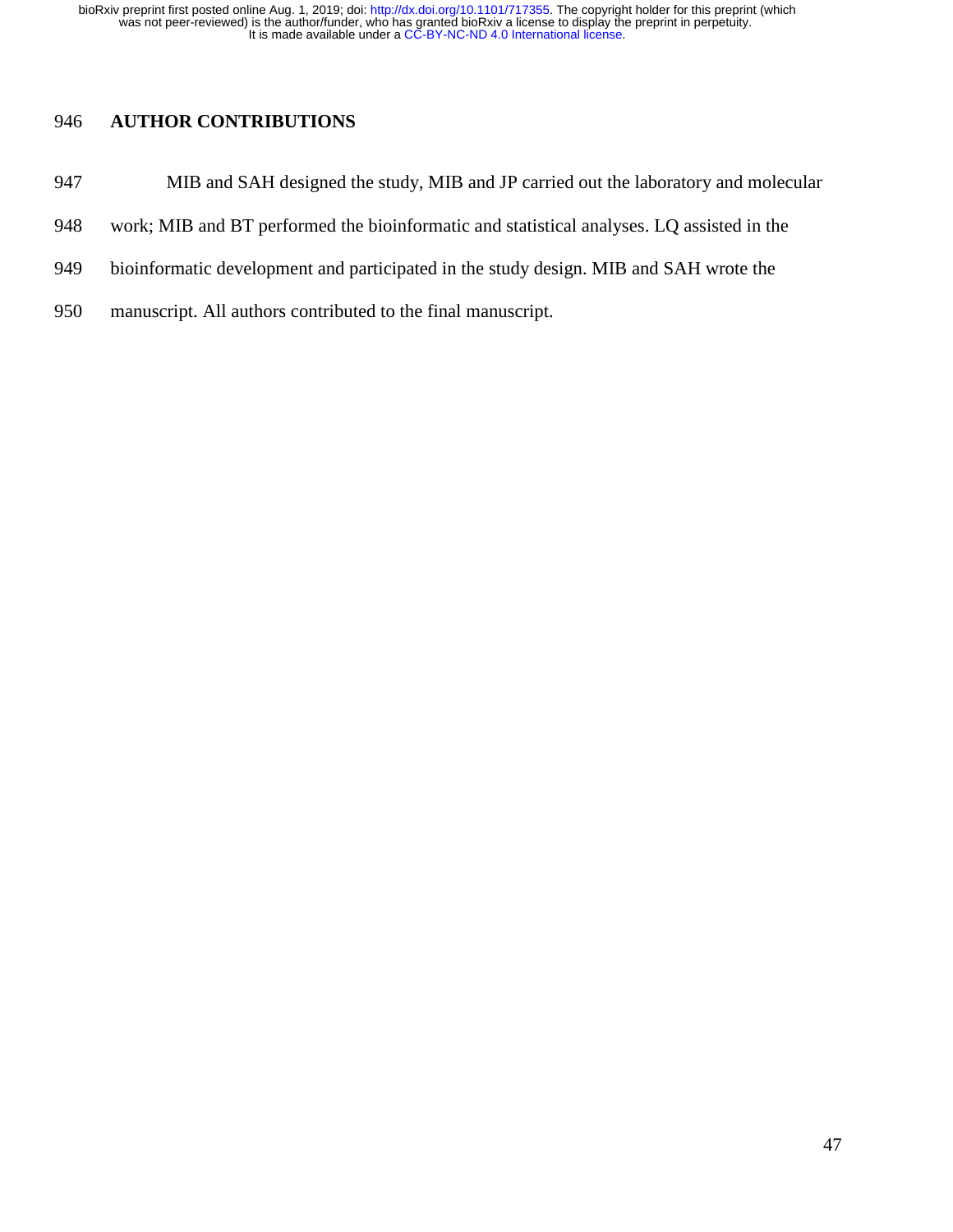## AUTHOR CONTRIBUTIONS

MIB and SAH designed the study, MIB and JP carried out the laboratory and molecular work; MIB and BT performed the bioinformatic and statistical analyses. LQ assisted in the bioinformatic development and participated in the study design. MIB and SAH wrote the manuscript. All authors contributed to the final manuscript.